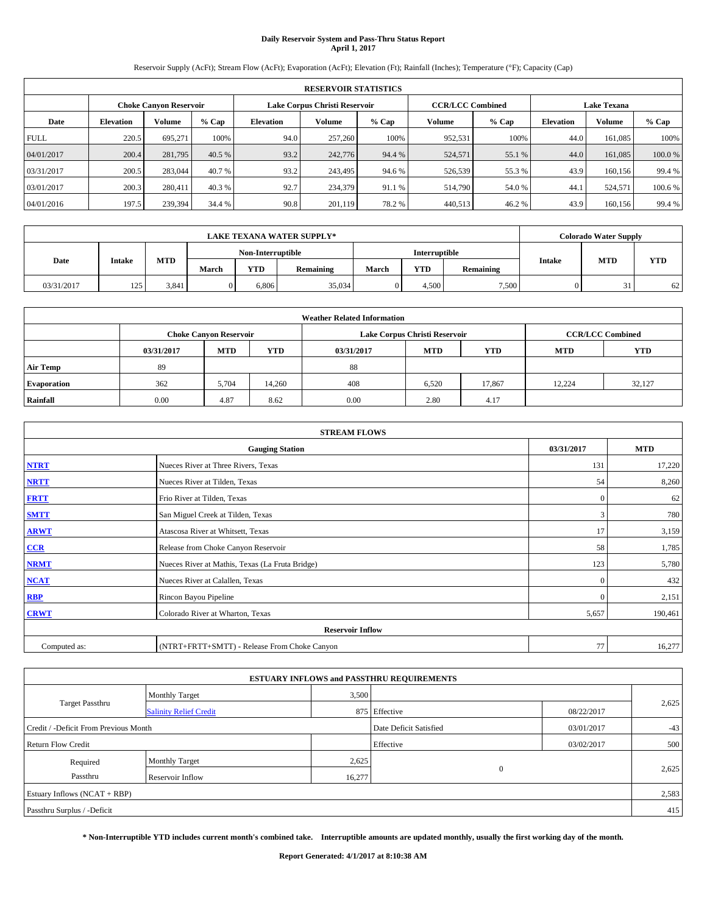# Daily Reservoir System and Pass-Thru Status Report
## April 1, 2017

Reservoir Supply (AcFt); Stream Flow (AcFt); Evaporation (AcFt); Elevation (Ft); Rainfall (Inches); Temperature (°F); Capacity (Cap)

| RESERVOIR STATISTICS | | | | | | | | | | | |
|---|---|---|---|---|---|---|---|---|---|---|---|
| | Choke Canyon Reservoir | | | Lake Corpus Christi Reservoir | | | CCR/LCC Combined | | Lake Texana | | |
| Date | Elevation | Volume | % Cap | Elevation | Volume | % Cap | Volume | % Cap | Elevation | Volume | % Cap |
| FULL | 220.5 | 695,271 | 100% | 94.0 | 257,260 | 100% | 952,531 | 100% | 44.0 | 161,085 | 100% |
| 04/01/2017 | 200.4 | 281,795 | 40.5 % | 93.2 | 242,776 | 94.4 % | 524,571 | 55.1 % | 44.0 | 161,085 | 100.0 % |
| 03/31/2017 | 200.5 | 283,044 | 40.7 % | 93.2 | 243,495 | 94.6 % | 526,539 | 55.3 % | 43.9 | 160,156 | 99.4 % |
| 03/01/2017 | 200.3 | 280,411 | 40.3 % | 92.7 | 234,379 | 91.1 % | 514,790 | 54.0 % | 44.1 | 524,571 | 100.6 % |
| 04/01/2016 | 197.5 | 239,394 | 34.4 % | 90.8 | 201,119 | 78.2 % | 440,513 | 46.2 % | 43.9 | 160,156 | 99.4 % |

| LAKE TEXANA WATER SUPPLY* | | | | | | | | | Colorado Water Supply | | |
|---|---|---|---|---|---|---|---|---|---|---|---|
| Date | Intake | MTD | Non-Interruptible | | | Interruptible | | | Intake | MTD | YTD |
| | | | March | YTD | Remaining | March | YTD | Remaining | | | |
| 03/31/2017 | 125 | 3,841 | 0 | 6,806 | 35,034 | 0 | 4,500 | 7,500 | 0 | 31 | 62 |

| Weather Related Information | | | | | | | | |
|---|---|---|---|---|---|---|---|---|
| | Choke Canyon Reservoir | | | Lake Corpus Christi Reservoir | | | CCR/LCC Combined | |
| | 03/31/2017 | MTD | YTD | 03/31/2017 | MTD | YTD | MTD | YTD |
| Air Temp | 89 | | | 88 | | | | |
| Evaporation | 362 | 5,704 | 14,260 | 408 | 6,520 | 17,867 | 12,224 | 32,127 |
| Rainfall | 0.00 | 4.87 | 8.62 | 0.00 | 2.80 | 4.17 | | |

| STREAM FLOWS | | | |
|---|---|---|---|
| | Gauging Station | 03/31/2017 | MTD |
| NTRT | Nueces River at Three Rivers, Texas | 131 | 17,220 |
| NRTT | Nueces River at Tilden, Texas | 54 | 8,260 |
| FRTT | Frio River at Tilden, Texas | 0 | 62 |
| SMTT | San Miguel Creek at Tilden, Texas | 3 | 780 |
| ARWT | Atascosa River at Whitsett, Texas | 17 | 3,159 |
| CCR | Release from Choke Canyon Reservoir | 58 | 1,785 |
| NRMT | Nueces River at Mathis, Texas (La Fruta Bridge) | 123 | 5,780 |
| NCAT | Nueces River at Calallen, Texas | 0 | 432 |
| RBP | Rincon Bayou Pipeline | 0 | 2,151 |
| CRWT | Colorado River at Wharton, Texas | 5,657 | 190,461 |
| Reservoir Inflow | | | |
| Computed as: | (NTRT+FRTT+SMTT) - Release From Choke Canyon | 77 | 16,277 |

| ESTUARY INFLOWS and PASSTHRU REQUIREMENTS | | | | | |
|---|---|---|---|---|---|
| Target Passthru | Monthly Target | 3,500 | | | 2,625 |
| | Salinity Relief Credit | 875 | Effective | 08/22/2017 | |
| Credit / -Deficit From Previous Month | | | Date Deficit Satisfied | 03/01/2017 | -43 |
| Return Flow Credit | | | Effective | 03/02/2017 | 500 |
| Required Passthru | Monthly Target | 2,625 | 0 | | 2,625 |
| | Reservoir Inflow | 16,277 | | | |
| Estuary Inflows (NCAT + RBP) | | | | | 2,583 |
| Passthru Surplus / -Deficit | | | | | 415 |

**\* Non-Interruptible YTD includes current month's combined take. Interruptible amounts are updated monthly, usually the first working day of the month.**

**Report Generated: 4/1/2017 at 8:10:38 AM**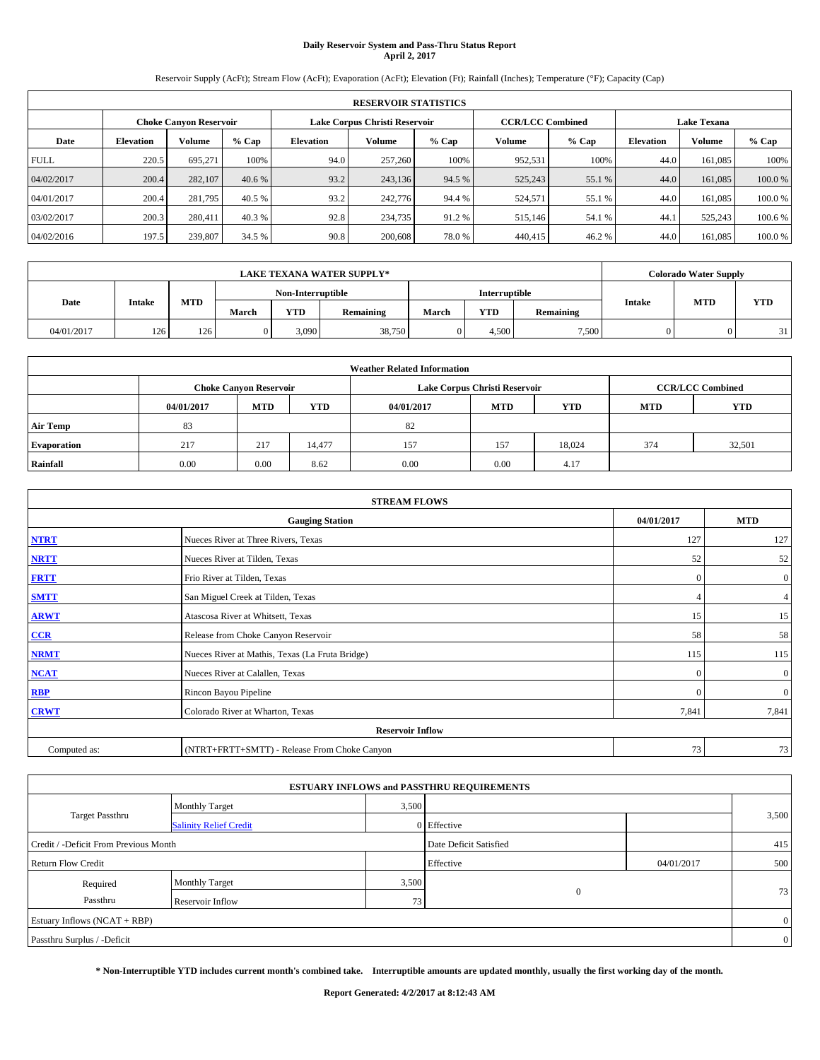# Daily Reservoir System and Pass-Thru Status Report
## April 2, 2017

Reservoir Supply (AcFt); Stream Flow (AcFt); Evaporation (AcFt); Elevation (Ft); Rainfall (Inches); Temperature (°F); Capacity (Cap)

| RESERVOIR STATISTICS | | | | | | | | | | | |
|---|---|---|---|---|---|---|---|---|---|---|---|
| | Choke Canyon Reservoir | | | Lake Corpus Christi Reservoir | | | CCR/LCC Combined | | Lake Texana | | |
| Date | Elevation | Volume | % Cap | Elevation | Volume | % Cap | Volume | % Cap | Elevation | Volume | % Cap |
| FULL | 220.5 | 695,271 | 100% | 94.0 | 257,260 | 100% | 952,531 | 100% | 44.0 | 161,085 | 100% |
| 04/02/2017 | 200.4 | 282,107 | 40.6 % | 93.2 | 243,136 | 94.5 % | 525,243 | 55.1 % | 44.0 | 161,085 | 100.0 % |
| 04/01/2017 | 200.4 | 281,795 | 40.5 % | 93.2 | 242,776 | 94.4 % | 524,571 | 55.1 % | 44.0 | 161,085 | 100.0 % |
| 03/02/2017 | 200.3 | 280,411 | 40.3 % | 92.8 | 234,735 | 91.2 % | 515,146 | 54.1 % | 44.1 | 525,243 | 100.6 % |
| 04/02/2016 | 197.5 | 239,807 | 34.5 % | 90.8 | 200,608 | 78.0 % | 440,415 | 46.2 % | 44.0 | 161,085 | 100.0 % |

| LAKE TEXANA WATER SUPPLY* | | | | | | | | | Colorado Water Supply | | |
|---|---|---|---|---|---|---|---|---|---|---|---|
| Date | Intake | MTD | Non-Interruptible | | | Interruptible | | | Intake | MTD | YTD |
| | | | March | YTD | Remaining | March | YTD | Remaining | | | |
| 04/01/2017 | 126 | 126 | 0 | 3,090 | 38,750 | 0 | 4,500 | 7,500 | 0 | 0 | 31 |

| Weather Related Information | | | | | | | | |
|---|---|---|---|---|---|---|---|---|
| | Choke Canyon Reservoir | | | Lake Corpus Christi Reservoir | | | CCR/LCC Combined | |
| | 04/01/2017 | MTD | YTD | 04/01/2017 | MTD | YTD | MTD | YTD |
| Air Temp | 83 | | | 82 | | | | |
| Evaporation | 217 | 217 | 14,477 | 157 | 157 | 18,024 | 374 | 32,501 |
| Rainfall | 0.00 | 0.00 | 8.62 | 0.00 | 0.00 | 4.17 | | |

| STREAM FLOWS | | | |
|---|---|---|---|
| | Gauging Station | 04/01/2017 | MTD |
| NTRT | Nueces River at Three Rivers, Texas | 127 | 127 |
| NRTT | Nueces River at Tilden, Texas | 52 | 52 |
| FRTT | Frio River at Tilden, Texas | 0 | 0 |
| SMTT | San Miguel Creek at Tilden, Texas | 4 | 4 |
| ARWT | Atascosa River at Whitsett, Texas | 15 | 15 |
| CCR | Release from Choke Canyon Reservoir | 58 | 58 |
| NRMT | Nueces River at Mathis, Texas (La Fruta Bridge) | 115 | 115 |
| NCAT | Nueces River at Calallen, Texas | 0 | 0 |
| RBP | Rincon Bayou Pipeline | 0 | 0 |
| CRWT | Colorado River at Wharton, Texas | 7,841 | 7,841 |
| Reservoir Inflow | | | |
| Computed as: | (NTRT+FRTT+SMTT) - Release From Choke Canyon | 73 | 73 |

| ESTUARY INFLOWS and PASSTHRU REQUIREMENTS | | | | | |
|---|---|---|---|---|---|
| Target Passthru | Monthly Target | 3,500 | | | 3,500 |
| | Salinity Relief Credit | 0 | Effective | | |
| Credit / -Deficit From Previous Month | | | Date Deficit Satisfied | | 415 |
| Return Flow Credit | | | Effective | 04/01/2017 | 500 |
| Required Passthru | Monthly Target | 3,500 | 0 | | 73 |
| | Reservoir Inflow | 73 | | | |
| Estuary Inflows (NCAT + RBP) | | | | | 0 |
| Passthru Surplus / -Deficit | | | | | 0 |

**\* Non-Interruptible YTD includes current month's combined take. Interruptible amounts are updated monthly, usually the first working day of the month.**

**Report Generated: 4/2/2017 at 8:12:43 AM**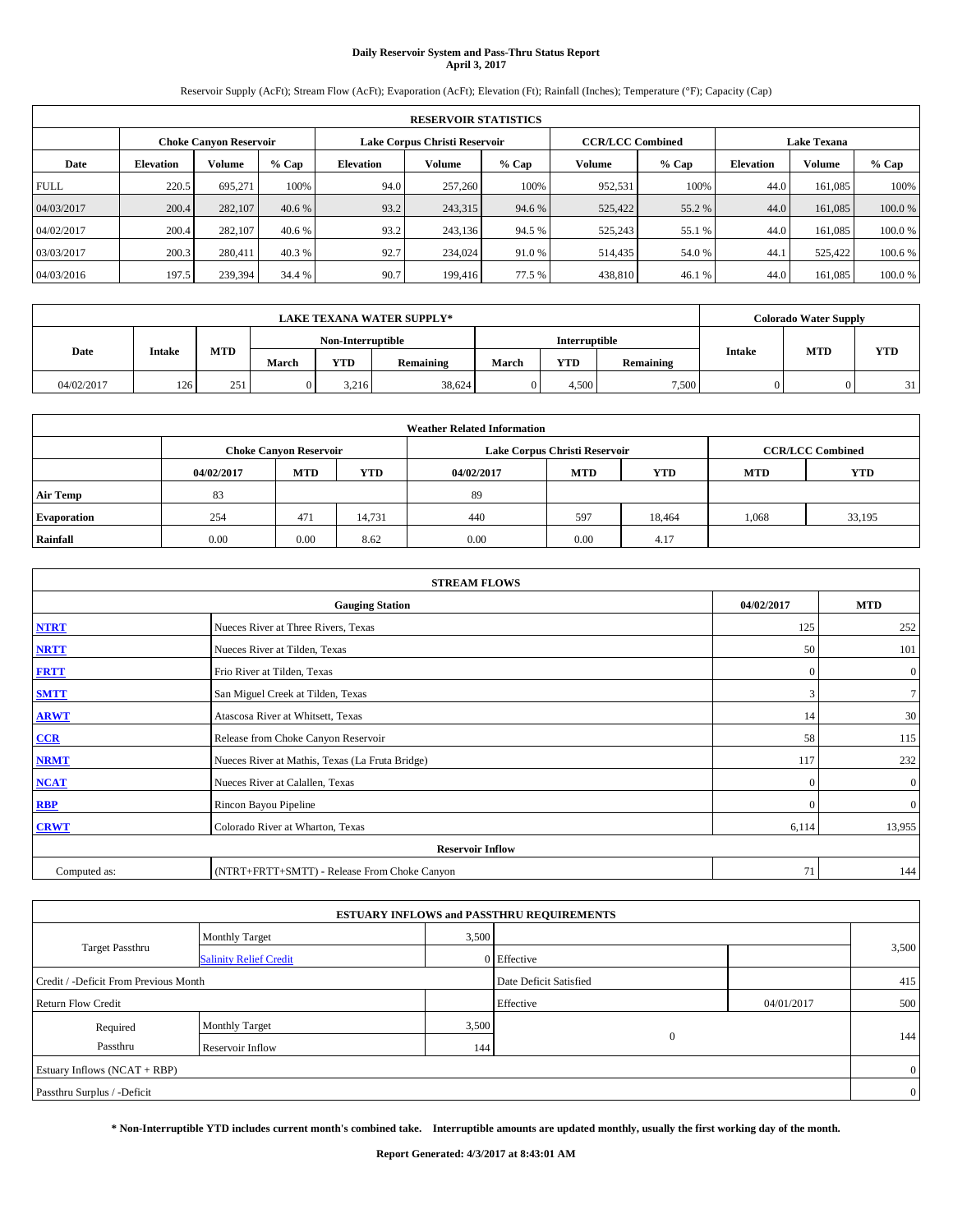# Daily Reservoir System and Pass-Thru Status Report
## April 3, 2017

Reservoir Supply (AcFt); Stream Flow (AcFt); Evaporation (AcFt); Elevation (Ft); Rainfall (Inches); Temperature (°F); Capacity (Cap)

| RESERVOIR STATISTICS | | | | | | | | | | | |
|---|---|---|---|---|---|---|---|---|---|---|---|
| | Choke Canyon Reservoir | | | Lake Corpus Christi Reservoir | | | CCR/LCC Combined | | Lake Texana | | |
| Date | Elevation | Volume | % Cap | Elevation | Volume | % Cap | Volume | % Cap | Elevation | Volume | % Cap |
| FULL | 220.5 | 695,271 | 100% | 94.0 | 257,260 | 100% | 952,531 | 100% | 44.0 | 161,085 | 100% |
| 04/03/2017 | 200.4 | 282,107 | 40.6 % | 93.2 | 243,315 | 94.6 % | 525,422 | 55.2 % | 44.0 | 161,085 | 100.0 % |
| 04/02/2017 | 200.4 | 282,107 | 40.6 % | 93.2 | 243,136 | 94.5 % | 525,243 | 55.1 % | 44.0 | 161,085 | 100.0 % |
| 03/03/2017 | 200.3 | 280,411 | 40.3 % | 92.7 | 234,024 | 91.0 % | 514,435 | 54.0 % | 44.1 | 525,422 | 100.6 % |
| 04/03/2016 | 197.5 | 239,394 | 34.4 % | 90.7 | 199,416 | 77.5 % | 438,810 | 46.1 % | 44.0 | 161,085 | 100.0 % |

| LAKE TEXANA WATER SUPPLY* | | | | | | | | | Colorado Water Supply | | |
|---|---|---|---|---|---|---|---|---|---|---|---|
| Date | Intake | MTD | Non-Interruptible | | | Interruptible | | | Intake | MTD | YTD |
| | | | March | YTD | Remaining | March | YTD | Remaining | | | |
| 04/02/2017 | 126 | 251 | 0 | 3,216 | 38,624 | 0 | 4,500 | 7,500 | 0 | 0 | 31 |

| Weather Related Information | | | | | | | | |
|---|---|---|---|---|---|---|---|---|
| | Choke Canyon Reservoir | | | Lake Corpus Christi Reservoir | | | CCR/LCC Combined | |
| | 04/02/2017 | MTD | YTD | 04/02/2017 | MTD | YTD | MTD | YTD |
| Air Temp | 83 | | | 89 | | | | |
| Evaporation | 254 | 471 | 14,731 | 440 | 597 | 18,464 | 1,068 | 33,195 |
| Rainfall | 0.00 | 0.00 | 8.62 | 0.00 | 0.00 | 4.17 | | |

| STREAM FLOWS | | | |
|---|---|---|---|
| Gauging Station | | 04/02/2017 | MTD |
| NTRT | Nueces River at Three Rivers, Texas | 125 | 252 |
| NRTT | Nueces River at Tilden, Texas | 50 | 101 |
| FRTT | Frio River at Tilden, Texas | 0 | 0 |
| SMTT | San Miguel Creek at Tilden, Texas | 3 | 7 |
| ARWT | Atascosa River at Whitsett, Texas | 14 | 30 |
| CCR | Release from Choke Canyon Reservoir | 58 | 115 |
| NRMT | Nueces River at Mathis, Texas (La Fruta Bridge) | 117 | 232 |
| NCAT | Nueces River at Calallen, Texas | 0 | 0 |
| RBP | Rincon Bayou Pipeline | 0 | 0 |
| CRWT | Colorado River at Wharton, Texas | 6,114 | 13,955 |
| Reservoir Inflow | | | |
| Computed as: | (NTRT+FRTT+SMTT) - Release From Choke Canyon | 71 | 144 |

| ESTUARY INFLOWS and PASSTHRU REQUIREMENTS | | | | | |
|---|---|---|---|---|---|
| Target Passthru | Monthly Target | 3,500 | | | 3,500 |
| | Salinity Relief Credit | 0 | Effective | | |
| Credit / -Deficit From Previous Month | | | Date Deficit Satisfied | | 415 |
| Return Flow Credit | | | Effective | 04/01/2017 | 500 |
| Required Passthru | Monthly Target | 3,500 | 0 | | 144 |
| | Reservoir Inflow | 144 | | | |
| Estuary Inflows (NCAT + RBP) | | | | | 0 |
| Passthru Surplus / -Deficit | | | | | 0 |

**\* Non-Interruptible YTD includes current month's combined take. Interruptible amounts are updated monthly, usually the first working day of the month.**

**Report Generated: 4/3/2017 at 8:43:01 AM**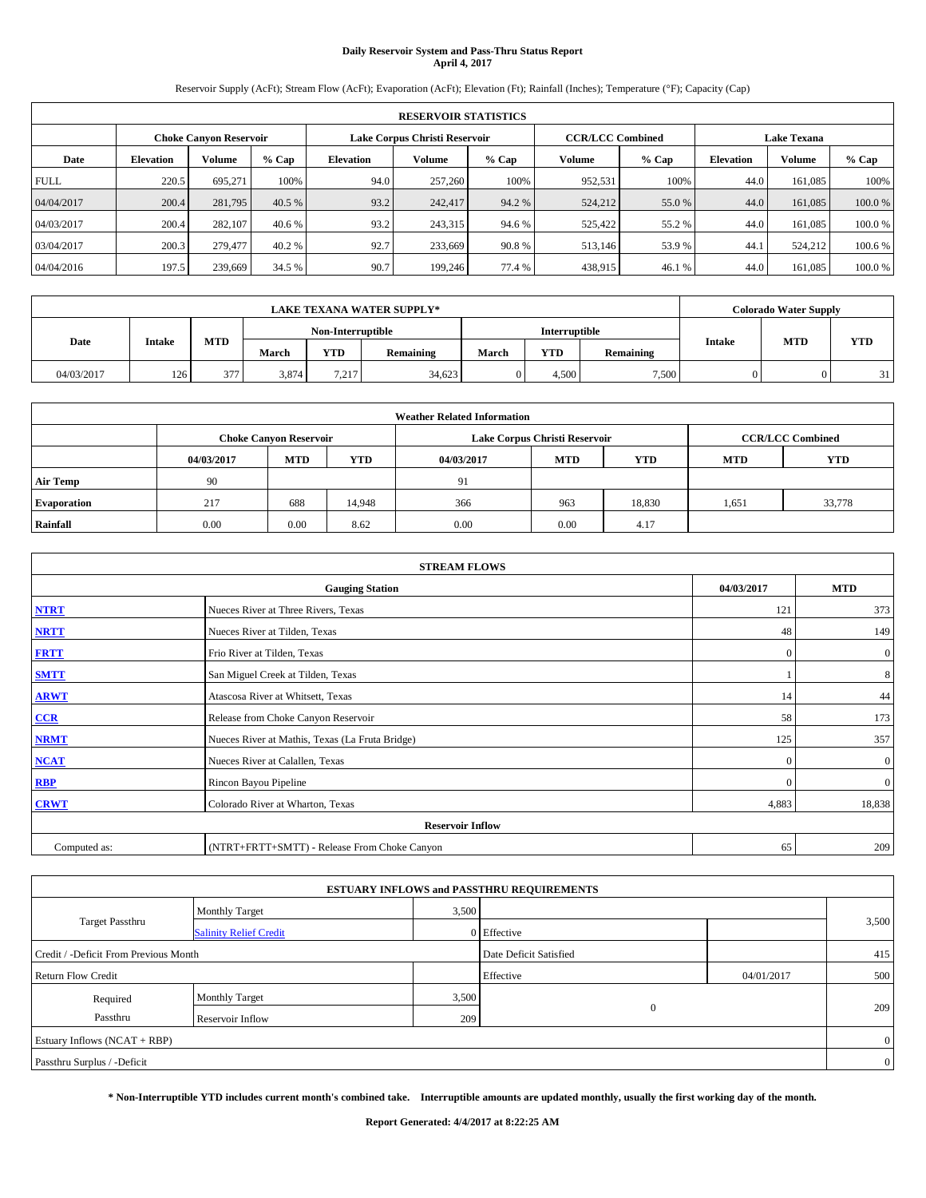**Daily Reservoir System and Pass-Thru Status Report**
**April 4, 2017**

Reservoir Supply (AcFt); Stream Flow (AcFt); Evaporation (AcFt); Elevation (Ft); Rainfall (Inches); Temperature (°F); Capacity (Cap)

| RESERVOIR STATISTICS | | | | | | | | | | | |
|---|---|---|---|---|---|---|---|---|---|---|---|
| | Choke Canyon Reservoir | | | Lake Corpus Christi Reservoir | | | CCR/LCC Combined | | Lake Texana | | |
| Date | Elevation | Volume | % Cap | Elevation | Volume | % Cap | Volume | % Cap | Elevation | Volume | % Cap |
| FULL | 220.5 | 695,271 | 100% | 94.0 | 257,260 | 100% | 952,531 | 100% | 44.0 | 161,085 | 100% |
| 04/04/2017 | 200.4 | 281,795 | 40.5 % | 93.2 | 242,417 | 94.2 % | 524,212 | 55.0 % | 44.0 | 161,085 | 100.0 % |
| 04/03/2017 | 200.4 | 282,107 | 40.6 % | 93.2 | 243,315 | 94.6 % | 525,422 | 55.2 % | 44.0 | 161,085 | 100.0 % |
| 03/04/2017 | 200.3 | 279,477 | 40.2 % | 92.7 | 233,669 | 90.8 % | 513,146 | 53.9 % | 44.1 | 524,212 | 100.6 % |
| 04/04/2016 | 197.5 | 239,669 | 34.5 % | 90.7 | 199,246 | 77.4 % | 438,915 | 46.1 % | 44.0 | 161,085 | 100.0 % |

| LAKE TEXANA WATER SUPPLY* | | | | | | | | | Colorado Water Supply | | |
|---|---|---|---|---|---|---|---|---|---|---|---|
| Date | Intake | MTD | Non-Interruptible | | | Interruptible | | | Intake | MTD | YTD |
| | | | March | YTD | Remaining | March | YTD | Remaining | | | |
| 04/03/2017 | 126 | 377 | 3,874 | 7,217 | 34,623 | 0 | 4,500 | 7,500 | 0 | 0 | 31 |

| Weather Related Information | | | | | | | | |
|---|---|---|---|---|---|---|---|---|
| | Choke Canyon Reservoir | | | Lake Corpus Christi Reservoir | | | CCR/LCC Combined | |
| | 04/03/2017 | MTD | YTD | 04/03/2017 | MTD | YTD | MTD | YTD |
| Air Temp | 90 | | | 91 | | | | |
| Evaporation | 217 | 688 | 14,948 | 366 | 963 | 18,830 | 1,651 | 33,778 |
| Rainfall | 0.00 | 0.00 | 8.62 | 0.00 | 0.00 | 4.17 | | |

| STREAM FLOWS | | | |
|---|---|---|---|
| Gauging Station | | 04/03/2017 | MTD |
| NTRT | Nueces River at Three Rivers, Texas | 121 | 373 |
| NRTT | Nueces River at Tilden, Texas | 48 | 149 |
| FRTT | Frio River at Tilden, Texas | 0 | 0 |
| SMTT | San Miguel Creek at Tilden, Texas | 1 | 8 |
| ARWT | Atascosa River at Whitsett, Texas | 14 | 44 |
| CCR | Release from Choke Canyon Reservoir | 58 | 173 |
| NRMT | Nueces River at Mathis, Texas (La Fruta Bridge) | 125 | 357 |
| NCAT | Nueces River at Calallen, Texas | 0 | 0 |
| RBP | Rincon Bayou Pipeline | 0 | 0 |
| CRWT | Colorado River at Wharton, Texas | 4,883 | 18,838 |
| Reservoir Inflow | | | |
| Computed as: | (NTRT+FRTT+SMTT) - Release From Choke Canyon | 65 | 209 |

| ESTUARY INFLOWS and PASSTHRU REQUIREMENTS | | | | | |
|---|---|---|---|---|---|
| Target Passthru | Monthly Target | 3,500 | | | 3,500 |
| | Salinity Relief Credit | 0 | Effective | | |
| Credit / -Deficit From Previous Month | | | Date Deficit Satisfied | | 415 |
| Return Flow Credit | | | Effective | 04/01/2017 | 500 |
| Required Passthru | Monthly Target | 3,500 | 0 | | 209 |
| | Reservoir Inflow | 209 | | | |
| Estuary Inflows (NCAT + RBP) | | | | | 0 |
| Passthru Surplus / -Deficit | | | | | 0 |

**\* Non-Interruptible YTD includes current month's combined take. Interruptible amounts are updated monthly, usually the first working day of the month.**

**Report Generated: 4/4/2017 at 8:22:25 AM**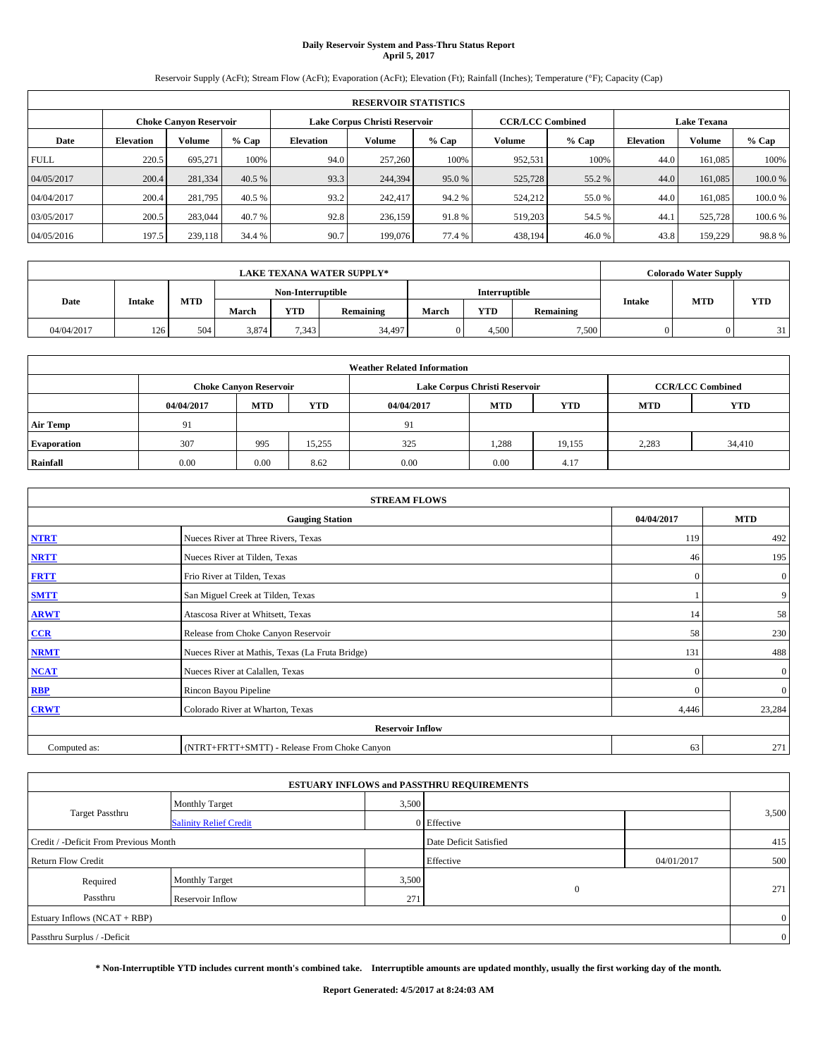# Daily Reservoir System and Pass-Thru Status Report
## April 5, 2017

Reservoir Supply (AcFt); Stream Flow (AcFt); Evaporation (AcFt); Elevation (Ft); Rainfall (Inches); Temperature (°F); Capacity (Cap)

| RESERVOIR STATISTICS | | | | | | | | | | | |
|---|---|---|---|---|---|---|---|---|---|---|---|
| | Choke Canyon Reservoir | | | Lake Corpus Christi Reservoir | | | CCR/LCC Combined | | Lake Texana | | |
| Date | Elevation | Volume | % Cap | Elevation | Volume | % Cap | Volume | % Cap | Elevation | Volume | % Cap |
| FULL | 220.5 | 695,271 | 100% | 94.0 | 257,260 | 100% | 952,531 | 100% | 44.0 | 161,085 | 100% |
| 04/05/2017 | 200.4 | 281,334 | 40.5 % | 93.3 | 244,394 | 95.0 % | 525,728 | 55.2 % | 44.0 | 161,085 | 100.0 % |
| 04/04/2017 | 200.4 | 281,795 | 40.5 % | 93.2 | 242,417 | 94.2 % | 524,212 | 55.0 % | 44.0 | 161,085 | 100.0 % |
| 03/05/2017 | 200.5 | 283,044 | 40.7 % | 92.8 | 236,159 | 91.8 % | 519,203 | 54.5 % | 44.1 | 525,728 | 100.6 % |
| 04/05/2016 | 197.5 | 239,118 | 34.4 % | 90.7 | 199,076 | 77.4 % | 438,194 | 46.0 % | 43.8 | 159,229 | 98.8 % |

| LAKE TEXANA WATER SUPPLY* | | | | | | | | | Colorado Water Supply | | |
|---|---|---|---|---|---|---|---|---|---|---|---|
| Date | Intake | MTD | Non-Interruptible | | | Interruptible | | | Intake | MTD | YTD |
| | | | March | YTD | Remaining | March | YTD | Remaining | | | |
| 04/04/2017 | 126 | 504 | 3,874 | 7,343 | 34,497 | 0 | 4,500 | 7,500 | 0 | 0 | 31 |

| Weather Related Information | | | | | | | | |
|---|---|---|---|---|---|---|---|---|
| | Choke Canyon Reservoir | | | Lake Corpus Christi Reservoir | | | CCR/LCC Combined | |
| | 04/04/2017 | MTD | YTD | 04/04/2017 | MTD | YTD | MTD | YTD |
| Air Temp | 91 | | | 91 | | | | |
| Evaporation | 307 | 995 | 15,255 | 325 | 1,288 | 19,155 | 2,283 | 34,410 |
| Rainfall | 0.00 | 0.00 | 8.62 | 0.00 | 0.00 | 4.17 | | |

| STREAM FLOWS | | | |
|---|---|---|---|
| Gauging Station | | 04/04/2017 | MTD |
| NTRT | Nueces River at Three Rivers, Texas | 119 | 492 |
| NRTT | Nueces River at Tilden, Texas | 46 | 195 |
| FRTT | Frio River at Tilden, Texas | 0 | 0 |
| SMTT | San Miguel Creek at Tilden, Texas | 1 | 9 |
| ARWT | Atascosa River at Whitsett, Texas | 14 | 58 |
| CCR | Release from Choke Canyon Reservoir | 58 | 230 |
| NRMT | Nueces River at Mathis, Texas (La Fruta Bridge) | 131 | 488 |
| NCAT | Nueces River at Calallen, Texas | 0 | 0 |
| RBP | Rincon Bayou Pipeline | 0 | 0 |
| CRWT | Colorado River at Wharton, Texas | 4,446 | 23,284 |
| Reservoir Inflow | | | |
| Computed as: | (NTRT+FRTT+SMTT) - Release From Choke Canyon | 63 | 271 |

| ESTUARY INFLOWS and PASSTHRU REQUIREMENTS | | | | | |
|---|---|---|---|---|---|
| Target Passthru | Monthly Target | 3,500 | | | 3,500 |
| | Salinity Relief Credit | 0 | Effective | | |
| Credit / -Deficit From Previous Month | | | Date Deficit Satisfied | | 415 |
| Return Flow Credit | | | Effective | 04/01/2017 | 500 |
| Required Passthru | Monthly Target | 3,500 | 0 | | 271 |
| | Reservoir Inflow | 271 | | | |
| Estuary Inflows (NCAT + RBP) | | | | | 0 |
| Passthru Surplus / -Deficit | | | | | 0 |

**\* Non-Interruptible YTD includes current month's combined take. Interruptible amounts are updated monthly, usually the first working day of the month.**

**Report Generated: 4/5/2017 at 8:24:03 AM**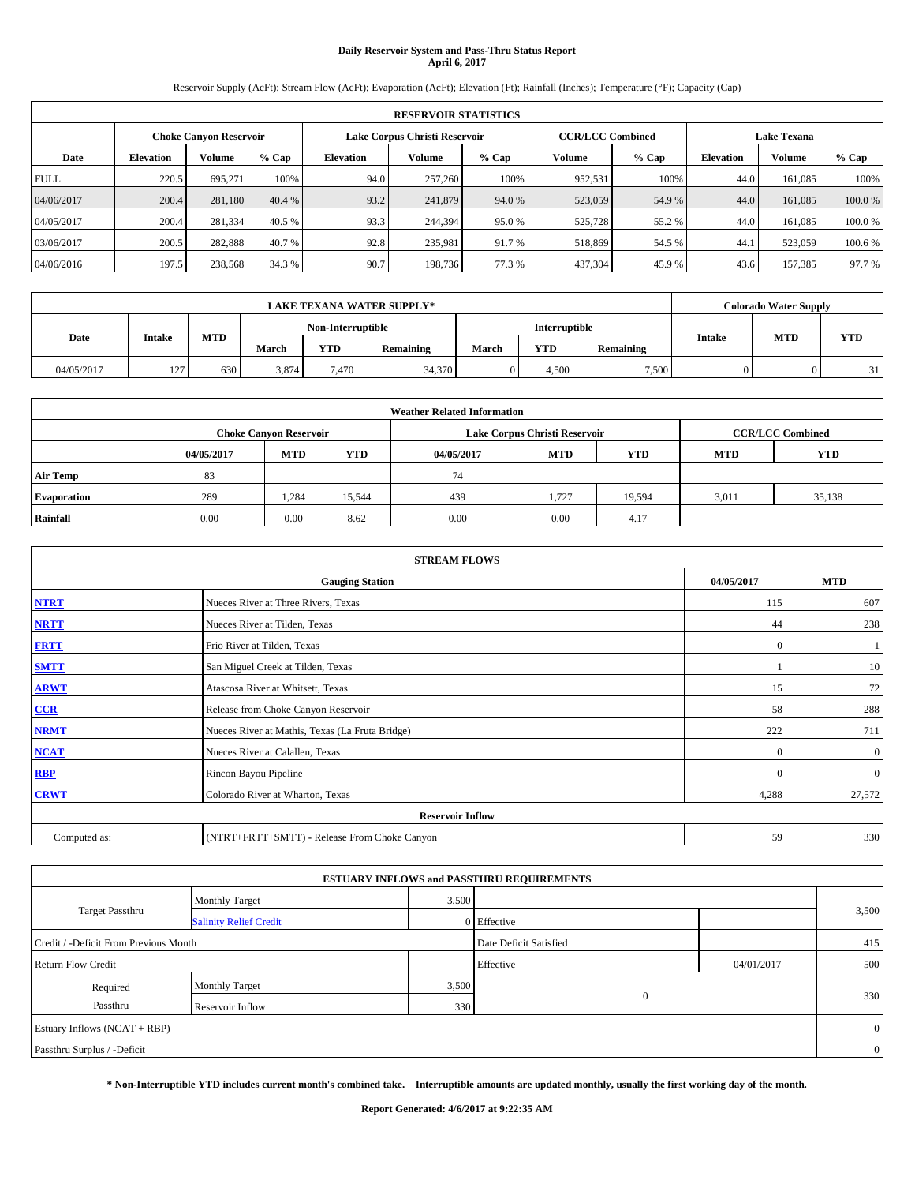# Daily Reservoir System and Pass-Thru Status Report
## April 6, 2017

Reservoir Supply (AcFt); Stream Flow (AcFt); Evaporation (AcFt); Elevation (Ft); Rainfall (Inches); Temperature (°F); Capacity (Cap)

| RESERVOIR STATISTICS | | | | | | | | | | | |
|---|---|---|---|---|---|---|---|---|---|---|---|
| | Choke Canyon Reservoir | | | Lake Corpus Christi Reservoir | | | CCR/LCC Combined | | Lake Texana | | |
| Date | Elevation | Volume | % Cap | Elevation | Volume | % Cap | Volume | % Cap | Elevation | Volume | % Cap |
| FULL | 220.5 | 695,271 | 100% | 94.0 | 257,260 | 100% | 952,531 | 100% | 44.0 | 161,085 | 100% |
| 04/06/2017 | 200.4 | 281,180 | 40.4 % | 93.2 | 241,879 | 94.0 % | 523,059 | 54.9 % | 44.0 | 161,085 | 100.0 % |
| 04/05/2017 | 200.4 | 281,334 | 40.5 % | 93.3 | 244,394 | 95.0 % | 525,728 | 55.2 % | 44.0 | 161,085 | 100.0 % |
| 03/06/2017 | 200.5 | 282,888 | 40.7 % | 92.8 | 235,981 | 91.7 % | 518,869 | 54.5 % | 44.1 | 523,059 | 100.6 % |
| 04/06/2016 | 197.5 | 238,568 | 34.3 % | 90.7 | 198,736 | 77.3 % | 437,304 | 45.9 % | 43.6 | 157,385 | 97.7 % |

| LAKE TEXANA WATER SUPPLY* | | | | | | | | | Colorado Water Supply | | |
|---|---|---|---|---|---|---|---|---|---|---|---|
| | | | Non-Interruptible | | | Interruptible | | | | | |
| Date | Intake | MTD | March | YTD | Remaining | March | YTD | Remaining | Intake | MTD | YTD |
| 04/05/2017 | 127 | 630 | 3,874 | 7,470 | 34,370 | 0 | 4,500 | 7,500 | 0 | 0 | 31 |

| Weather Related Information | | | | | | | | |
|---|---|---|---|---|---|---|---|---|
| | Choke Canyon Reservoir | | | Lake Corpus Christi Reservoir | | | CCR/LCC Combined | |
| | 04/05/2017 | MTD | YTD | 04/05/2017 | MTD | YTD | MTD | YTD |
| Air Temp | 83 | | | 74 | | | | |
| Evaporation | 289 | 1,284 | 15,544 | 439 | 1,727 | 19,594 | 3,011 | 35,138 |
| Rainfall | 0.00 | 0.00 | 8.62 | 0.00 | 0.00 | 4.17 | | |

| STREAM FLOWS | | | |
|---|---|---|---|
| | Gauging Station | 04/05/2017 | MTD |
| NTRT | Nueces River at Three Rivers, Texas | 115 | 607 |
| NRTT | Nueces River at Tilden, Texas | 44 | 238 |
| FRTT | Frio River at Tilden, Texas | 0 | 1 |
| SMTT | San Miguel Creek at Tilden, Texas | 1 | 10 |
| ARWT | Atascosa River at Whitsett, Texas | 15 | 72 |
| CCR | Release from Choke Canyon Reservoir | 58 | 288 |
| NRMT | Nueces River at Mathis, Texas (La Fruta Bridge) | 222 | 711 |
| NCAT | Nueces River at Calallen, Texas | 0 | 0 |
| RBP | Rincon Bayou Pipeline | 0 | 0 |
| CRWT | Colorado River at Wharton, Texas | 4,288 | 27,572 |
| Reservoir Inflow | | | |
| Computed as: | (NTRT+FRTT+SMTT) - Release From Choke Canyon | 59 | 330 |

| ESTUARY INFLOWS and PASSTHRU REQUIREMENTS | | | | | |
|---|---|---|---|---|---|
| Target Passthru | Monthly Target | 3,500 | | | 3,500 |
| | Salinity Relief Credit | 0 | Effective | | |
| Credit / -Deficit From Previous Month | | | Date Deficit Satisfied | | 415 |
| Return Flow Credit | | | Effective | 04/01/2017 | 500 |
| Required Passthru | Monthly Target | 3,500 | 0 | | 330 |
| | Reservoir Inflow | 330 | | | |
| Estuary Inflows (NCAT + RBP) | | | | | 0 |
| Passthru Surplus / -Deficit | | | | | 0 |

**\* Non-Interruptible YTD includes current month's combined take. Interruptible amounts are updated monthly, usually the first working day of the month.**

**Report Generated: 4/6/2017 at 9:22:35 AM**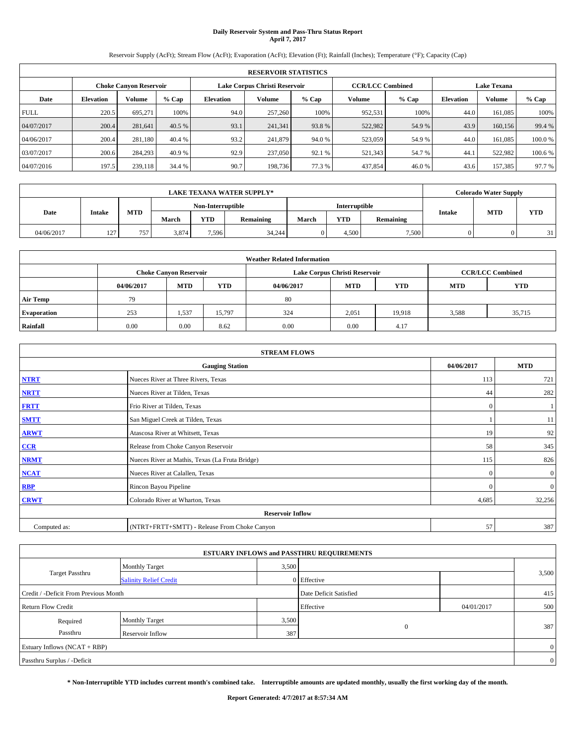# Daily Reservoir System and Pass-Thru Status Report
## April 7, 2017

Reservoir Supply (AcFt); Stream Flow (AcFt); Evaporation (AcFt); Elevation (Ft); Rainfall (Inches); Temperature (°F); Capacity (Cap)

| RESERVOIR STATISTICS | | | | | | | | | | | |
|---|---|---|---|---|---|---|---|---|---|---|---|
| | Choke Canyon Reservoir | | | Lake Corpus Christi Reservoir | | | CCR/LCC Combined | | Lake Texana | | |
| Date | Elevation | Volume | % Cap | Elevation | Volume | % Cap | Volume | % Cap | Elevation | Volume | % Cap |
| FULL | 220.5 | 695,271 | 100% | 94.0 | 257,260 | 100% | 952,531 | 100% | 44.0 | 161,085 | 100% |
| 04/07/2017 | 200.4 | 281,641 | 40.5 % | 93.1 | 241,341 | 93.8 % | 522,982 | 54.9 % | 43.9 | 160,156 | 99.4 % |
| 04/06/2017 | 200.4 | 281,180 | 40.4 % | 93.2 | 241,879 | 94.0 % | 523,059 | 54.9 % | 44.0 | 161,085 | 100.0 % |
| 03/07/2017 | 200.6 | 284,293 | 40.9 % | 92.9 | 237,050 | 92.1 % | 521,343 | 54.7 % | 44.1 | 522,982 | 100.6 % |
| 04/07/2016 | 197.5 | 239,118 | 34.4 % | 90.7 | 198,736 | 77.3 % | 437,854 | 46.0 % | 43.6 | 157,385 | 97.7 % |

| LAKE TEXANA WATER SUPPLY* | | | | | | | | | Colorado Water Supply | | |
|---|---|---|---|---|---|---|---|---|---|---|---|
| | | | Non-Interruptible | | | Interruptible | | | | | |
| Date | Intake | MTD | March | YTD | Remaining | March | YTD | Remaining | Intake | MTD | YTD |
| 04/06/2017 | 127 | 757 | 3,874 | 7,596 | 34,244 | 0 | 4,500 | 7,500 | 0 | 0 | 31 |

| Weather Related Information | | | | | | | | |
|---|---|---|---|---|---|---|---|---|
| | Choke Canyon Reservoir | | | Lake Corpus Christi Reservoir | | | CCR/LCC Combined | |
| | 04/06/2017 | MTD | YTD | 04/06/2017 | MTD | YTD | MTD | YTD |
| Air Temp | 79 | | | 80 | | | | |
| Evaporation | 253 | 1,537 | 15,797 | 324 | 2,051 | 19,918 | 3,588 | 35,715 |
| Rainfall | 0.00 | 0.00 | 8.62 | 0.00 | 0.00 | 4.17 | | |

| STREAM FLOWS | | | |
|---|---|---|---|
| | Gauging Station | 04/06/2017 | MTD |
| NTRT | Nueces River at Three Rivers, Texas | 113 | 721 |
| NRTT | Nueces River at Tilden, Texas | 44 | 282 |
| FRTT | Frio River at Tilden, Texas | 0 | 1 |
| SMTT | San Miguel Creek at Tilden, Texas | 1 | 11 |
| ARWT | Atascosa River at Whitsett, Texas | 19 | 92 |
| CCR | Release from Choke Canyon Reservoir | 58 | 345 |
| NRMT | Nueces River at Mathis, Texas (La Fruta Bridge) | 115 | 826 |
| NCAT | Nueces River at Calallen, Texas | 0 | 0 |
| RBP | Rincon Bayou Pipeline | 0 | 0 |
| CRWT | Colorado River at Wharton, Texas | 4,685 | 32,256 |
| Reservoir Inflow | | | |
| Computed as: | (NTRT+FRTT+SMTT) - Release From Choke Canyon | 57 | 387 |

| ESTUARY INFLOWS and PASSTHRU REQUIREMENTS | | | | | |
|---|---|---|---|---|---|
| Target Passthru | Monthly Target | 3,500 | | | 3,500 |
| | Salinity Relief Credit | 0 | Effective | | |
| Credit / -Deficit From Previous Month | | | Date Deficit Satisfied | | 415 |
| Return Flow Credit | | | Effective | 04/01/2017 | 500 |
| Required Passthru | Monthly Target | 3,500 | 0 | | 387 |
| | Reservoir Inflow | 387 | | | |
| Estuary Inflows (NCAT + RBP) | | | | | 0 |
| Passthru Surplus / -Deficit | | | | | 0 |

**\* Non-Interruptible YTD includes current month's combined take. Interruptible amounts are updated monthly, usually the first working day of the month.**

**Report Generated: 4/7/2017 at 8:57:34 AM**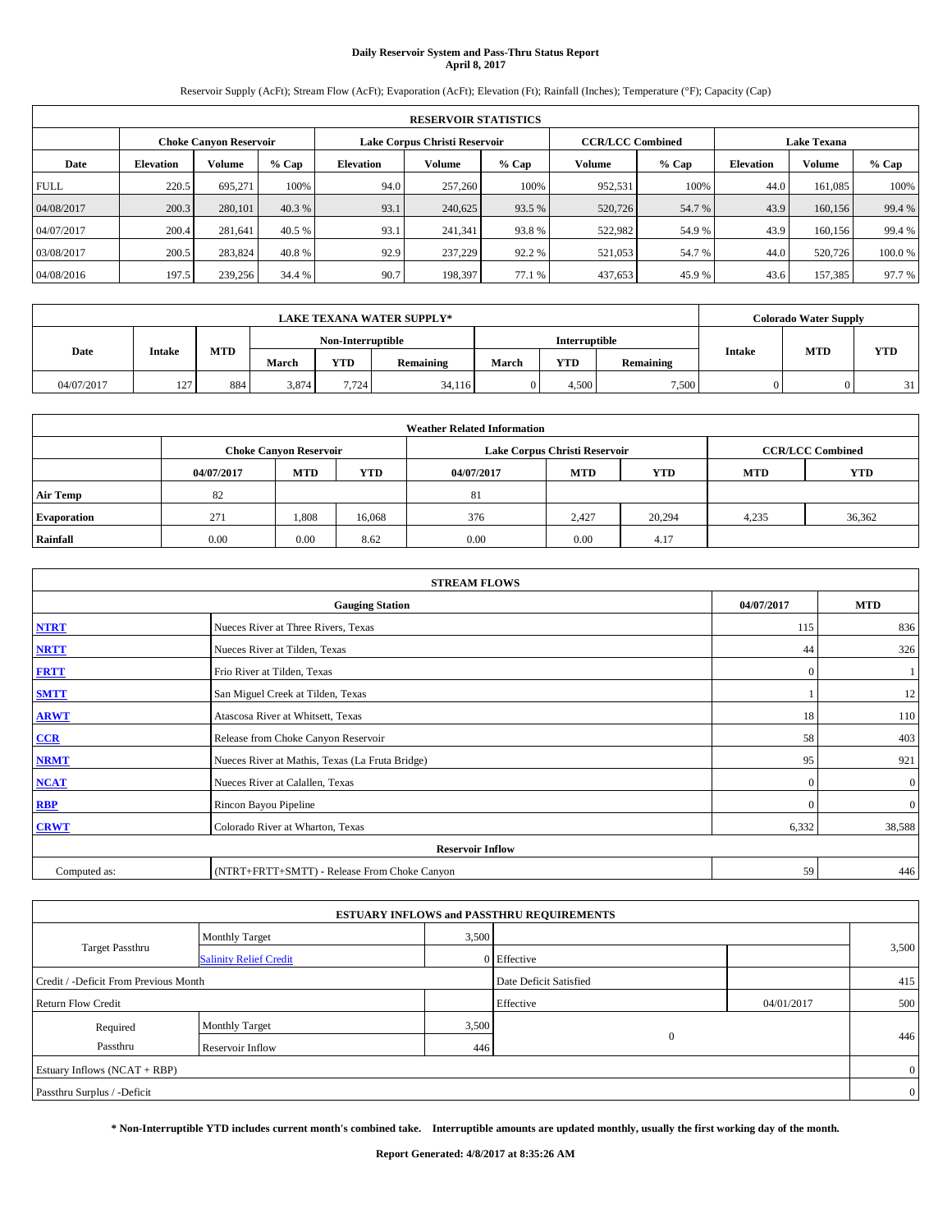# Daily Reservoir System and Pass-Thru Status Report
## April 8, 2017

Reservoir Supply (AcFt); Stream Flow (AcFt); Evaporation (AcFt); Elevation (Ft); Rainfall (Inches); Temperature (°F); Capacity (Cap)

| RESERVOIR STATISTICS | | | | | | | | | | | |
|---|---|---|---|---|---|---|---|---|---|---|---|
| | Choke Canyon Reservoir | | | Lake Corpus Christi Reservoir | | | CCR/LCC Combined | | Lake Texana | | |
| Date | Elevation | Volume | % Cap | Elevation | Volume | % Cap | Volume | % Cap | Elevation | Volume | % Cap |
| FULL | 220.5 | 695,271 | 100% | 94.0 | 257,260 | 100% | 952,531 | 100% | 44.0 | 161,085 | 100% |
| 04/08/2017 | 200.3 | 280,101 | 40.3 % | 93.1 | 240,625 | 93.5 % | 520,726 | 54.7 % | 43.9 | 160,156 | 99.4 % |
| 04/07/2017 | 200.4 | 281,641 | 40.5 % | 93.1 | 241,341 | 93.8 % | 522,982 | 54.9 % | 43.9 | 160,156 | 99.4 % |
| 03/08/2017 | 200.5 | 283,824 | 40.8 % | 92.9 | 237,229 | 92.2 % | 521,053 | 54.7 % | 44.0 | 520,726 | 100.0 % |
| 04/08/2016 | 197.5 | 239,256 | 34.4 % | 90.7 | 198,397 | 77.1 % | 437,653 | 45.9 % | 43.6 | 157,385 | 97.7 % |

| LAKE TEXANA WATER SUPPLY* | | | | | | | | | Colorado Water Supply | | |
|---|---|---|---|---|---|---|---|---|---|---|---|
| Date | Intake | MTD | Non-Interruptible | | | Interruptible | | | Intake | MTD | YTD |
| | | | March | YTD | Remaining | March | YTD | Remaining | | | |
| 04/07/2017 | 127 | 884 | 3,874 | 7,724 | 34,116 | 0 | 4,500 | 7,500 | 0 | 0 | 31 |

| Weather Related Information | | | | | | | | |
|---|---|---|---|---|---|---|---|---|
| | Choke Canyon Reservoir | | | Lake Corpus Christi Reservoir | | | CCR/LCC Combined | |
| | 04/07/2017 | MTD | YTD | 04/07/2017 | MTD | YTD | MTD | YTD |
| Air Temp | 82 | | | 81 | | | | |
| Evaporation | 271 | 1,808 | 16,068 | 376 | 2,427 | 20,294 | 4,235 | 36,362 |
| Rainfall | 0.00 | 0.00 | 8.62 | 0.00 | 0.00 | 4.17 | | |

| STREAM FLOWS | | | |
|---|---|---|---|
| Gauging Station | | 04/07/2017 | MTD |
| NTRT | Nueces River at Three Rivers, Texas | 115 | 836 |
| NRTT | Nueces River at Tilden, Texas | 44 | 326 |
| FRTT | Frio River at Tilden, Texas | 0 | 1 |
| SMTT | San Miguel Creek at Tilden, Texas | 1 | 12 |
| ARWT | Atascosa River at Whitsett, Texas | 18 | 110 |
| CCR | Release from Choke Canyon Reservoir | 58 | 403 |
| NRMT | Nueces River at Mathis, Texas (La Fruta Bridge) | 95 | 921 |
| NCAT | Nueces River at Calallen, Texas | 0 | 0 |
| RBP | Rincon Bayou Pipeline | 0 | 0 |
| CRWT | Colorado River at Wharton, Texas | 6,332 | 38,588 |
| Reservoir Inflow | | | |
| Computed as: | (NTRT+FRTT+SMTT) - Release From Choke Canyon | 59 | 446 |

| ESTUARY INFLOWS and PASSTHRU REQUIREMENTS | | | | | |
|---|---|---|---|---|---|
| Target Passthru | Monthly Target | 3,500 | | | 3,500 |
| | Salinity Relief Credit | 0 | Effective | | |
| Credit / -Deficit From Previous Month | | | Date Deficit Satisfied | | 415 |
| Return Flow Credit | | | Effective | 04/01/2017 | 500 |
| Required Passthru | Monthly Target | 3,500 | 0 | | 446 |
| | Reservoir Inflow | 446 | | | |
| Estuary Inflows (NCAT + RBP) | | | | | 0 |
| Passthru Surplus / -Deficit | | | | | 0 |

**\* Non-Interruptible YTD includes current month's combined take. Interruptible amounts are updated monthly, usually the first working day of the month.**

**Report Generated: 4/8/2017 at 8:35:26 AM**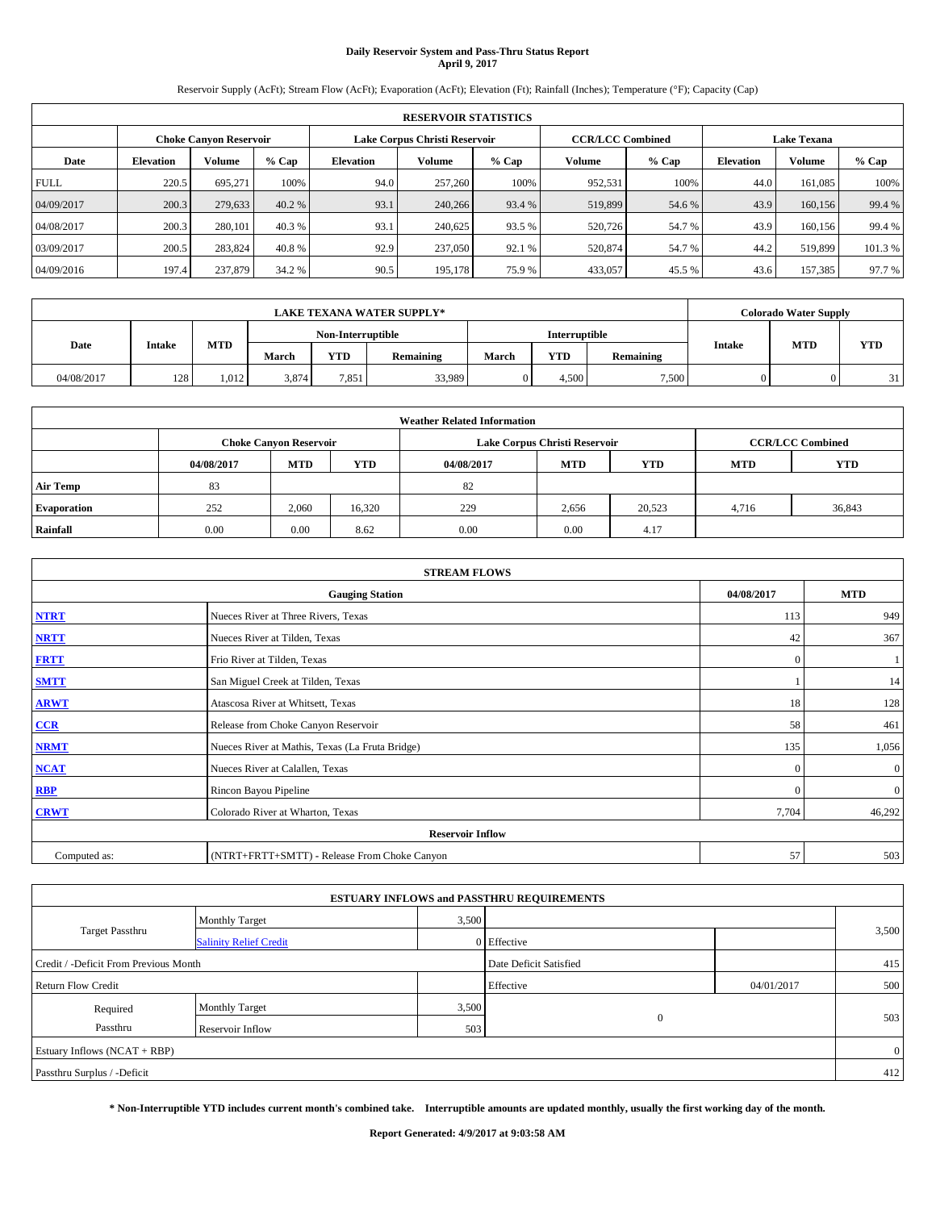# Daily Reservoir System and Pass-Thru Status Report
## April 9, 2017

Reservoir Supply (AcFt); Stream Flow (AcFt); Evaporation (AcFt); Elevation (Ft); Rainfall (Inches); Temperature (°F); Capacity (Cap)

| RESERVOIR STATISTICS | | | | | | | | | | | |
|---|---|---|---|---|---|---|---|---|---|---|---|
| | Choke Canyon Reservoir | | | Lake Corpus Christi Reservoir | | | CCR/LCC Combined | | Lake Texana | | |
| Date | Elevation | Volume | % Cap | Elevation | Volume | % Cap | Volume | % Cap | Elevation | Volume | % Cap |
| FULL | 220.5 | 695,271 | 100% | 94.0 | 257,260 | 100% | 952,531 | 100% | 44.0 | 161,085 | 100% |
| 04/09/2017 | 200.3 | 279,633 | 40.2 % | 93.1 | 240,266 | 93.4 % | 519,899 | 54.6 % | 43.9 | 160,156 | 99.4 % |
| 04/08/2017 | 200.3 | 280,101 | 40.3 % | 93.1 | 240,625 | 93.5 % | 520,726 | 54.7 % | 43.9 | 160,156 | 99.4 % |
| 03/09/2017 | 200.5 | 283,824 | 40.8 % | 92.9 | 237,050 | 92.1 % | 520,874 | 54.7 % | 44.2 | 519,899 | 101.3 % |
| 04/09/2016 | 197.4 | 237,879 | 34.2 % | 90.5 | 195,178 | 75.9 % | 433,057 | 45.5 % | 43.6 | 157,385 | 97.7 % |

| LAKE TEXANA WATER SUPPLY* | | | | | | | | | Colorado Water Supply | | |
|---|---|---|---|---|---|---|---|---|---|---|---|
| Date | Intake | MTD | Non-Interruptible | | | Interruptible | | | Intake | MTD | YTD |
| | | | March | YTD | Remaining | March | YTD | Remaining | | | |
| 04/08/2017 | 128 | 1,012 | 3,874 | 7,851 | 33,989 | 0 | 4,500 | 7,500 | 0 | 0 | 31 |

| Weather Related Information | | | | | | | | |
|---|---|---|---|---|---|---|---|---|
| | Choke Canyon Reservoir | | | Lake Corpus Christi Reservoir | | | CCR/LCC Combined | |
| | 04/08/2017 | MTD | YTD | 04/08/2017 | MTD | YTD | MTD | YTD |
| Air Temp | 83 | | | 82 | | | | |
| Evaporation | 252 | 2,060 | 16,320 | 229 | 2,656 | 20,523 | 4,716 | 36,843 |
| Rainfall | 0.00 | 0.00 | 8.62 | 0.00 | 0.00 | 4.17 | | |

| STREAM FLOWS | | | |
|---|---|---|---|
| | Gauging Station | 04/08/2017 | MTD |
| NTRT | Nueces River at Three Rivers, Texas | 113 | 949 |
| NRTT | Nueces River at Tilden, Texas | 42 | 367 |
| FRTT | Frio River at Tilden, Texas | 0 | 1 |
| SMTT | San Miguel Creek at Tilden, Texas | 1 | 14 |
| ARWT | Atascosa River at Whitsett, Texas | 18 | 128 |
| CCR | Release from Choke Canyon Reservoir | 58 | 461 |
| NRMT | Nueces River at Mathis, Texas (La Fruta Bridge) | 135 | 1,056 |
| NCAT | Nueces River at Calallen, Texas | 0 | 0 |
| RBP | Rincon Bayou Pipeline | 0 | 0 |
| CRWT | Colorado River at Wharton, Texas | 7,704 | 46,292 |
| Reservoir Inflow | | | |
| Computed as: | (NTRT+FRTT+SMTT) - Release From Choke Canyon | 57 | 503 |

| ESTUARY INFLOWS and PASSTHRU REQUIREMENTS | | | | | |
|---|---|---|---|---|---|
| Target Passthru | Monthly Target | 3,500 | | | 3,500 |
| | Salinity Relief Credit | 0 | Effective | | |
| Credit / -Deficit From Previous Month | | | Date Deficit Satisfied | | 415 |
| Return Flow Credit | | | Effective | 04/01/2017 | 500 |
| Required Passthru | Monthly Target | 3,500 | 0 | | 503 |
| | Reservoir Inflow | 503 | | | |
| Estuary Inflows (NCAT + RBP) | | | | | 0 |
| Passthru Surplus / -Deficit | | | | | 412 |

**\* Non-Interruptible YTD includes current month's combined take. Interruptible amounts are updated monthly, usually the first working day of the month.**

**Report Generated: 4/9/2017 at 9:03:58 AM**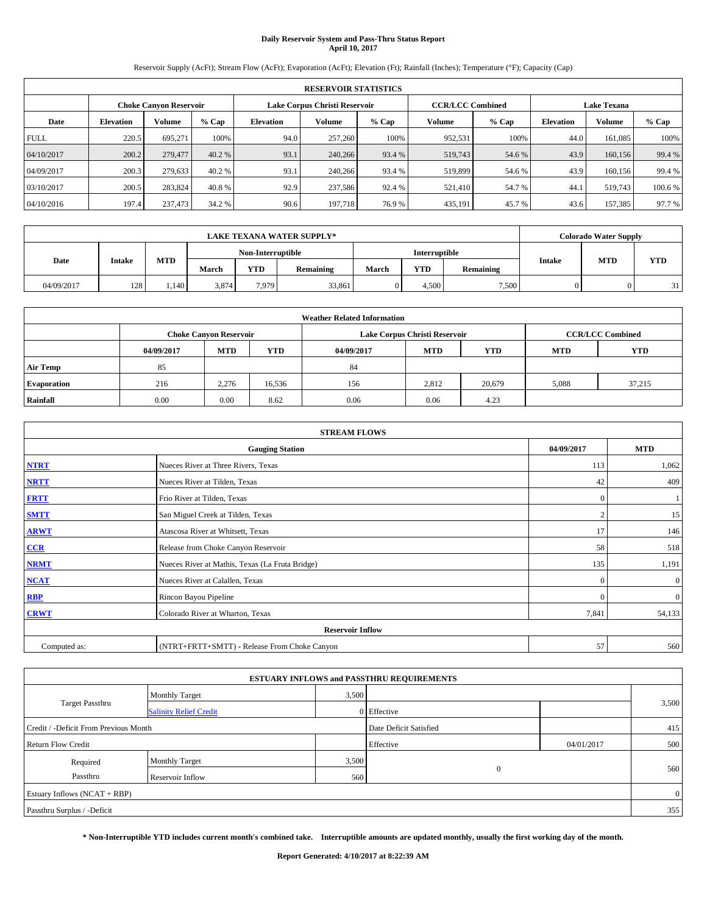# Daily Reservoir System and Pass-Thru Status Report
## April 10, 2017

Reservoir Supply (AcFt); Stream Flow (AcFt); Evaporation (AcFt); Elevation (Ft); Rainfall (Inches); Temperature (°F); Capacity (Cap)

| RESERVOIR STATISTICS | | | | | | | | | | | |
|---|---|---|---|---|---|---|---|---|---|---|---|
| | Choke Canyon Reservoir | | | Lake Corpus Christi Reservoir | | | CCR/LCC Combined | | Lake Texana | | |
| Date | Elevation | Volume | % Cap | Elevation | Volume | % Cap | Volume | % Cap | Elevation | Volume | % Cap |
| FULL | 220.5 | 695,271 | 100% | 94.0 | 257,260 | 100% | 952,531 | 100% | 44.0 | 161,085 | 100% |
| 04/10/2017 | 200.2 | 279,477 | 40.2 % | 93.1 | 240,266 | 93.4 % | 519,743 | 54.6 % | 43.9 | 160,156 | 99.4 % |
| 04/09/2017 | 200.3 | 279,633 | 40.2 % | 93.1 | 240,266 | 93.4 % | 519,899 | 54.6 % | 43.9 | 160,156 | 99.4 % |
| 03/10/2017 | 200.5 | 283,824 | 40.8 % | 92.9 | 237,586 | 92.4 % | 521,410 | 54.7 % | 44.1 | 519,743 | 100.6 % |
| 04/10/2016 | 197.4 | 237,473 | 34.2 % | 90.6 | 197,718 | 76.9 % | 435,191 | 45.7 % | 43.6 | 157,385 | 97.7 % |

| LAKE TEXANA WATER SUPPLY* | | | | | | | | | Colorado Water Supply | | |
|---|---|---|---|---|---|---|---|---|---|---|---|
| Date | Intake | MTD | Non-Interruptible | | | Interruptible | | | Intake | MTD | YTD |
| | | | March | YTD | Remaining | March | YTD | Remaining | | | |
| 04/09/2017 | 128 | 1,140 | 3,874 | 7,979 | 33,861 | 0 | 4,500 | 7,500 | 0 | 0 | 31 |

| Weather Related Information | | | | | | | | |
|---|---|---|---|---|---|---|---|---|
| | Choke Canyon Reservoir | | | Lake Corpus Christi Reservoir | | | CCR/LCC Combined | |
| | 04/09/2017 | MTD | YTD | 04/09/2017 | MTD | YTD | MTD | YTD |
| Air Temp | 85 | | | 84 | | | | |
| Evaporation | 216 | 2,276 | 16,536 | 156 | 2,812 | 20,679 | 5,088 | 37,215 |
| Rainfall | 0.00 | 0.00 | 8.62 | 0.06 | 0.06 | 4.23 | | |

| STREAM FLOWS | | | |
|---|---|---|---|
| Gauging Station | | 04/09/2017 | MTD |
| NTRT | Nueces River at Three Rivers, Texas | 113 | 1,062 |
| NRTT | Nueces River at Tilden, Texas | 42 | 409 |
| FRTT | Frio River at Tilden, Texas | 0 | 1 |
| SMTT | San Miguel Creek at Tilden, Texas | 2 | 15 |
| ARWT | Atascosa River at Whitsett, Texas | 17 | 146 |
| CCR | Release from Choke Canyon Reservoir | 58 | 518 |
| NRMT | Nueces River at Mathis, Texas (La Fruta Bridge) | 135 | 1,191 |
| NCAT | Nueces River at Calallen, Texas | 0 | 0 |
| RBP | Rincon Bayou Pipeline | 0 | 0 |
| CRWT | Colorado River at Wharton, Texas | 7,841 | 54,133 |
| Reservoir Inflow | | | |
| Computed as: | (NTRT+FRTT+SMTT) - Release From Choke Canyon | 57 | 560 |

| ESTUARY INFLOWS and PASSTHRU REQUIREMENTS | | | | | |
|---|---|---|---|---|---|
| Target Passthru | Monthly Target | 3,500 | | | 3,500 |
| | Salinity Relief Credit | 0 | Effective | | |
| Credit / -Deficit From Previous Month | | | Date Deficit Satisfied | | 415 |
| Return Flow Credit | | | Effective | 04/01/2017 | 500 |
| Required Passthru | Monthly Target | 3,500 | 0 | | 560 |
| | Reservoir Inflow | 560 | | | |
| Estuary Inflows (NCAT + RBP) | | | | | 0 |
| Passthru Surplus / -Deficit | | | | | 355 |

**\* Non-Interruptible YTD includes current month's combined take. Interruptible amounts are updated monthly, usually the first working day of the month.**

**Report Generated: 4/10/2017 at 8:22:39 AM**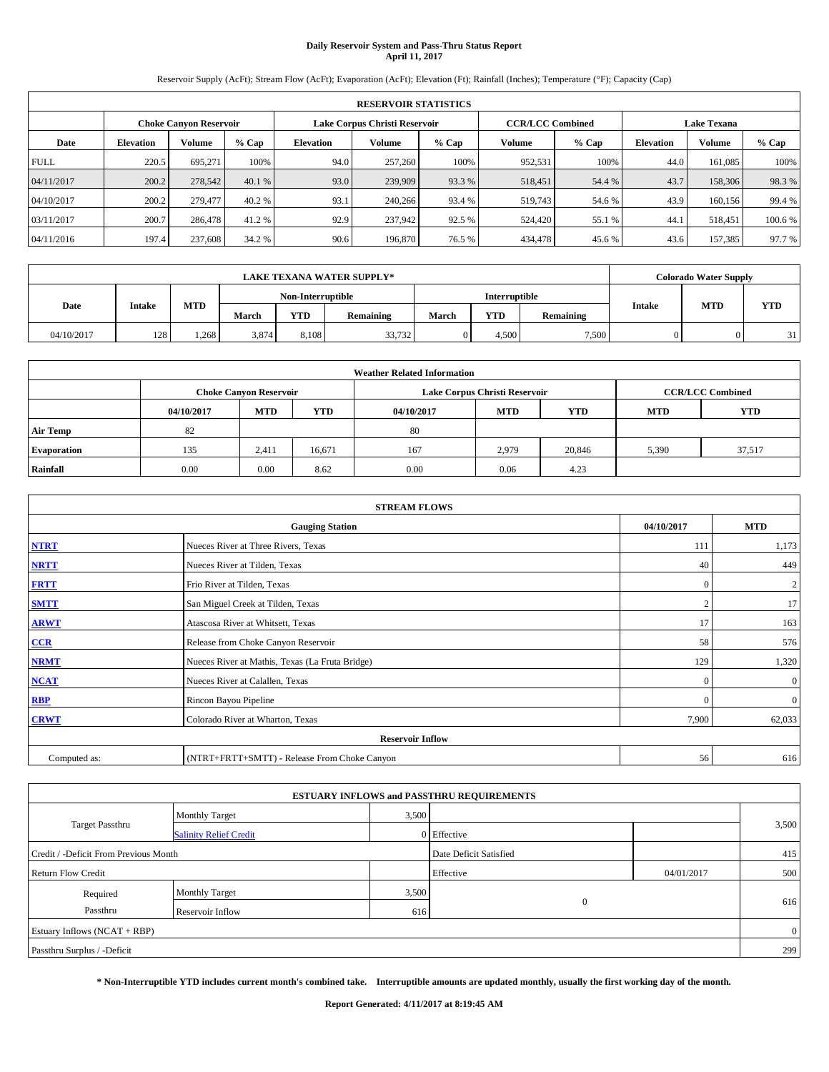# Daily Reservoir System and Pass-Thru Status Report
## April 11, 2017

Reservoir Supply (AcFt); Stream Flow (AcFt); Evaporation (AcFt); Elevation (Ft); Rainfall (Inches); Temperature (°F); Capacity (Cap)

| RESERVOIR STATISTICS | | | | | | | | | | | |
|---|---|---|---|---|---|---|---|---|---|---|---|
| | Choke Canyon Reservoir | | | Lake Corpus Christi Reservoir | | | CCR/LCC Combined | | Lake Texana | | |
| Date | Elevation | Volume | % Cap | Elevation | Volume | % Cap | Volume | % Cap | Elevation | Volume | % Cap |
| FULL | 220.5 | 695,271 | 100% | 94.0 | 257,260 | 100% | 952,531 | 100% | 44.0 | 161,085 | 100% |
| 04/11/2017 | 200.2 | 278,542 | 40.1 % | 93.0 | 239,909 | 93.3 % | 518,451 | 54.4 % | 43.7 | 158,306 | 98.3 % |
| 04/10/2017 | 200.2 | 279,477 | 40.2 % | 93.1 | 240,266 | 93.4 % | 519,743 | 54.6 % | 43.9 | 160,156 | 99.4 % |
| 03/11/2017 | 200.7 | 286,478 | 41.2 % | 92.9 | 237,942 | 92.5 % | 524,420 | 55.1 % | 44.1 | 518,451 | 100.6 % |
| 04/11/2016 | 197.4 | 237,608 | 34.2 % | 90.6 | 196,870 | 76.5 % | 434,478 | 45.6 % | 43.6 | 157,385 | 97.7 % |

| LAKE TEXANA WATER SUPPLY* | | | | | | | | | Colorado Water Supply | | |
|---|---|---|---|---|---|---|---|---|---|---|---|
| Date | Intake | MTD | Non-Interruptible | | | Interruptible | | | Intake | MTD | YTD |
| | | | March | YTD | Remaining | March | YTD | Remaining | | | |
| 04/10/2017 | 128 | 1,268 | 3,874 | 8,108 | 33,732 | 0 | 4,500 | 7,500 | 0 | 0 | 31 |

| Weather Related Information | | | | | | | | |
|---|---|---|---|---|---|---|---|---|
| | Choke Canyon Reservoir | | | Lake Corpus Christi Reservoir | | | CCR/LCC Combined | |
| | 04/10/2017 | MTD | YTD | 04/10/2017 | MTD | YTD | MTD | YTD |
| Air Temp | 82 | | | 80 | | | | |
| Evaporation | 135 | 2,411 | 16,671 | 167 | 2,979 | 20,846 | 5,390 | 37,517 |
| Rainfall | 0.00 | 0.00 | 8.62 | 0.00 | 0.06 | 4.23 | | |

| STREAM FLOWS | | | |
|---|---|---|---|
| | Gauging Station | 04/10/2017 | MTD |
| NTRT | Nueces River at Three Rivers, Texas | 111 | 1,173 |
| NRTT | Nueces River at Tilden, Texas | 40 | 449 |
| FRTT | Frio River at Tilden, Texas | 0 | 2 |
| SMTT | San Miguel Creek at Tilden, Texas | 2 | 17 |
| ARWT | Atascosa River at Whitsett, Texas | 17 | 163 |
| CCR | Release from Choke Canyon Reservoir | 58 | 576 |
| NRMT | Nueces River at Mathis, Texas (La Fruta Bridge) | 129 | 1,320 |
| NCAT | Nueces River at Calallen, Texas | 0 | 0 |
| RBP | Rincon Bayou Pipeline | 0 | 0 |
| CRWT | Colorado River at Wharton, Texas | 7,900 | 62,033 |
| Reservoir Inflow | | | |
| Computed as: | (NTRT+FRTT+SMTT) - Release From Choke Canyon | 56 | 616 |

| ESTUARY INFLOWS and PASSTHRU REQUIREMENTS | | | | | |
|---|---|---|---|---|---|
| Target Passthru | Monthly Target | 3,500 | | | 3,500 |
| | Salinity Relief Credit | 0 | Effective | | |
| Credit / -Deficit From Previous Month | | | Date Deficit Satisfied | | 415 |
| Return Flow Credit | | | Effective | 04/01/2017 | 500 |
| Required Passthru | Monthly Target | 3,500 | 0 | | 616 |
| | Reservoir Inflow | 616 | | | |
| Estuary Inflows (NCAT + RBP) | | | | | 0 |
| Passthru Surplus / -Deficit | | | | | 299 |

**\* Non-Interruptible YTD includes current month's combined take. Interruptible amounts are updated monthly, usually the first working day of the month.**

**Report Generated: 4/11/2017 at 8:19:45 AM**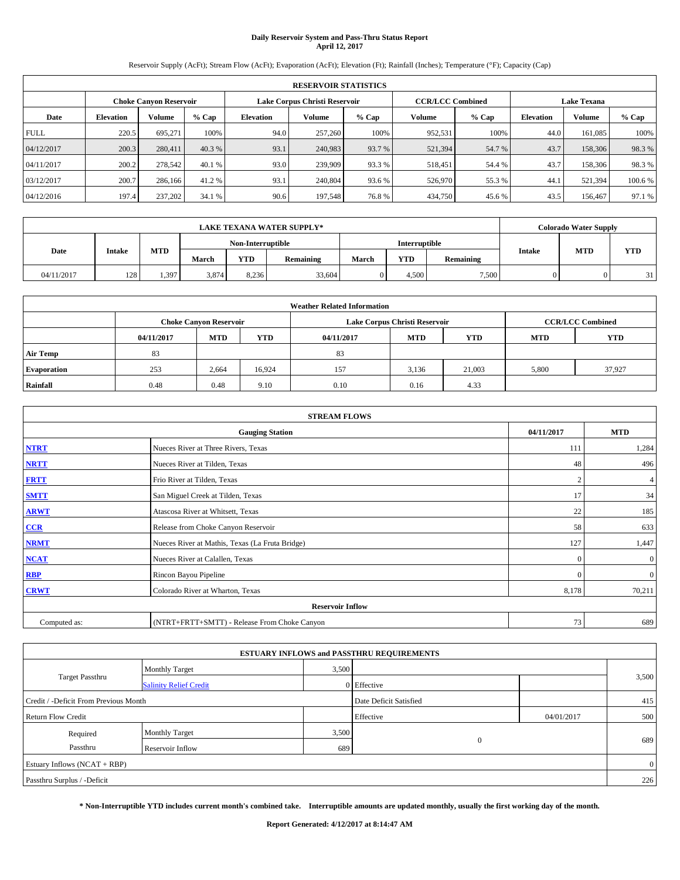# Daily Reservoir System and Pass-Thru Status Report
## April 12, 2017

Reservoir Supply (AcFt); Stream Flow (AcFt); Evaporation (AcFt); Elevation (Ft); Rainfall (Inches); Temperature (°F); Capacity (Cap)

| RESERVOIR STATISTICS | | | | | | | | | | | |
|---|---|---|---|---|---|---|---|---|---|---|---|
| | Choke Canyon Reservoir | | | Lake Corpus Christi Reservoir | | | CCR/LCC Combined | | Lake Texana | | |
| Date | Elevation | Volume | % Cap | Elevation | Volume | % Cap | Volume | % Cap | Elevation | Volume | % Cap |
| FULL | 220.5 | 695,271 | 100% | 94.0 | 257,260 | 100% | 952,531 | 100% | 44.0 | 161,085 | 100% |
| 04/12/2017 | 200.3 | 280,411 | 40.3 % | 93.1 | 240,983 | 93.7 % | 521,394 | 54.7 % | 43.7 | 158,306 | 98.3 % |
| 04/11/2017 | 200.2 | 278,542 | 40.1 % | 93.0 | 239,909 | 93.3 % | 518,451 | 54.4 % | 43.7 | 158,306 | 98.3 % |
| 03/12/2017 | 200.7 | 286,166 | 41.2 % | 93.1 | 240,804 | 93.6 % | 526,970 | 55.3 % | 44.1 | 521,394 | 100.6 % |
| 04/12/2016 | 197.4 | 237,202 | 34.1 % | 90.6 | 197,548 | 76.8 % | 434,750 | 45.6 % | 43.5 | 156,467 | 97.1 % |

| LAKE TEXANA WATER SUPPLY* | | | | | | | | | Colorado Water Supply | | |
|---|---|---|---|---|---|---|---|---|---|---|---|
| Date | Intake | MTD | Non-Interruptible | | | Interruptible | | | Intake | MTD | YTD |
| | | | March | YTD | Remaining | March | YTD | Remaining | | | |
| 04/11/2017 | 128 | 1,397 | 3,874 | 8,236 | 33,604 | 0 | 4,500 | 7,500 | 0 | 0 | 31 |

| Weather Related Information | | | | | | | | |
|---|---|---|---|---|---|---|---|---|
| | Choke Canyon Reservoir | | | Lake Corpus Christi Reservoir | | | CCR/LCC Combined | |
| | 04/11/2017 | MTD | YTD | 04/11/2017 | MTD | YTD | MTD | YTD |
| Air Temp | 83 | | | 83 | | | | |
| Evaporation | 253 | 2,664 | 16,924 | 157 | 3,136 | 21,003 | 5,800 | 37,927 |
| Rainfall | 0.48 | 0.48 | 9.10 | 0.10 | 0.16 | 4.33 | | |

| STREAM FLOWS | | | |
|---|---|---|---|
| | Gauging Station | 04/11/2017 | MTD |
| NTRT | Nueces River at Three Rivers, Texas | 111 | 1,284 |
| NRTT | Nueces River at Tilden, Texas | 48 | 496 |
| FRTT | Frio River at Tilden, Texas | 2 | 4 |
| SMTT | San Miguel Creek at Tilden, Texas | 17 | 34 |
| ARWT | Atascosa River at Whitsett, Texas | 22 | 185 |
| CCR | Release from Choke Canyon Reservoir | 58 | 633 |
| NRMT | Nueces River at Mathis, Texas (La Fruta Bridge) | 127 | 1,447 |
| NCAT | Nueces River at Calallen, Texas | 0 | 0 |
| RBP | Rincon Bayou Pipeline | 0 | 0 |
| CRWT | Colorado River at Wharton, Texas | 8,178 | 70,211 |
| Reservoir Inflow | | | |
| Computed as: | (NTRT+FRTT+SMTT) - Release From Choke Canyon | 73 | 689 |

| ESTUARY INFLOWS and PASSTHRU REQUIREMENTS | | | | | |
|---|---|---|---|---|---|
| Target Passthru | Monthly Target | 3,500 | | | 3,500 |
| | Salinity Relief Credit | 0 | Effective | | |
| Credit / -Deficit From Previous Month | | | Date Deficit Satisfied | | 415 |
| Return Flow Credit | | | Effective | 04/01/2017 | 500 |
| Required Passthru | Monthly Target | 3,500 | 0 | | 689 |
| | Reservoir Inflow | 689 | | | |
| Estuary Inflows (NCAT + RBP) | | | | | 0 |
| Passthru Surplus / -Deficit | | | | | 226 |

**\* Non-Interruptible YTD includes current month's combined take. Interruptible amounts are updated monthly, usually the first working day of the month.**

**Report Generated: 4/12/2017 at 8:14:47 AM**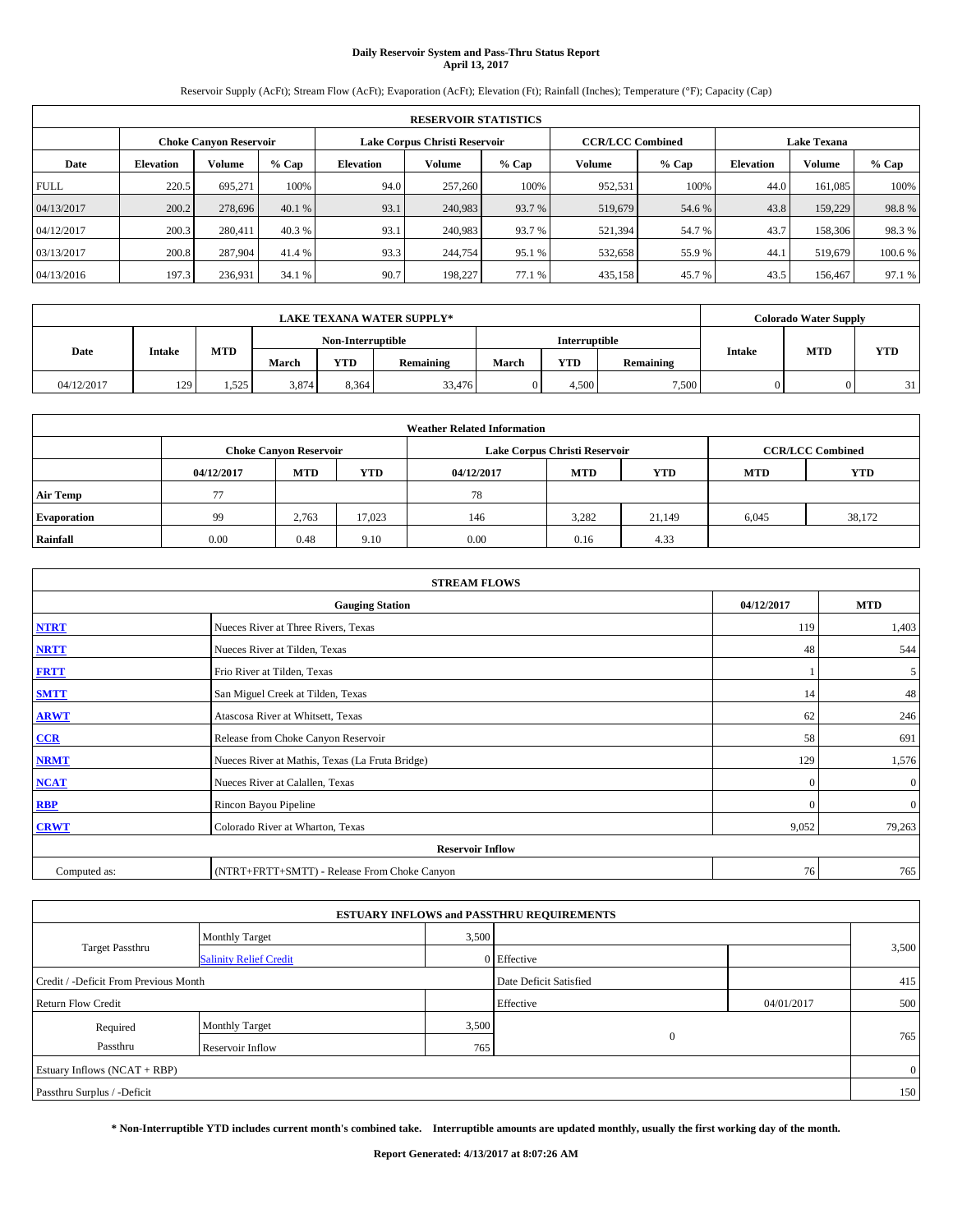# Daily Reservoir System and Pass-Thru Status Report
## April 13, 2017

Reservoir Supply (AcFt); Stream Flow (AcFt); Evaporation (AcFt); Elevation (Ft); Rainfall (Inches); Temperature (°F); Capacity (Cap)

| RESERVOIR STATISTICS | | | | | | | | | | | |
|---|---|---|---|---|---|---|---|---|---|---|---|
| | Choke Canyon Reservoir | | | Lake Corpus Christi Reservoir | | | CCR/LCC Combined | | Lake Texana | | |
| Date | Elevation | Volume | % Cap | Elevation | Volume | % Cap | Volume | % Cap | Elevation | Volume | % Cap |
| FULL | 220.5 | 695,271 | 100% | 94.0 | 257,260 | 100% | 952,531 | 100% | 44.0 | 161,085 | 100% |
| 04/13/2017 | 200.2 | 278,696 | 40.1 % | 93.1 | 240,983 | 93.7 % | 519,679 | 54.6 % | 43.8 | 159,229 | 98.8 % |
| 04/12/2017 | 200.3 | 280,411 | 40.3 % | 93.1 | 240,983 | 93.7 % | 521,394 | 54.7 % | 43.7 | 158,306 | 98.3 % |
| 03/13/2017 | 200.8 | 287,904 | 41.4 % | 93.3 | 244,754 | 95.1 % | 532,658 | 55.9 % | 44.1 | 519,679 | 100.6 % |
| 04/13/2016 | 197.3 | 236,931 | 34.1 % | 90.7 | 198,227 | 77.1 % | 435,158 | 45.7 % | 43.5 | 156,467 | 97.1 % |

| LAKE TEXANA WATER SUPPLY* | | | | | | | | | Colorado Water Supply | | |
|---|---|---|---|---|---|---|---|---|---|---|---|
| Date | Intake | MTD | Non-Interruptible | | | Interruptible | | | Intake | MTD | YTD |
| | | | March | YTD | Remaining | March | YTD | Remaining | | | |
| 04/12/2017 | 129 | 1,525 | 3,874 | 8,364 | 33,476 | 0 | 4,500 | 7,500 | 0 | 0 | 31 |

| Weather Related Information | | | | | | | | |
|---|---|---|---|---|---|---|---|---|
| | Choke Canyon Reservoir | | | Lake Corpus Christi Reservoir | | | CCR/LCC Combined | |
| | 04/12/2017 | MTD | YTD | 04/12/2017 | MTD | YTD | MTD | YTD |
| Air Temp | 77 | | | 78 | | | | |
| Evaporation | 99 | 2,763 | 17,023 | 146 | 3,282 | 21,149 | 6,045 | 38,172 |
| Rainfall | 0.00 | 0.48 | 9.10 | 0.00 | 0.16 | 4.33 | | |

| STREAM FLOWS | | | |
|---|---|---|---|
| | Gauging Station | 04/12/2017 | MTD |
| NTRT | Nueces River at Three Rivers, Texas | 119 | 1,403 |
| NRTT | Nueces River at Tilden, Texas | 48 | 544 |
| FRTT | Frio River at Tilden, Texas | 1 | 5 |
| SMTT | San Miguel Creek at Tilden, Texas | 14 | 48 |
| ARWT | Atascosa River at Whitsett, Texas | 62 | 246 |
| CCR | Release from Choke Canyon Reservoir | 58 | 691 |
| NRMT | Nueces River at Mathis, Texas (La Fruta Bridge) | 129 | 1,576 |
| NCAT | Nueces River at Calallen, Texas | 0 | 0 |
| RBP | Rincon Bayou Pipeline | 0 | 0 |
| CRWT | Colorado River at Wharton, Texas | 9,052 | 79,263 |
| Reservoir Inflow | | | |
| Computed as: | (NTRT+FRTT+SMTT) - Release From Choke Canyon | 76 | 765 |

| ESTUARY INFLOWS and PASSTHRU REQUIREMENTS | | | | | |
|---|---|---|---|---|---|
| Target Passthru | Monthly Target | 3,500 | | | 3,500 |
| | Salinity Relief Credit | 0 | Effective | | |
| Credit / -Deficit From Previous Month | | | Date Deficit Satisfied | | 415 |
| Return Flow Credit | | | Effective | 04/01/2017 | 500 |
| Required Passthru | Monthly Target | 3,500 | 0 | | 765 |
| | Reservoir Inflow | 765 | | | |
| Estuary Inflows (NCAT + RBP) | | | | | 0 |
| Passthru Surplus / -Deficit | | | | | 150 |

**\* Non-Interruptible YTD includes current month's combined take. Interruptible amounts are updated monthly, usually the first working day of the month.**

**Report Generated: 4/13/2017 at 8:07:26 AM**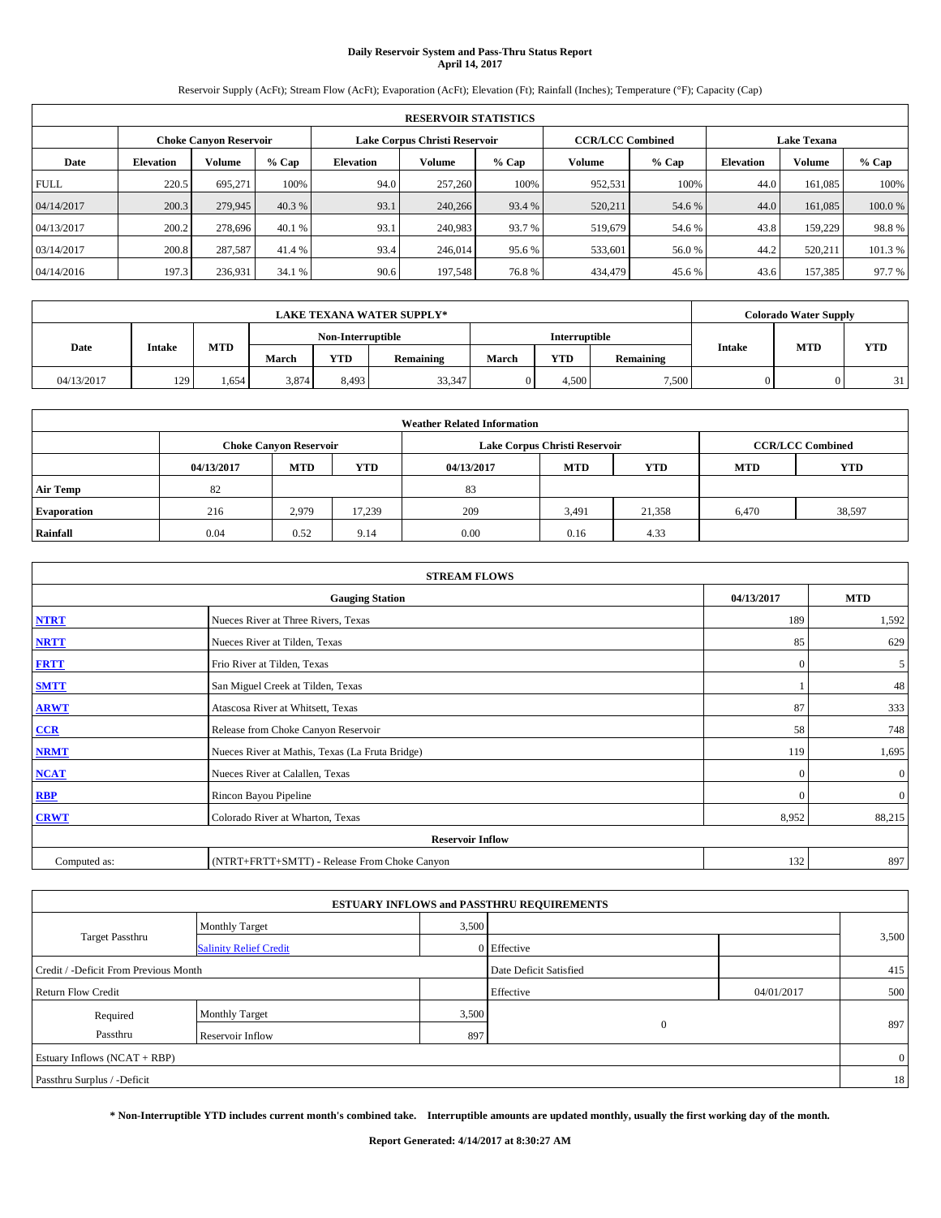# Daily Reservoir System and Pass-Thru Status Report
## April 14, 2017

Reservoir Supply (AcFt); Stream Flow (AcFt); Evaporation (AcFt); Elevation (Ft); Rainfall (Inches); Temperature (°F); Capacity (Cap)

| RESERVOIR STATISTICS | | | | | | | | | | | |
|---|---|---|---|---|---|---|---|---|---|---|---|
| | Choke Canyon Reservoir | | | Lake Corpus Christi Reservoir | | | CCR/LCC Combined | | Lake Texana | | |
| Date | Elevation | Volume | % Cap | Elevation | Volume | % Cap | Volume | % Cap | Elevation | Volume | % Cap |
| FULL | 220.5 | 695,271 | 100% | 94.0 | 257,260 | 100% | 952,531 | 100% | 44.0 | 161,085 | 100% |
| 04/14/2017 | 200.3 | 279,945 | 40.3 % | 93.1 | 240,266 | 93.4 % | 520,211 | 54.6 % | 44.0 | 161,085 | 100.0 % |
| 04/13/2017 | 200.2 | 278,696 | 40.1 % | 93.1 | 240,983 | 93.7 % | 519,679 | 54.6 % | 43.8 | 159,229 | 98.8 % |
| 03/14/2017 | 200.8 | 287,587 | 41.4 % | 93.4 | 246,014 | 95.6 % | 533,601 | 56.0 % | 44.2 | 520,211 | 101.3 % |
| 04/14/2016 | 197.3 | 236,931 | 34.1 % | 90.6 | 197,548 | 76.8 % | 434,479 | 45.6 % | 43.6 | 157,385 | 97.7 % |

| LAKE TEXANA WATER SUPPLY* | | | | | | | | | Colorado Water Supply | | |
|---|---|---|---|---|---|---|---|---|---|---|---|
| Date | Intake | MTD | Non-Interruptible | | | Interruptible | | | Intake | MTD | YTD |
| | | | March | YTD | Remaining | March | YTD | Remaining | | | |
| 04/13/2017 | 129 | 1,654 | 3,874 | 8,493 | 33,347 | 0 | 4,500 | 7,500 | 0 | 0 | 31 |

| Weather Related Information | | | | | | | | |
|---|---|---|---|---|---|---|---|---|
| | Choke Canyon Reservoir | | | Lake Corpus Christi Reservoir | | | CCR/LCC Combined | |
| | 04/13/2017 | MTD | YTD | 04/13/2017 | MTD | YTD | MTD | YTD |
| Air Temp | 82 | | | 83 | | | | |
| Evaporation | 216 | 2,979 | 17,239 | 209 | 3,491 | 21,358 | 6,470 | 38,597 |
| Rainfall | 0.04 | 0.52 | 9.14 | 0.00 | 0.16 | 4.33 | | |

| STREAM FLOWS | | | |
|---|---|---|---|
| | Gauging Station | 04/13/2017 | MTD |
| NTRT | Nueces River at Three Rivers, Texas | 189 | 1,592 |
| NRTT | Nueces River at Tilden, Texas | 85 | 629 |
| FRTT | Frio River at Tilden, Texas | 0 | 5 |
| SMTT | San Miguel Creek at Tilden, Texas | 1 | 48 |
| ARWT | Atascosa River at Whitsett, Texas | 87 | 333 |
| CCR | Release from Choke Canyon Reservoir | 58 | 748 |
| NRMT | Nueces River at Mathis, Texas (La Fruta Bridge) | 119 | 1,695 |
| NCAT | Nueces River at Calallen, Texas | 0 | 0 |
| RBP | Rincon Bayou Pipeline | 0 | 0 |
| CRWT | Colorado River at Wharton, Texas | 8,952 | 88,215 |
| Reservoir Inflow | | | |
| Computed as: | (NTRT+FRTT+SMTT) - Release From Choke Canyon | 132 | 897 |

| ESTUARY INFLOWS and PASSTHRU REQUIREMENTS | | | | | |
|---|---|---|---|---|---|
| Target Passthru | Monthly Target | 3,500 | | | 3,500 |
| | Salinity Relief Credit | 0 | Effective | | |
| Credit / -Deficit From Previous Month | | | Date Deficit Satisfied | | 415 |
| Return Flow Credit | | | Effective | 04/01/2017 | 500 |
| Required Passthru | Monthly Target | 3,500 | 0 | | 897 |
| | Reservoir Inflow | 897 | | | |
| Estuary Inflows (NCAT + RBP) | | | | | 0 |
| Passthru Surplus / -Deficit | | | | | 18 |

**\* Non-Interruptible YTD includes current month's combined take. Interruptible amounts are updated monthly, usually the first working day of the month.**

**Report Generated: 4/14/2017 at 8:30:27 AM**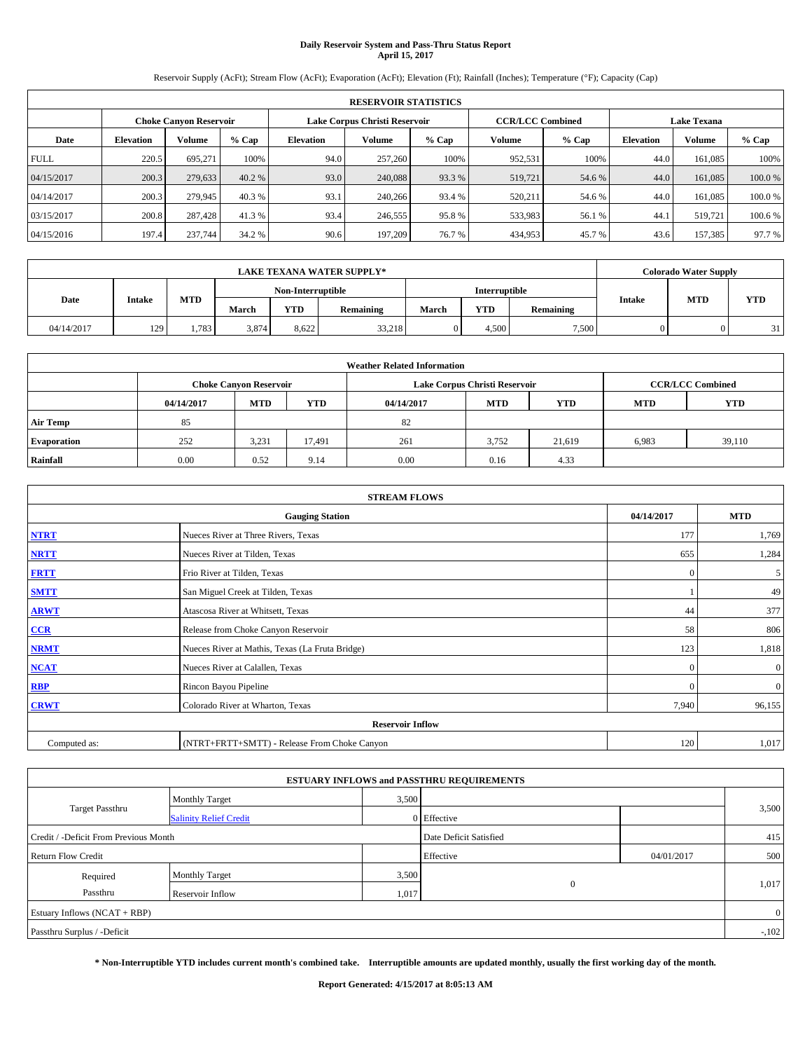**Daily Reservoir System and Pass-Thru Status Report**
**April 15, 2017**

Reservoir Supply (AcFt); Stream Flow (AcFt); Evaporation (AcFt); Elevation (Ft); Rainfall (Inches); Temperature (°F); Capacity (Cap)

| RESERVOIR STATISTICS | | | | | | | | | | | |
|---|---|---|---|---|---|---|---|---|---|---|---|
| | Choke Canyon Reservoir | | | Lake Corpus Christi Reservoir | | | CCR/LCC Combined | | Lake Texana | | |
| Date | Elevation | Volume | % Cap | Elevation | Volume | % Cap | Volume | % Cap | Elevation | Volume | % Cap |
| FULL | 220.5 | 695,271 | 100% | 94.0 | 257,260 | 100% | 952,531 | 100% | 44.0 | 161,085 | 100% |
| 04/15/2017 | 200.3 | 279,633 | 40.2 % | 93.0 | 240,088 | 93.3 % | 519,721 | 54.6 % | 44.0 | 161,085 | 100.0 % |
| 04/14/2017 | 200.3 | 279,945 | 40.3 % | 93.1 | 240,266 | 93.4 % | 520,211 | 54.6 % | 44.0 | 161,085 | 100.0 % |
| 03/15/2017 | 200.8 | 287,428 | 41.3 % | 93.4 | 246,555 | 95.8 % | 533,983 | 56.1 % | 44.1 | 519,721 | 100.6 % |
| 04/15/2016 | 197.4 | 237,744 | 34.2 % | 90.6 | 197,209 | 76.7 % | 434,953 | 45.7 % | 43.6 | 157,385 | 97.7 % |

| LAKE TEXANA WATER SUPPLY* | | | | | | | | | Colorado Water Supply | | |
|---|---|---|---|---|---|---|---|---|---|---|---|
| Date | Intake | MTD | Non-Interruptible | | | Interruptible | | | Intake | MTD | YTD |
| | | | March | YTD | Remaining | March | YTD | Remaining | | | |
| 04/14/2017 | 129 | 1,783 | 3,874 | 8,622 | 33,218 | 0 | 4,500 | 7,500 | 0 | 0 | 31 |

| Weather Related Information | | | | | | | | |
|---|---|---|---|---|---|---|---|---|
| | Choke Canyon Reservoir | | | Lake Corpus Christi Reservoir | | | CCR/LCC Combined | |
| | 04/14/2017 | MTD | YTD | 04/14/2017 | MTD | YTD | MTD | YTD |
| Air Temp | 85 | | | 82 | | | | |
| Evaporation | 252 | 3,231 | 17,491 | 261 | 3,752 | 21,619 | 6,983 | 39,110 |
| Rainfall | 0.00 | 0.52 | 9.14 | 0.00 | 0.16 | 4.33 | | |

| STREAM FLOWS | | | |
|---|---|---|---|
| | Gauging Station | 04/14/2017 | MTD |
| NTRT | Nueces River at Three Rivers, Texas | 177 | 1,769 |
| NRTT | Nueces River at Tilden, Texas | 655 | 1,284 |
| FRTT | Frio River at Tilden, Texas | 0 | 5 |
| SMTT | San Miguel Creek at Tilden, Texas | 1 | 49 |
| ARWT | Atascosa River at Whitsett, Texas | 44 | 377 |
| CCR | Release from Choke Canyon Reservoir | 58 | 806 |
| NRMT | Nueces River at Mathis, Texas (La Fruta Bridge) | 123 | 1,818 |
| NCAT | Nueces River at Calallen, Texas | 0 | 0 |
| RBP | Rincon Bayou Pipeline | 0 | 0 |
| CRWT | Colorado River at Wharton, Texas | 7,940 | 96,155 |
| | Reservoir Inflow | | |
| Computed as: | (NTRT+FRTT+SMTT) - Release From Choke Canyon | 120 | 1,017 |

| ESTUARY INFLOWS and PASSTHRU REQUIREMENTS | | | | | |
|---|---|---|---|---|---|
| Target Passthru | Monthly Target | 3,500 | | | 3,500 |
| | Salinity Relief Credit | 0 | Effective | | |
| Credit / -Deficit From Previous Month | | | Date Deficit Satisfied | | 415 |
| Return Flow Credit | | | Effective | 04/01/2017 | 500 |
| Required Passthru | Monthly Target | 3,500 | 0 | | 1,017 |
| | Reservoir Inflow | 1,017 | | | |
| Estuary Inflows (NCAT + RBP) | | | | | 0 |
| Passthru Surplus / -Deficit | | | | | -,102 |

**\* Non-Interruptible YTD includes current month's combined take. Interruptible amounts are updated monthly, usually the first working day of the month.**

**Report Generated: 4/15/2017 at 8:05:13 AM**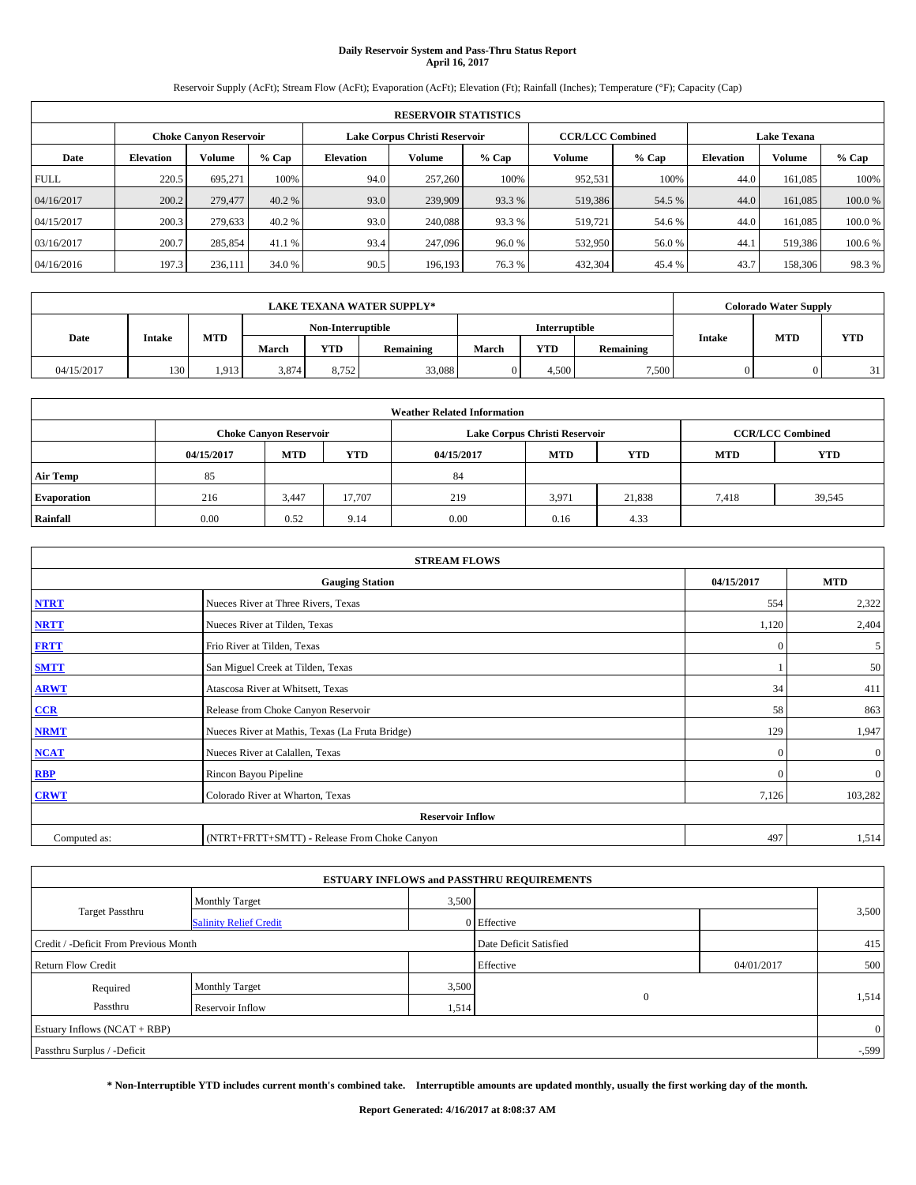# Daily Reservoir System and Pass-Thru Status Report
## April 16, 2017

Reservoir Supply (AcFt); Stream Flow (AcFt); Evaporation (AcFt); Elevation (Ft); Rainfall (Inches); Temperature (°F); Capacity (Cap)

| RESERVOIR STATISTICS | | | | | | | | | | | |
|---|---|---|---|---|---|---|---|---|---|---|---|
| | Choke Canyon Reservoir | | | Lake Corpus Christi Reservoir | | | CCR/LCC Combined | | Lake Texana | | |
| Date | Elevation | Volume | % Cap | Elevation | Volume | % Cap | Volume | % Cap | Elevation | Volume | % Cap |
| FULL | 220.5 | 695,271 | 100% | 94.0 | 257,260 | 100% | 952,531 | 100% | 44.0 | 161,085 | 100% |
| 04/16/2017 | 200.2 | 279,477 | 40.2 % | 93.0 | 239,909 | 93.3 % | 519,386 | 54.5 % | 44.0 | 161,085 | 100.0 % |
| 04/15/2017 | 200.3 | 279,633 | 40.2 % | 93.0 | 240,088 | 93.3 % | 519,721 | 54.6 % | 44.0 | 161,085 | 100.0 % |
| 03/16/2017 | 200.7 | 285,854 | 41.1 % | 93.4 | 247,096 | 96.0 % | 532,950 | 56.0 % | 44.1 | 519,386 | 100.6 % |
| 04/16/2016 | 197.3 | 236,111 | 34.0 % | 90.5 | 196,193 | 76.3 % | 432,304 | 45.4 % | 43.7 | 158,306 | 98.3 % |

| LAKE TEXANA WATER SUPPLY* | | | | | | | | | Colorado Water Supply | | |
|---|---|---|---|---|---|---|---|---|---|---|---|
| Date | Intake | MTD | Non-Interruptible | | | Interruptible | | | Intake | MTD | YTD |
| | | | March | YTD | Remaining | March | YTD | Remaining | | | |
| 04/15/2017 | 130 | 1,913 | 3,874 | 8,752 | 33,088 | 0 | 4,500 | 7,500 | 0 | 0 | 31 |

| Weather Related Information | | | | | | | | |
|---|---|---|---|---|---|---|---|---|
| | Choke Canyon Reservoir | | | Lake Corpus Christi Reservoir | | | CCR/LCC Combined | |
| | 04/15/2017 | MTD | YTD | 04/15/2017 | MTD | YTD | MTD | YTD |
| Air Temp | 85 | | | 84 | | | | |
| Evaporation | 216 | 3,447 | 17,707 | 219 | 3,971 | 21,838 | 7,418 | 39,545 |
| Rainfall | 0.00 | 0.52 | 9.14 | 0.00 | 0.16 | 4.33 | | |

| STREAM FLOWS | | | |
|---|---|---|---|
| | Gauging Station | 04/15/2017 | MTD |
| NTRT | Nueces River at Three Rivers, Texas | 554 | 2,322 |
| NRTT | Nueces River at Tilden, Texas | 1,120 | 2,404 |
| FRTT | Frio River at Tilden, Texas | 0 | 5 |
| SMTT | San Miguel Creek at Tilden, Texas | 1 | 50 |
| ARWT | Atascosa River at Whitsett, Texas | 34 | 411 |
| CCR | Release from Choke Canyon Reservoir | 58 | 863 |
| NRMT | Nueces River at Mathis, Texas (La Fruta Bridge) | 129 | 1,947 |
| NCAT | Nueces River at Calallen, Texas | 0 | 0 |
| RBP | Rincon Bayou Pipeline | 0 | 0 |
| CRWT | Colorado River at Wharton, Texas | 7,126 | 103,282 |
| | Reservoir Inflow | | |
| Computed as: | (NTRT+FRTT+SMTT) - Release From Choke Canyon | 497 | 1,514 |

| ESTUARY INFLOWS and PASSTHRU REQUIREMENTS | | | | | |
|---|---|---|---|---|---|
| Target Passthru | Monthly Target | 3,500 | | | 3,500 |
| | Salinity Relief Credit | 0 | Effective | | |
| Credit / -Deficit From Previous Month | | | Date Deficit Satisfied | | 415 |
| Return Flow Credit | | | Effective | 04/01/2017 | 500 |
| Required Passthru | Monthly Target | 3,500 | 0 | | 1,514 |
| | Reservoir Inflow | 1,514 | | | |
| Estuary Inflows (NCAT + RBP) | | | | | 0 |
| Passthru Surplus / -Deficit | | | | | -,599 |

**\* Non-Interruptible YTD includes current month's combined take. Interruptible amounts are updated monthly, usually the first working day of the month.**

**Report Generated: 4/16/2017 at 8:08:37 AM**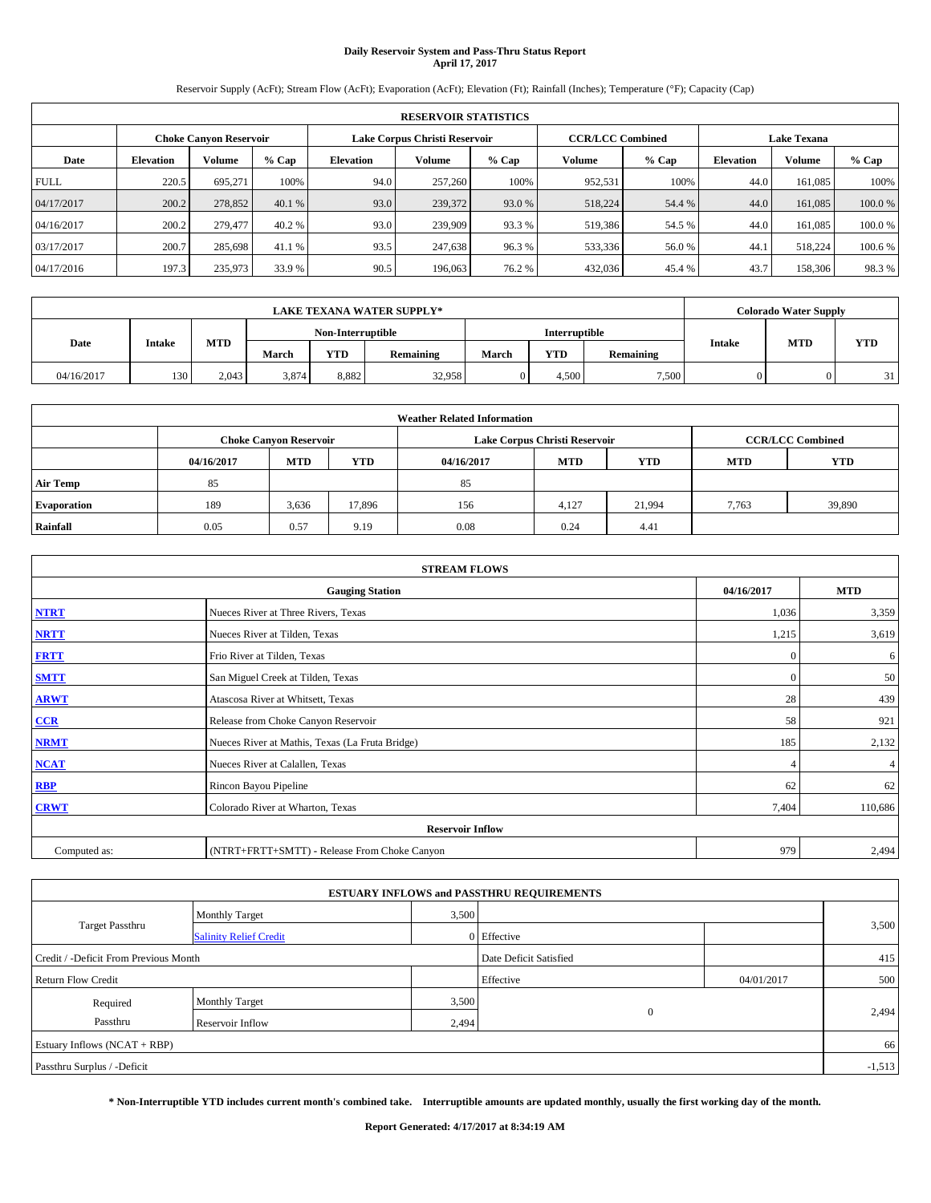# Daily Reservoir System and Pass-Thru Status Report
## April 17, 2017

Reservoir Supply (AcFt); Stream Flow (AcFt); Evaporation (AcFt); Elevation (Ft); Rainfall (Inches); Temperature (°F); Capacity (Cap)

| RESERVOIR STATISTICS | | | | | | | | | | | |
|---|---|---|---|---|---|---|---|---|---|---|---|
| | Choke Canyon Reservoir | | | Lake Corpus Christi Reservoir | | | CCR/LCC Combined | | Lake Texana | | |
| Date | Elevation | Volume | % Cap | Elevation | Volume | % Cap | Volume | % Cap | Elevation | Volume | % Cap |
| FULL | 220.5 | 695,271 | 100% | 94.0 | 257,260 | 100% | 952,531 | 100% | 44.0 | 161,085 | 100% |
| 04/17/2017 | 200.2 | 278,852 | 40.1 % | 93.0 | 239,372 | 93.0 % | 518,224 | 54.4 % | 44.0 | 161,085 | 100.0 % |
| 04/16/2017 | 200.2 | 279,477 | 40.2 % | 93.0 | 239,909 | 93.3 % | 519,386 | 54.5 % | 44.0 | 161,085 | 100.0 % |
| 03/17/2017 | 200.7 | 285,698 | 41.1 % | 93.5 | 247,638 | 96.3 % | 533,336 | 56.0 % | 44.1 | 518,224 | 100.6 % |
| 04/17/2016 | 197.3 | 235,973 | 33.9 % | 90.5 | 196,063 | 76.2 % | 432,036 | 45.4 % | 43.7 | 158,306 | 98.3 % |

| LAKE TEXANA WATER SUPPLY* | | | | | | | | | Colorado Water Supply | | |
|---|---|---|---|---|---|---|---|---|---|---|---|
| Date | Intake | MTD | Non-Interruptible | | | Interruptible | | | Intake | MTD | YTD |
| | | | March | YTD | Remaining | March | YTD | Remaining | | | |
| 04/16/2017 | 130 | 2,043 | 3,874 | 8,882 | 32,958 | 0 | 4,500 | 7,500 | 0 | 0 | 31 |

| Weather Related Information | | | | | | | | |
|---|---|---|---|---|---|---|---|---|
| | Choke Canyon Reservoir | | | Lake Corpus Christi Reservoir | | | CCR/LCC Combined | |
| | 04/16/2017 | MTD | YTD | 04/16/2017 | MTD | YTD | MTD | YTD |
| Air Temp | 85 | | | 85 | | | | |
| Evaporation | 189 | 3,636 | 17,896 | 156 | 4,127 | 21,994 | 7,763 | 39,890 |
| Rainfall | 0.05 | 0.57 | 9.19 | 0.08 | 0.24 | 4.41 | | |

| STREAM FLOWS | | | |
|---|---|---|---|
| Gauging Station | | 04/16/2017 | MTD |
| NTRT | Nueces River at Three Rivers, Texas | 1,036 | 3,359 |
| NRTT | Nueces River at Tilden, Texas | 1,215 | 3,619 |
| FRTT | Frio River at Tilden, Texas | 0 | 6 |
| SMTT | San Miguel Creek at Tilden, Texas | 0 | 50 |
| ARWT | Atascosa River at Whitsett, Texas | 28 | 439 |
| CCR | Release from Choke Canyon Reservoir | 58 | 921 |
| NRMT | Nueces River at Mathis, Texas (La Fruta Bridge) | 185 | 2,132 |
| NCAT | Nueces River at Calallen, Texas | 4 | 4 |
| RBP | Rincon Bayou Pipeline | 62 | 62 |
| CRWT | Colorado River at Wharton, Texas | 7,404 | 110,686 |
| Reservoir Inflow | | | |
| Computed as: | (NTRT+FRTT+SMTT) - Release From Choke Canyon | 979 | 2,494 |

| ESTUARY INFLOWS and PASSTHRU REQUIREMENTS | | | | | |
|---|---|---|---|---|---|
| Target Passthru | Monthly Target | 3,500 | | | 3,500 |
| | Salinity Relief Credit | 0 | Effective | | |
| Credit / -Deficit From Previous Month | | | Date Deficit Satisfied | | 415 |
| Return Flow Credit | | | Effective | 04/01/2017 | 500 |
| Required Passthru | Monthly Target | 3,500 | 0 | | 2,494 |
| | Reservoir Inflow | 2,494 | | | |
| Estuary Inflows (NCAT + RBP) | | | | | 66 |
| Passthru Surplus / -Deficit | | | | | -1,513 |

**\* Non-Interruptible YTD includes current month's combined take. Interruptible amounts are updated monthly, usually the first working day of the month.**

**Report Generated: 4/17/2017 at 8:34:19 AM**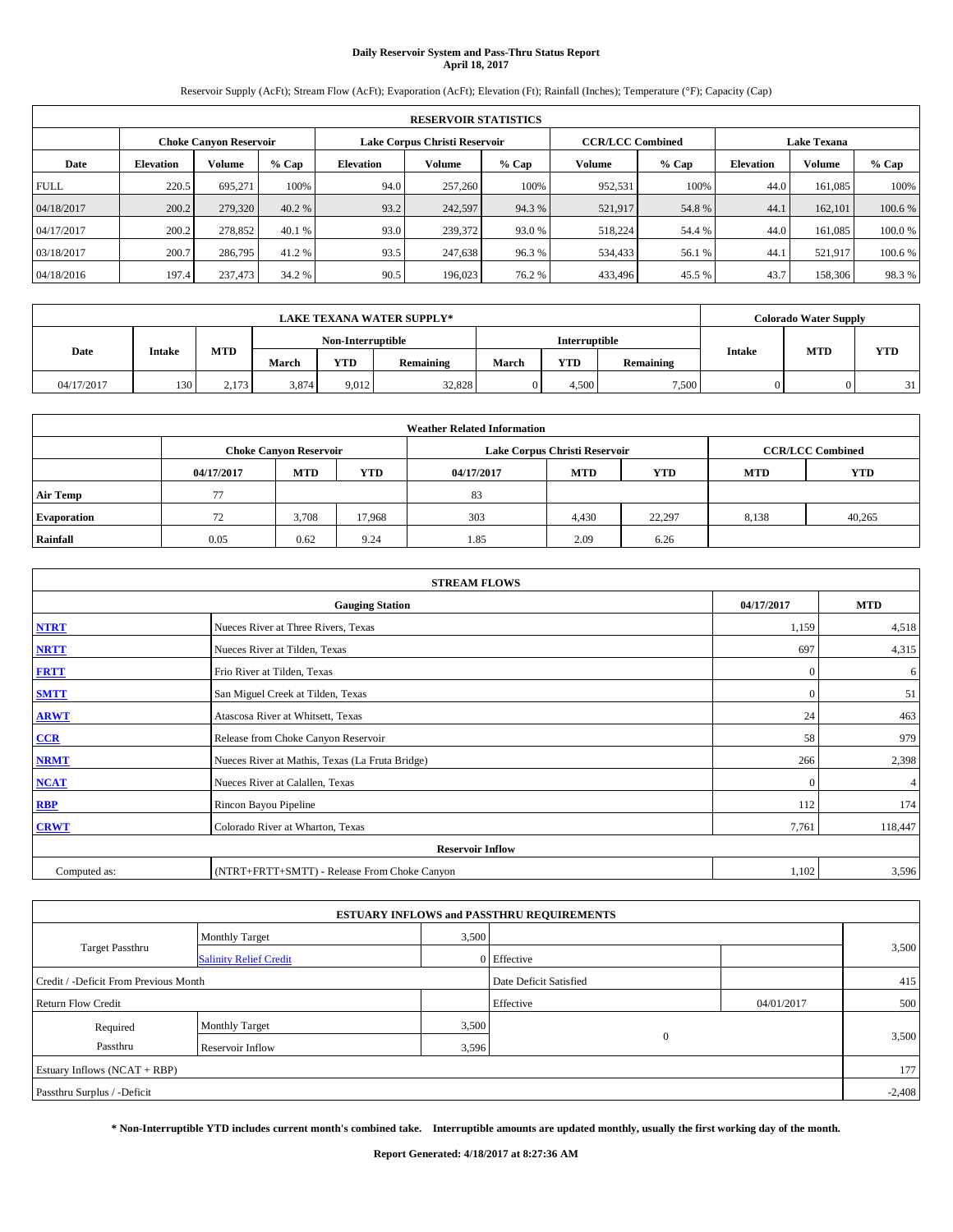**Daily Reservoir System and Pass-Thru Status Report**
**April 18, 2017**

Reservoir Supply (AcFt); Stream Flow (AcFt); Evaporation (AcFt); Elevation (Ft); Rainfall (Inches); Temperature (°F); Capacity (Cap)

| RESERVOIR STATISTICS | | | | | | | | | | | |
|---|---|---|---|---|---|---|---|---|---|---|---|
| | Choke Canyon Reservoir | | | Lake Corpus Christi Reservoir | | | CCR/LCC Combined | | Lake Texana | | |
| Date | Elevation | Volume | % Cap | Elevation | Volume | % Cap | Volume | % Cap | Elevation | Volume | % Cap |
| FULL | 220.5 | 695,271 | 100% | 94.0 | 257,260 | 100% | 952,531 | 100% | 44.0 | 161,085 | 100% |
| 04/18/2017 | 200.2 | 279,320 | 40.2 % | 93.2 | 242,597 | 94.3 % | 521,917 | 54.8 % | 44.1 | 162,101 | 100.6 % |
| 04/17/2017 | 200.2 | 278,852 | 40.1 % | 93.0 | 239,372 | 93.0 % | 518,224 | 54.4 % | 44.0 | 161,085 | 100.0 % |
| 03/18/2017 | 200.7 | 286,795 | 41.2 % | 93.5 | 247,638 | 96.3 % | 534,433 | 56.1 % | 44.1 | 521,917 | 100.6 % |
| 04/18/2016 | 197.4 | 237,473 | 34.2 % | 90.5 | 196,023 | 76.2 % | 433,496 | 45.5 % | 43.7 | 158,306 | 98.3 % |

| LAKE TEXANA WATER SUPPLY* | | | | | | | | | Colorado Water Supply | | |
|---|---|---|---|---|---|---|---|---|---|---|---|
| Date | Intake | MTD | Non-Interruptible | | | Interruptible | | | Intake | MTD | YTD |
| | | | March | YTD | Remaining | March | YTD | Remaining | | | |
| 04/17/2017 | 130 | 2,173 | 3,874 | 9,012 | 32,828 | 0 | 4,500 | 7,500 | 0 | 0 | 31 |

| Weather Related Information | | | | | | | | |
|---|---|---|---|---|---|---|---|---|
| | Choke Canyon Reservoir | | | Lake Corpus Christi Reservoir | | | CCR/LCC Combined | |
| | 04/17/2017 | MTD | YTD | 04/17/2017 | MTD | YTD | MTD | YTD |
| Air Temp | 77 | | | 83 | | | | |
| Evaporation | 72 | 3,708 | 17,968 | 303 | 4,430 | 22,297 | 8,138 | 40,265 |
| Rainfall | 0.05 | 0.62 | 9.24 | 1.85 | 2.09 | 6.26 | | |

| STREAM FLOWS | | | |
|---|---|---|---|
| | Gauging Station | 04/17/2017 | MTD |
| NTRT | Nueces River at Three Rivers, Texas | 1,159 | 4,518 |
| NRTT | Nueces River at Tilden, Texas | 697 | 4,315 |
| FRTT | Frio River at Tilden, Texas | 0 | 6 |
| SMTT | San Miguel Creek at Tilden, Texas | 0 | 51 |
| ARWT | Atascosa River at Whitsett, Texas | 24 | 463 |
| CCR | Release from Choke Canyon Reservoir | 58 | 979 |
| NRMT | Nueces River at Mathis, Texas (La Fruta Bridge) | 266 | 2,398 |
| NCAT | Nueces River at Calallen, Texas | 0 | 4 |
| RBP | Rincon Bayou Pipeline | 112 | 174 |
| CRWT | Colorado River at Wharton, Texas | 7,761 | 118,447 |
| Reservoir Inflow | | | |
| Computed as: | (NTRT+FRTT+SMTT) - Release From Choke Canyon | 1,102 | 3,596 |

| ESTUARY INFLOWS and PASSTHRU REQUIREMENTS | | | | | |
|---|---|---|---|---|---|
| Target Passthru | Monthly Target | 3,500 | | | 3,500 |
| | Salinity Relief Credit | 0 | Effective | | |
| Credit / -Deficit From Previous Month | | | Date Deficit Satisfied | | 415 |
| Return Flow Credit | | | Effective | 04/01/2017 | 500 |
| Required Passthru | Monthly Target | 3,500 | 0 | | 3,500 |
| | Reservoir Inflow | 3,596 | | | |
| Estuary Inflows (NCAT + RBP) | | | | | 177 |
| Passthru Surplus / -Deficit | | | | | -2,408 |

**\* Non-Interruptible YTD includes current month's combined take. Interruptible amounts are updated monthly, usually the first working day of the month.**

**Report Generated: 4/18/2017 at 8:27:36 AM**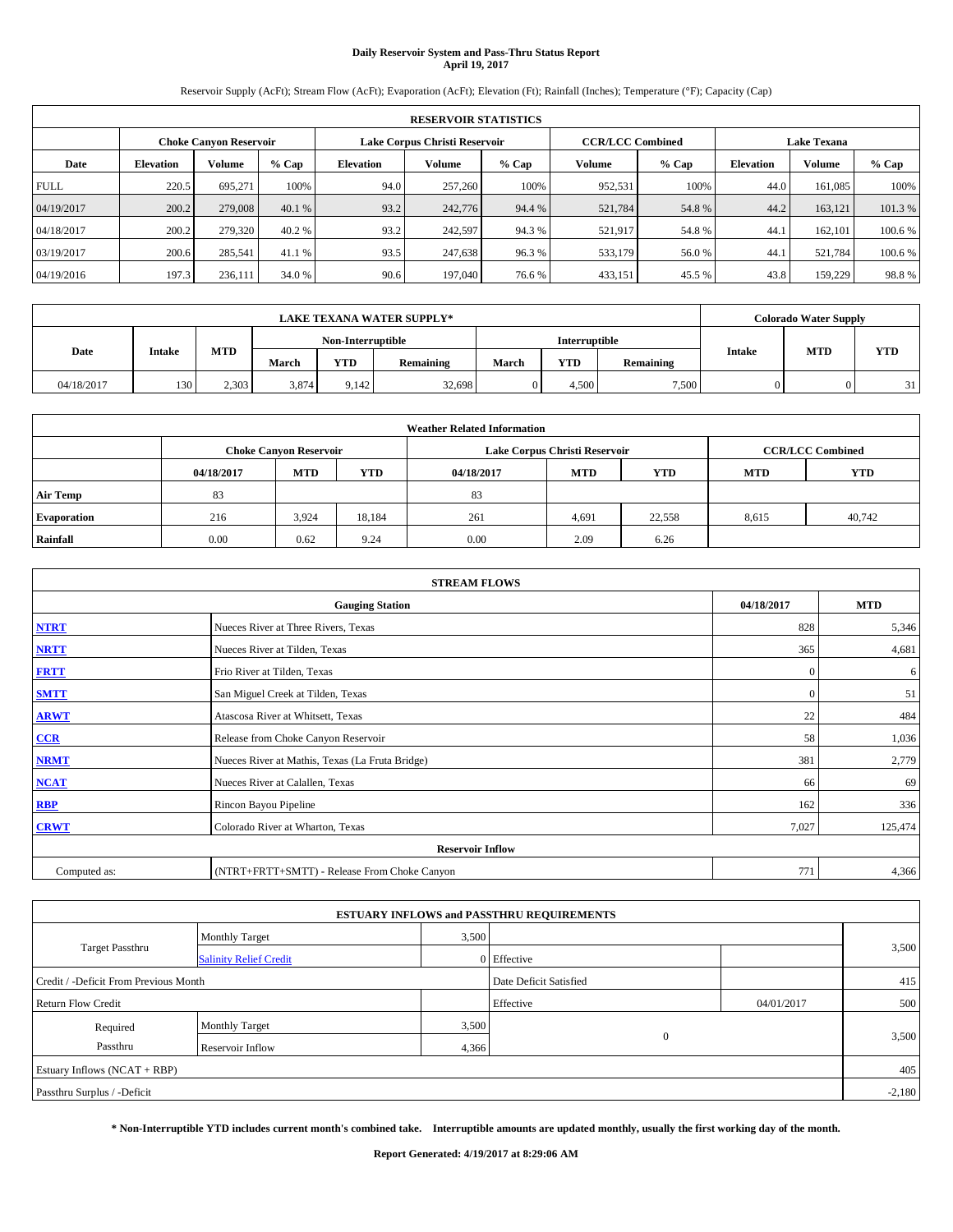# Daily Reservoir System and Pass-Thru Status Report
## April 19, 2017

Reservoir Supply (AcFt); Stream Flow (AcFt); Evaporation (AcFt); Elevation (Ft); Rainfall (Inches); Temperature (°F); Capacity (Cap)

| RESERVOIR STATISTICS | | | | | | | | | | | |
|---|---|---|---|---|---|---|---|---|---|---|---|
| | Choke Canyon Reservoir | | | Lake Corpus Christi Reservoir | | | CCR/LCC Combined | | Lake Texana | | |
| Date | Elevation | Volume | % Cap | Elevation | Volume | % Cap | Volume | % Cap | Elevation | Volume | % Cap |
| FULL | 220.5 | 695,271 | 100% | 94.0 | 257,260 | 100% | 952,531 | 100% | 44.0 | 161,085 | 100% |
| 04/19/2017 | 200.2 | 279,008 | 40.1 % | 93.2 | 242,776 | 94.4 % | 521,784 | 54.8 % | 44.2 | 163,121 | 101.3 % |
| 04/18/2017 | 200.2 | 279,320 | 40.2 % | 93.2 | 242,597 | 94.3 % | 521,917 | 54.8 % | 44.1 | 162,101 | 100.6 % |
| 03/19/2017 | 200.6 | 285,541 | 41.1 % | 93.5 | 247,638 | 96.3 % | 533,179 | 56.0 % | 44.1 | 521,784 | 100.6 % |
| 04/19/2016 | 197.3 | 236,111 | 34.0 % | 90.6 | 197,040 | 76.6 % | 433,151 | 45.5 % | 43.8 | 159,229 | 98.8 % |

| LAKE TEXANA WATER SUPPLY* | | | | | | | | | Colorado Water Supply | | |
|---|---|---|---|---|---|---|---|---|---|---|---|
| Date | Intake | MTD | Non-Interruptible | | | Interruptible | | | Intake | MTD | YTD |
| | | | March | YTD | Remaining | March | YTD | Remaining | | | |
| 04/18/2017 | 130 | 2,303 | 3,874 | 9,142 | 32,698 | 0 | 4,500 | 7,500 | 0 | 0 | 31 |

| Weather Related Information | | | | | | | | |
|---|---|---|---|---|---|---|---|---|
| | Choke Canyon Reservoir | | | Lake Corpus Christi Reservoir | | | CCR/LCC Combined | |
| | 04/18/2017 | MTD | YTD | 04/18/2017 | MTD | YTD | MTD | YTD |
| Air Temp | 83 | | | 83 | | | | |
| Evaporation | 216 | 3,924 | 18,184 | 261 | 4,691 | 22,558 | 8,615 | 40,742 |
| Rainfall | 0.00 | 0.62 | 9.24 | 0.00 | 2.09 | 6.26 | | |

| STREAM FLOWS | | | |
|---|---|---|---|
| | Gauging Station | 04/18/2017 | MTD |
| NTRT | Nueces River at Three Rivers, Texas | 828 | 5,346 |
| NRTT | Nueces River at Tilden, Texas | 365 | 4,681 |
| FRTT | Frio River at Tilden, Texas | 0 | 6 |
| SMTT | San Miguel Creek at Tilden, Texas | 0 | 51 |
| ARWT | Atascosa River at Whitsett, Texas | 22 | 484 |
| CCR | Release from Choke Canyon Reservoir | 58 | 1,036 |
| NRMT | Nueces River at Mathis, Texas (La Fruta Bridge) | 381 | 2,779 |
| NCAT | Nueces River at Calallen, Texas | 66 | 69 |
| RBP | Rincon Bayou Pipeline | 162 | 336 |
| CRWT | Colorado River at Wharton, Texas | 7,027 | 125,474 |
| | Reservoir Inflow | | |
| Computed as: | (NTRT+FRTT+SMTT) - Release From Choke Canyon | 771 | 4,366 |

| ESTUARY INFLOWS and PASSTHRU REQUIREMENTS | | | | | |
|---|---|---|---|---|---|
| Target Passthru | Monthly Target | 3,500 | | | 3,500 |
| | Salinity Relief Credit | 0 | Effective | | |
| Credit / -Deficit From Previous Month | | | Date Deficit Satisfied | | 415 |
| Return Flow Credit | | | Effective | 04/01/2017 | 500 |
| Required Passthru | Monthly Target | 3,500 | 0 | | 3,500 |
| | Reservoir Inflow | 4,366 | | | |
| Estuary Inflows (NCAT + RBP) | | | | | 405 |
| Passthru Surplus / -Deficit | | | | | -2,180 |

**\* Non-Interruptible YTD includes current month's combined take. Interruptible amounts are updated monthly, usually the first working day of the month.**

**Report Generated: 4/19/2017 at 8:29:06 AM**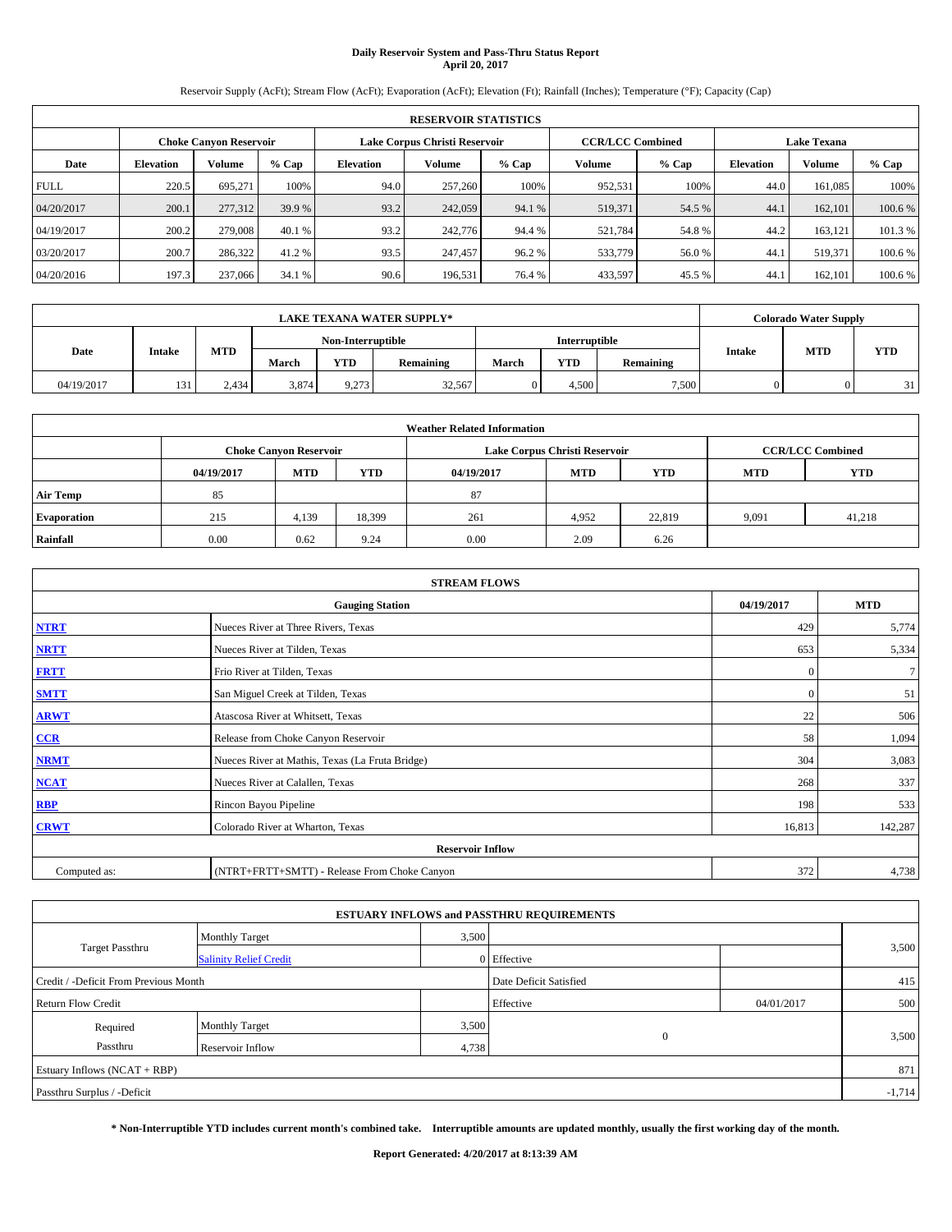# Daily Reservoir System and Pass-Thru Status Report
## April 20, 2017

Reservoir Supply (AcFt); Stream Flow (AcFt); Evaporation (AcFt); Elevation (Ft); Rainfall (Inches); Temperature (°F); Capacity (Cap)

| RESERVOIR STATISTICS | | | | | | | | | | | |
|---|---|---|---|---|---|---|---|---|---|---|---|
| | Choke Canyon Reservoir | | | Lake Corpus Christi Reservoir | | | CCR/LCC Combined | | Lake Texana | | |
| Date | Elevation | Volume | % Cap | Elevation | Volume | % Cap | Volume | % Cap | Elevation | Volume | % Cap |
| FULL | 220.5 | 695,271 | 100% | 94.0 | 257,260 | 100% | 952,531 | 100% | 44.0 | 161,085 | 100% |
| 04/20/2017 | 200.1 | 277,312 | 39.9 % | 93.2 | 242,059 | 94.1 % | 519,371 | 54.5 % | 44.1 | 162,101 | 100.6 % |
| 04/19/2017 | 200.2 | 279,008 | 40.1 % | 93.2 | 242,776 | 94.4 % | 521,784 | 54.8 % | 44.2 | 163,121 | 101.3 % |
| 03/20/2017 | 200.7 | 286,322 | 41.2 % | 93.5 | 247,457 | 96.2 % | 533,779 | 56.0 % | 44.1 | 519,371 | 100.6 % |
| 04/20/2016 | 197.3 | 237,066 | 34.1 % | 90.6 | 196,531 | 76.4 % | 433,597 | 45.5 % | 44.1 | 162,101 | 100.6 % |

| LAKE TEXANA WATER SUPPLY* | | | | | | | | | Colorado Water Supply | | |
|---|---|---|---|---|---|---|---|---|---|---|---|
| Date | Intake | MTD | Non-Interruptible | | | Interruptible | | | Intake | MTD | YTD |
| | | | March | YTD | Remaining | March | YTD | Remaining | | | |
| 04/19/2017 | 131 | 2,434 | 3,874 | 9,273 | 32,567 | 0 | 4,500 | 7,500 | 0 | 0 | 31 |

| Weather Related Information | | | | | | | | |
|---|---|---|---|---|---|---|---|---|
| | Choke Canyon Reservoir | | | Lake Corpus Christi Reservoir | | | CCR/LCC Combined | |
| | 04/19/2017 | MTD | YTD | 04/19/2017 | MTD | YTD | MTD | YTD |
| Air Temp | 85 | | | 87 | | | | |
| Evaporation | 215 | 4,139 | 18,399 | 261 | 4,952 | 22,819 | 9,091 | 41,218 |
| Rainfall | 0.00 | 0.62 | 9.24 | 0.00 | 2.09 | 6.26 | | |

| STREAM FLOWS | | | |
|---|---|---|---|
| Gauging Station | | 04/19/2017 | MTD |
| NTRT | Nueces River at Three Rivers, Texas | 429 | 5,774 |
| NRTT | Nueces River at Tilden, Texas | 653 | 5,334 |
| FRTT | Frio River at Tilden, Texas | 0 | 7 |
| SMTT | San Miguel Creek at Tilden, Texas | 0 | 51 |
| ARWT | Atascosa River at Whitsett, Texas | 22 | 506 |
| CCR | Release from Choke Canyon Reservoir | 58 | 1,094 |
| NRMT | Nueces River at Mathis, Texas (La Fruta Bridge) | 304 | 3,083 |
| NCAT | Nueces River at Calallen, Texas | 268 | 337 |
| RBP | Rincon Bayou Pipeline | 198 | 533 |
| CRWT | Colorado River at Wharton, Texas | 16,813 | 142,287 |
| Reservoir Inflow | | | |
| Computed as: | (NTRT+FRTT+SMTT) - Release From Choke Canyon | 372 | 4,738 |

| ESTUARY INFLOWS and PASSTHRU REQUIREMENTS | | | | | |
|---|---|---|---|---|---|
| Target Passthru | Monthly Target | 3,500 | | | 3,500 |
| | Salinity Relief Credit | 0 | Effective | | |
| Credit / -Deficit From Previous Month | | | Date Deficit Satisfied | | 415 |
| Return Flow Credit | | | Effective | 04/01/2017 | 500 |
| Required Passthru | Monthly Target | 3,500 | 0 | | 3,500 |
| | Reservoir Inflow | 4,738 | | | |
| Estuary Inflows (NCAT + RBP) | | | | | 871 |
| Passthru Surplus / -Deficit | | | | | -1,714 |

**\* Non-Interruptible YTD includes current month's combined take. Interruptible amounts are updated monthly, usually the first working day of the month.**

**Report Generated: 4/20/2017 at 8:13:39 AM**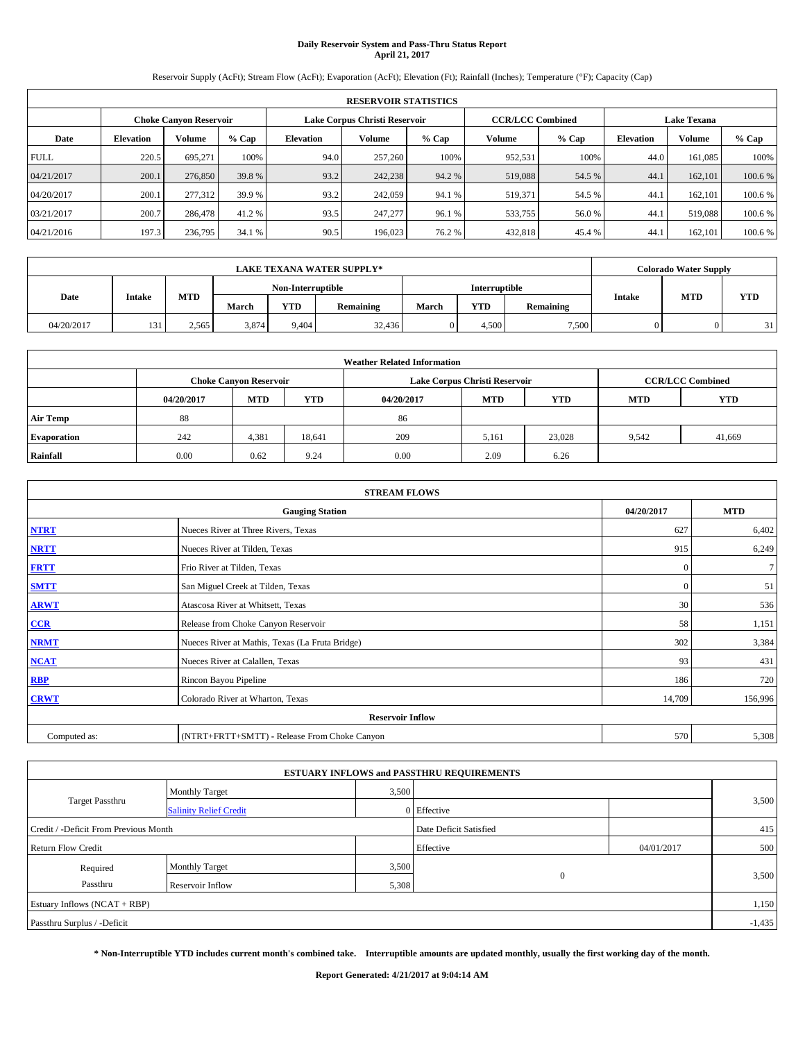# Daily Reservoir System and Pass-Thru Status Report
## April 21, 2017

Reservoir Supply (AcFt); Stream Flow (AcFt); Evaporation (AcFt); Elevation (Ft); Rainfall (Inches); Temperature (°F); Capacity (Cap)

| RESERVOIR STATISTICS | | | | | | | | | | | |
|---|---|---|---|---|---|---|---|---|---|---|---|
| | Choke Canyon Reservoir | | | Lake Corpus Christi Reservoir | | | CCR/LCC Combined | | Lake Texana | | |
| Date | Elevation | Volume | % Cap | Elevation | Volume | % Cap | Volume | % Cap | Elevation | Volume | % Cap |
| FULL | 220.5 | 695,271 | 100% | 94.0 | 257,260 | 100% | 952,531 | 100% | 44.0 | 161,085 | 100% |
| 04/21/2017 | 200.1 | 276,850 | 39.8 % | 93.2 | 242,238 | 94.2 % | 519,088 | 54.5 % | 44.1 | 162,101 | 100.6 % |
| 04/20/2017 | 200.1 | 277,312 | 39.9 % | 93.2 | 242,059 | 94.1 % | 519,371 | 54.5 % | 44.1 | 162,101 | 100.6 % |
| 03/21/2017 | 200.7 | 286,478 | 41.2 % | 93.5 | 247,277 | 96.1 % | 533,755 | 56.0 % | 44.1 | 519,088 | 100.6 % |
| 04/21/2016 | 197.3 | 236,795 | 34.1 % | 90.5 | 196,023 | 76.2 % | 432,818 | 45.4 % | 44.1 | 162,101 | 100.6 % |

| LAKE TEXANA WATER SUPPLY* | | | | | | | | | Colorado Water Supply | | |
|---|---|---|---|---|---|---|---|---|---|---|---|
| Date | Intake | MTD | Non-Interruptible | | | Interruptible | | | Intake | MTD | YTD |
| | | | March | YTD | Remaining | March | YTD | Remaining | | | |
| 04/20/2017 | 131 | 2,565 | 3,874 | 9,404 | 32,436 | 0 | 4,500 | 7,500 | 0 | 0 | 31 |

| Weather Related Information | | | | | | | | |
|---|---|---|---|---|---|---|---|---|
| | Choke Canyon Reservoir | | | Lake Corpus Christi Reservoir | | | CCR/LCC Combined | |
| | 04/20/2017 | MTD | YTD | 04/20/2017 | MTD | YTD | MTD | YTD |
| Air Temp | 88 | | | 86 | | | | |
| Evaporation | 242 | 4,381 | 18,641 | 209 | 5,161 | 23,028 | 9,542 | 41,669 |
| Rainfall | 0.00 | 0.62 | 9.24 | 0.00 | 2.09 | 6.26 | | |

| STREAM FLOWS | | | |
|---|---|---|---|
| Gauging Station | | 04/20/2017 | MTD |
| NTRT | Nueces River at Three Rivers, Texas | 627 | 6,402 |
| NRTT | Nueces River at Tilden, Texas | 915 | 6,249 |
| FRTT | Frio River at Tilden, Texas | 0 | 7 |
| SMTT | San Miguel Creek at Tilden, Texas | 0 | 51 |
| ARWT | Atascosa River at Whitsett, Texas | 30 | 536 |
| CCR | Release from Choke Canyon Reservoir | 58 | 1,151 |
| NRMT | Nueces River at Mathis, Texas (La Fruta Bridge) | 302 | 3,384 |
| NCAT | Nueces River at Calallen, Texas | 93 | 431 |
| RBP | Rincon Bayou Pipeline | 186 | 720 |
| CRWT | Colorado River at Wharton, Texas | 14,709 | 156,996 |
| Reservoir Inflow | | | |
| Computed as: | (NTRT+FRTT+SMTT) - Release From Choke Canyon | 570 | 5,308 |

| ESTUARY INFLOWS and PASSTHRU REQUIREMENTS | | | | | |
|---|---|---|---|---|---|
| Target Passthru | Monthly Target | 3,500 | | | 3,500 |
| | Salinity Relief Credit | 0 | Effective | | |
| Credit / -Deficit From Previous Month | | | Date Deficit Satisfied | | 415 |
| Return Flow Credit | | | Effective | 04/01/2017 | 500 |
| Required Passthru | Monthly Target | 3,500 | 0 | | 3,500 |
| | Reservoir Inflow | 5,308 | | | |
| Estuary Inflows (NCAT + RBP) | | | | | 1,150 |
| Passthru Surplus / -Deficit | | | | | -1,435 |

**\* Non-Interruptible YTD includes current month's combined take. Interruptible amounts are updated monthly, usually the first working day of the month.**

**Report Generated: 4/21/2017 at 9:04:14 AM**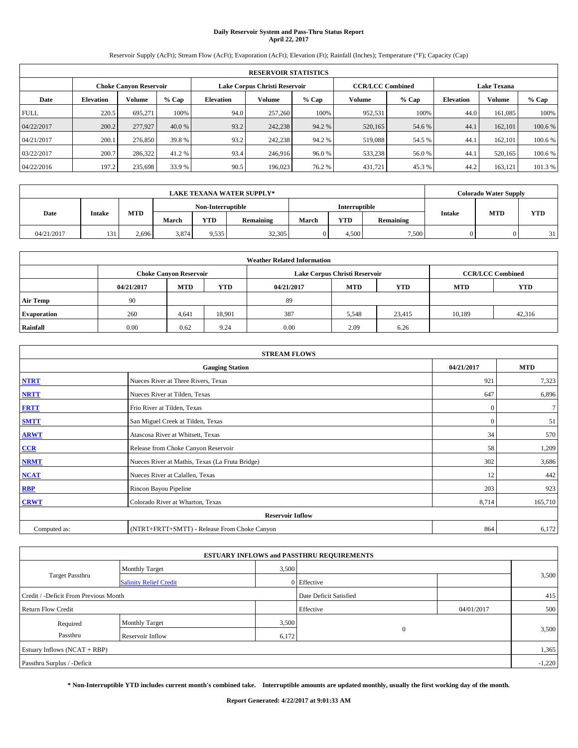# Daily Reservoir System and Pass-Thru Status Report
## April 22, 2017

Reservoir Supply (AcFt); Stream Flow (AcFt); Evaporation (AcFt); Elevation (Ft); Rainfall (Inches); Temperature (°F); Capacity (Cap)

| RESERVOIR STATISTICS | | | | | | | | | | | |
|---|---|---|---|---|---|---|---|---|---|---|---|
| | Choke Canyon Reservoir | | | Lake Corpus Christi Reservoir | | | CCR/LCC Combined | | Lake Texana | | |
| Date | Elevation | Volume | % Cap | Elevation | Volume | % Cap | Volume | % Cap | Elevation | Volume | % Cap |
| FULL | 220.5 | 695,271 | 100% | 94.0 | 257,260 | 100% | 952,531 | 100% | 44.0 | 161,085 | 100% |
| 04/22/2017 | 200.2 | 277,927 | 40.0 % | 93.2 | 242,238 | 94.2 % | 520,165 | 54.6 % | 44.1 | 162,101 | 100.6 % |
| 04/21/2017 | 200.1 | 276,850 | 39.8 % | 93.2 | 242,238 | 94.2 % | 519,088 | 54.5 % | 44.1 | 162,101 | 100.6 % |
| 03/22/2017 | 200.7 | 286,322 | 41.2 % | 93.4 | 246,916 | 96.0 % | 533,238 | 56.0 % | 44.1 | 520,165 | 100.6 % |
| 04/22/2016 | 197.2 | 235,698 | 33.9 % | 90.5 | 196,023 | 76.2 % | 431,721 | 45.3 % | 44.2 | 163,121 | 101.3 % |

| LAKE TEXANA WATER SUPPLY* | | | | | | | | | Colorado Water Supply | | |
|---|---|---|---|---|---|---|---|---|---|---|---|
| Date | Intake | MTD | Non-Interruptible | | | Interruptible | | | Intake | MTD | YTD |
| | | | March | YTD | Remaining | March | YTD | Remaining | | | |
| 04/21/2017 | 131 | 2,696 | 3,874 | 9,535 | 32,305 | 0 | 4,500 | 7,500 | 0 | 0 | 31 |

| Weather Related Information | | | | | | | | |
|---|---|---|---|---|---|---|---|---|
| | Choke Canyon Reservoir | | | Lake Corpus Christi Reservoir | | | CCR/LCC Combined | |
| | 04/21/2017 | MTD | YTD | 04/21/2017 | MTD | YTD | MTD | YTD |
| Air Temp | 90 | | | 89 | | | | |
| Evaporation | 260 | 4,641 | 18,901 | 387 | 5,548 | 23,415 | 10,189 | 42,316 |
| Rainfall | 0.00 | 0.62 | 9.24 | 0.00 | 2.09 | 6.26 | | |

| STREAM FLOWS | | | |
|---|---|---|---|
| | Gauging Station | 04/21/2017 | MTD |
| NTRT | Nueces River at Three Rivers, Texas | 921 | 7,323 |
| NRTT | Nueces River at Tilden, Texas | 647 | 6,896 |
| FRTT | Frio River at Tilden, Texas | 0 | 7 |
| SMTT | San Miguel Creek at Tilden, Texas | 0 | 51 |
| ARWT | Atascosa River at Whitsett, Texas | 34 | 570 |
| CCR | Release from Choke Canyon Reservoir | 58 | 1,209 |
| NRMT | Nueces River at Mathis, Texas (La Fruta Bridge) | 302 | 3,686 |
| NCAT | Nueces River at Calallen, Texas | 12 | 442 |
| RBP | Rincon Bayou Pipeline | 203 | 923 |
| CRWT | Colorado River at Wharton, Texas | 8,714 | 165,710 |
| | Reservoir Inflow | | |
| Computed as: | (NTRT+FRTT+SMTT) - Release From Choke Canyon | 864 | 6,172 |

| ESTUARY INFLOWS and PASSTHRU REQUIREMENTS | | | | | |
|---|---|---|---|---|---|
| Target Passthru | Monthly Target | 3,500 | | | 3,500 |
| | Salinity Relief Credit | 0 | Effective | | |
| Credit / -Deficit From Previous Month | | | Date Deficit Satisfied | | 415 |
| Return Flow Credit | | | Effective | 04/01/2017 | 500 |
| Required Passthru | Monthly Target | 3,500 | 0 | | 3,500 |
| | Reservoir Inflow | 6,172 | | | |
| Estuary Inflows (NCAT + RBP) | | | | | 1,365 |
| Passthru Surplus / -Deficit | | | | | -1,220 |

**\* Non-Interruptible YTD includes current month's combined take. Interruptible amounts are updated monthly, usually the first working day of the month.**

**Report Generated: 4/22/2017 at 9:01:33 AM**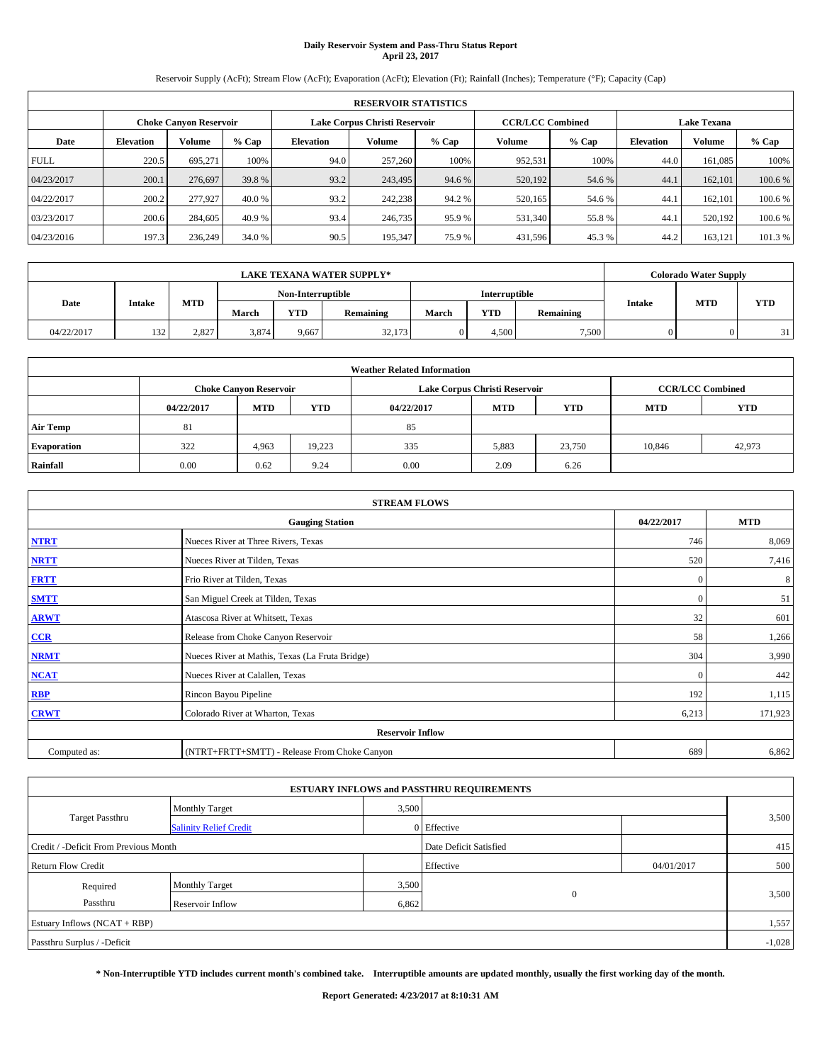# Daily Reservoir System and Pass-Thru Status Report
## April 23, 2017

Reservoir Supply (AcFt); Stream Flow (AcFt); Evaporation (AcFt); Elevation (Ft); Rainfall (Inches); Temperature (°F); Capacity (Cap)

| RESERVOIR STATISTICS | | | | | | | | | | | |
|---|---|---|---|---|---|---|---|---|---|---|---|
| | Choke Canyon Reservoir | | | Lake Corpus Christi Reservoir | | | CCR/LCC Combined | | Lake Texana | | |
| Date | Elevation | Volume | % Cap | Elevation | Volume | % Cap | Volume | % Cap | Elevation | Volume | % Cap |
| FULL | 220.5 | 695,271 | 100% | 94.0 | 257,260 | 100% | 952,531 | 100% | 44.0 | 161,085 | 100% |
| 04/23/2017 | 200.1 | 276,697 | 39.8 % | 93.2 | 243,495 | 94.6 % | 520,192 | 54.6 % | 44.1 | 162,101 | 100.6 % |
| 04/22/2017 | 200.2 | 277,927 | 40.0 % | 93.2 | 242,238 | 94.2 % | 520,165 | 54.6 % | 44.1 | 162,101 | 100.6 % |
| 03/23/2017 | 200.6 | 284,605 | 40.9 % | 93.4 | 246,735 | 95.9 % | 531,340 | 55.8 % | 44.1 | 520,192 | 100.6 % |
| 04/23/2016 | 197.3 | 236,249 | 34.0 % | 90.5 | 195,347 | 75.9 % | 431,596 | 45.3 % | 44.2 | 163,121 | 101.3 % |

| LAKE TEXANA WATER SUPPLY* | | | | | | | | | Colorado Water Supply | | |
|---|---|---|---|---|---|---|---|---|---|---|---|
| Date | Intake | MTD | Non-Interruptible | | | Interruptible | | | Intake | MTD | YTD |
| | | | March | YTD | Remaining | March | YTD | Remaining | | | |
| 04/22/2017 | 132 | 2,827 | 3,874 | 9,667 | 32,173 | 0 | 4,500 | 7,500 | 0 | 0 | 31 |

| Weather Related Information | | | | | | | | |
|---|---|---|---|---|---|---|---|---|
| | Choke Canyon Reservoir | | | Lake Corpus Christi Reservoir | | | CCR/LCC Combined | |
| | 04/22/2017 | MTD | YTD | 04/22/2017 | MTD | YTD | MTD | YTD |
| Air Temp | 81 | | | 85 | | | | |
| Evaporation | 322 | 4,963 | 19,223 | 335 | 5,883 | 23,750 | 10,846 | 42,973 |
| Rainfall | 0.00 | 0.62 | 9.24 | 0.00 | 2.09 | 6.26 | | |

| STREAM FLOWS | | | |
|---|---|---|---|
| Gauging Station | | 04/22/2017 | MTD |
| NTRT | Nueces River at Three Rivers, Texas | 746 | 8,069 |
| NRTT | Nueces River at Tilden, Texas | 520 | 7,416 |
| FRTT | Frio River at Tilden, Texas | 0 | 8 |
| SMTT | San Miguel Creek at Tilden, Texas | 0 | 51 |
| ARWT | Atascosa River at Whitsett, Texas | 32 | 601 |
| CCR | Release from Choke Canyon Reservoir | 58 | 1,266 |
| NRMT | Nueces River at Mathis, Texas (La Fruta Bridge) | 304 | 3,990 |
| NCAT | Nueces River at Calallen, Texas | 0 | 442 |
| RBP | Rincon Bayou Pipeline | 192 | 1,115 |
| CRWT | Colorado River at Wharton, Texas | 6,213 | 171,923 |
| Reservoir Inflow | | | |
| Computed as: | (NTRT+FRTT+SMTT) - Release From Choke Canyon | 689 | 6,862 |

| ESTUARY INFLOWS and PASSTHRU REQUIREMENTS | | | | | |
|---|---|---|---|---|---|
| Target Passthru | Monthly Target | 3,500 | | | 3,500 |
| | Salinity Relief Credit | 0 | Effective | | |
| Credit / -Deficit From Previous Month | | | Date Deficit Satisfied | | 415 |
| Return Flow Credit | | | Effective | 04/01/2017 | 500 |
| Required Passthru | Monthly Target | 3,500 | 0 | | 3,500 |
| | Reservoir Inflow | 6,862 | | | |
| Estuary Inflows (NCAT + RBP) | | | | | 1,557 |
| Passthru Surplus / -Deficit | | | | | -1,028 |

**\* Non-Interruptible YTD includes current month's combined take. Interruptible amounts are updated monthly, usually the first working day of the month.**

**Report Generated: 4/23/2017 at 8:10:31 AM**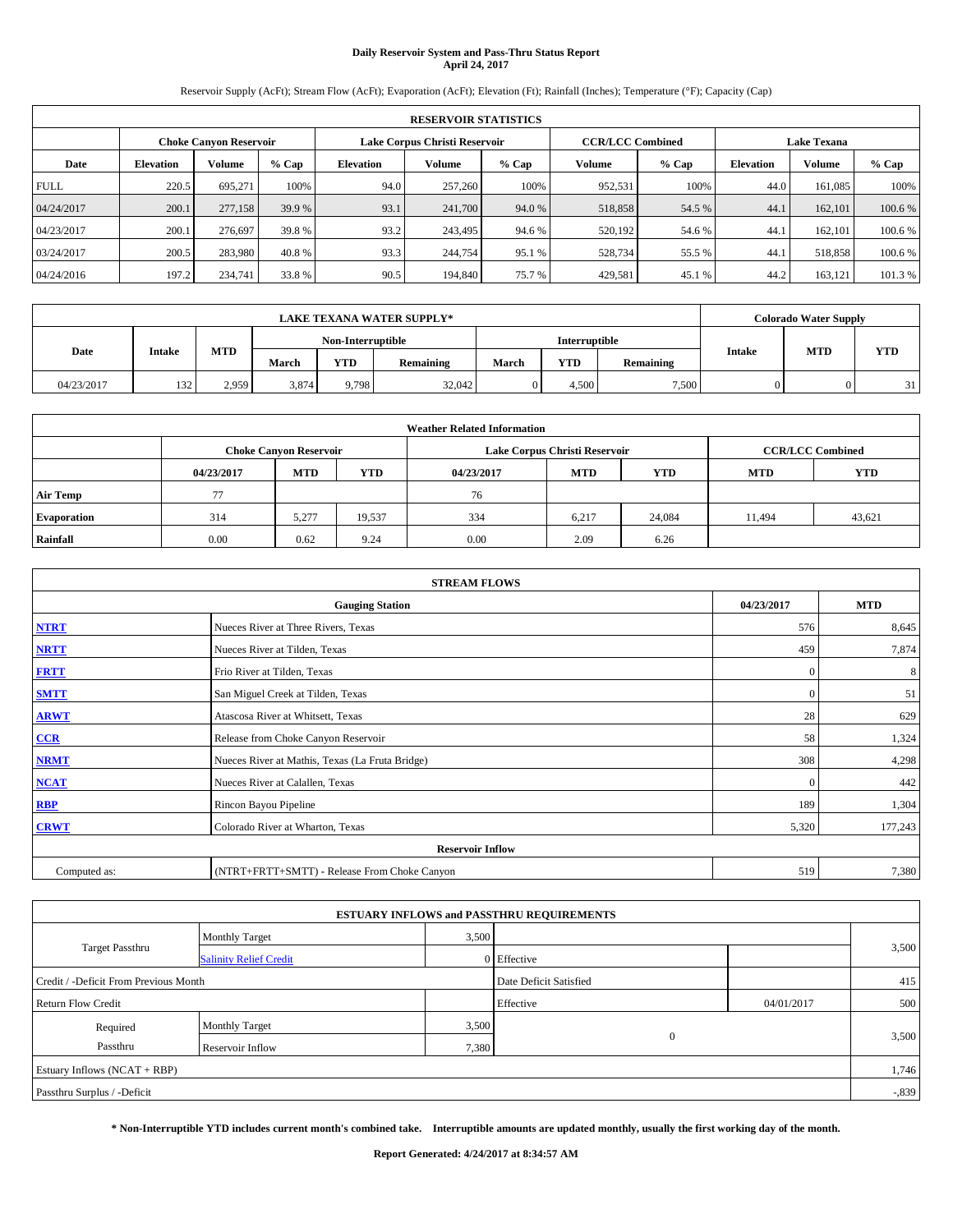# Daily Reservoir System and Pass-Thru Status Report
## April 24, 2017

Reservoir Supply (AcFt); Stream Flow (AcFt); Evaporation (AcFt); Elevation (Ft); Rainfall (Inches); Temperature (°F); Capacity (Cap)

| RESERVOIR STATISTICS | | | | | | | | | | | |
|---|---|---|---|---|---|---|---|---|---|---|---|
| | Choke Canyon Reservoir | | | Lake Corpus Christi Reservoir | | | CCR/LCC Combined | | Lake Texana | | |
| Date | Elevation | Volume | % Cap | Elevation | Volume | % Cap | Volume | % Cap | Elevation | Volume | % Cap |
| FULL | 220.5 | 695,271 | 100% | 94.0 | 257,260 | 100% | 952,531 | 100% | 44.0 | 161,085 | 100% |
| 04/24/2017 | 200.1 | 277,158 | 39.9 % | 93.1 | 241,700 | 94.0 % | 518,858 | 54.5 % | 44.1 | 162,101 | 100.6 % |
| 04/23/2017 | 200.1 | 276,697 | 39.8 % | 93.2 | 243,495 | 94.6 % | 520,192 | 54.6 % | 44.1 | 162,101 | 100.6 % |
| 03/24/2017 | 200.5 | 283,980 | 40.8 % | 93.3 | 244,754 | 95.1 % | 528,734 | 55.5 % | 44.1 | 518,858 | 100.6 % |
| 04/24/2016 | 197.2 | 234,741 | 33.8 % | 90.5 | 194,840 | 75.7 % | 429,581 | 45.1 % | 44.2 | 163,121 | 101.3 % |

| LAKE TEXANA WATER SUPPLY* | | | | | | | | | Colorado Water Supply | | |
|---|---|---|---|---|---|---|---|---|---|---|---|
| Date | Intake | MTD | Non-Interruptible | | | Interruptible | | | Intake | MTD | YTD |
| | | | March | YTD | Remaining | March | YTD | Remaining | | | |
| 04/23/2017 | 132 | 2,959 | 3,874 | 9,798 | 32,042 | 0 | 4,500 | 7,500 | 0 | 0 | 31 |

| Weather Related Information | | | | | | | | |
|---|---|---|---|---|---|---|---|---|
| | Choke Canyon Reservoir | | | Lake Corpus Christi Reservoir | | | CCR/LCC Combined | |
| | 04/23/2017 | MTD | YTD | 04/23/2017 | MTD | YTD | MTD | YTD |
| Air Temp | 77 | | | 76 | | | | |
| Evaporation | 314 | 5,277 | 19,537 | 334 | 6,217 | 24,084 | 11,494 | 43,621 |
| Rainfall | 0.00 | 0.62 | 9.24 | 0.00 | 2.09 | 6.26 | | |

| STREAM FLOWS | | | |
|---|---|---|---|
| Gauging Station | | 04/23/2017 | MTD |
| NTRT | Nueces River at Three Rivers, Texas | 576 | 8,645 |
| NRTT | Nueces River at Tilden, Texas | 459 | 7,874 |
| FRTT | Frio River at Tilden, Texas | 0 | 8 |
| SMTT | San Miguel Creek at Tilden, Texas | 0 | 51 |
| ARWT | Atascosa River at Whitsett, Texas | 28 | 629 |
| CCR | Release from Choke Canyon Reservoir | 58 | 1,324 |
| NRMT | Nueces River at Mathis, Texas (La Fruta Bridge) | 308 | 4,298 |
| NCAT | Nueces River at Calallen, Texas | 0 | 442 |
| RBP | Rincon Bayou Pipeline | 189 | 1,304 |
| CRWT | Colorado River at Wharton, Texas | 5,320 | 177,243 |
| Reservoir Inflow | | | |
| Computed as: | (NTRT+FRTT+SMTT) - Release From Choke Canyon | 519 | 7,380 |

| ESTUARY INFLOWS and PASSTHRU REQUIREMENTS | | | | | |
|---|---|---|---|---|---|
| Target Passthru | Monthly Target | 3,500 | | | 3,500 |
| | Salinity Relief Credit | 0 | Effective | | |
| Credit / -Deficit From Previous Month | | | Date Deficit Satisfied | | 415 |
| Return Flow Credit | | | Effective | 04/01/2017 | 500 |
| Required Passthru | Monthly Target | 3,500 | 0 | | 3,500 |
| | Reservoir Inflow | 7,380 | | | |
| Estuary Inflows (NCAT + RBP) | | | | | 1,746 |
| Passthru Surplus / -Deficit | | | | | -,839 |

**\* Non-Interruptible YTD includes current month's combined take. Interruptible amounts are updated monthly, usually the first working day of the month.**

**Report Generated: 4/24/2017 at 8:34:57 AM**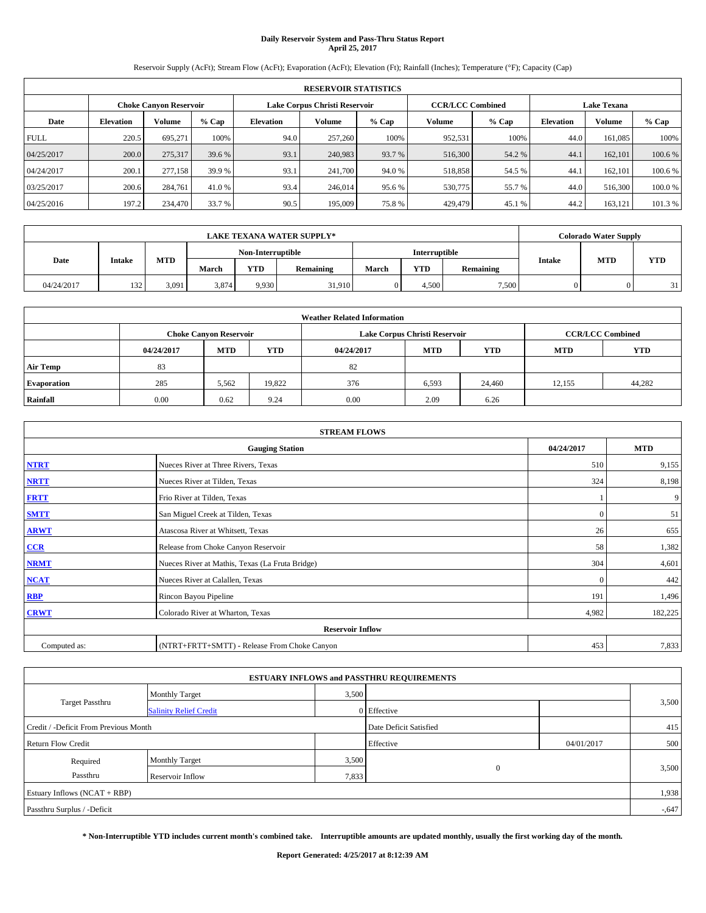**Daily Reservoir System and Pass-Thru Status Report**
**April 25, 2017**

Reservoir Supply (AcFt); Stream Flow (AcFt); Evaporation (AcFt); Elevation (Ft); Rainfall (Inches); Temperature (°F); Capacity (Cap)

| RESERVOIR STATISTICS | | | | | | | | | | | |
|---|---|---|---|---|---|---|---|---|---|---|---|
| | Choke Canyon Reservoir | | | Lake Corpus Christi Reservoir | | | CCR/LCC Combined | | Lake Texana | | |
| Date | Elevation | Volume | % Cap | Elevation | Volume | % Cap | Volume | % Cap | Elevation | Volume | % Cap |
| FULL | 220.5 | 695,271 | 100% | 94.0 | 257,260 | 100% | 952,531 | 100% | 44.0 | 161,085 | 100% |
| 04/25/2017 | 200.0 | 275,317 | 39.6 % | 93.1 | 240,983 | 93.7 % | 516,300 | 54.2 % | 44.1 | 162,101 | 100.6 % |
| 04/24/2017 | 200.1 | 277,158 | 39.9 % | 93.1 | 241,700 | 94.0 % | 518,858 | 54.5 % | 44.1 | 162,101 | 100.6 % |
| 03/25/2017 | 200.6 | 284,761 | 41.0 % | 93.4 | 246,014 | 95.6 % | 530,775 | 55.7 % | 44.0 | 516,300 | 100.0 % |
| 04/25/2016 | 197.2 | 234,470 | 33.7 % | 90.5 | 195,009 | 75.8 % | 429,479 | 45.1 % | 44.2 | 163,121 | 101.3 % |

| LAKE TEXANA WATER SUPPLY* | | | | | | | | | Colorado Water Supply | | |
|---|---|---|---|---|---|---|---|---|---|---|---|
| Date | Intake | MTD | Non-Interruptible | | | Interruptible | | | Intake | MTD | YTD |
| | | | March | YTD | Remaining | March | YTD | Remaining | | | |
| 04/24/2017 | 132 | 3,091 | 3,874 | 9,930 | 31,910 | 0 | 4,500 | 7,500 | 0 | 0 | 31 |

| Weather Related Information | | | | | | | | |
|---|---|---|---|---|---|---|---|---|
| | Choke Canyon Reservoir | | | Lake Corpus Christi Reservoir | | | CCR/LCC Combined | |
| | 04/24/2017 | MTD | YTD | 04/24/2017 | MTD | YTD | MTD | YTD |
| Air Temp | 83 | | | 82 | | | | |
| Evaporation | 285 | 5,562 | 19,822 | 376 | 6,593 | 24,460 | 12,155 | 44,282 |
| Rainfall | 0.00 | 0.62 | 9.24 | 0.00 | 2.09 | 6.26 | | |

| STREAM FLOWS | | | |
|---|---|---|---|
| | Gauging Station | 04/24/2017 | MTD |
| NTRT | Nueces River at Three Rivers, Texas | 510 | 9,155 |
| NRTT | Nueces River at Tilden, Texas | 324 | 8,198 |
| FRTT | Frio River at Tilden, Texas | 1 | 9 |
| SMTT | San Miguel Creek at Tilden, Texas | 0 | 51 |
| ARWT | Atascosa River at Whitsett, Texas | 26 | 655 |
| CCR | Release from Choke Canyon Reservoir | 58 | 1,382 |
| NRMT | Nueces River at Mathis, Texas (La Fruta Bridge) | 304 | 4,601 |
| NCAT | Nueces River at Calallen, Texas | 0 | 442 |
| RBP | Rincon Bayou Pipeline | 191 | 1,496 |
| CRWT | Colorado River at Wharton, Texas | 4,982 | 182,225 |
| | Reservoir Inflow | | |
| Computed as: | (NTRT+FRTT+SMTT) - Release From Choke Canyon | 453 | 7,833 |

| ESTUARY INFLOWS and PASSTHRU REQUIREMENTS | | | | | |
|---|---|---|---|---|---|
| Target Passthru | Monthly Target | 3,500 | | | 3,500 |
| | Salinity Relief Credit | 0 | Effective | | |
| Credit / -Deficit From Previous Month | | | Date Deficit Satisfied | | 415 |
| Return Flow Credit | | | Effective | 04/01/2017 | 500 |
| Required Passthru | Monthly Target | 3,500 | 0 | | 3,500 |
| | Reservoir Inflow | 7,833 | | | |
| Estuary Inflows (NCAT + RBP) | | | | | 1,938 |
| Passthru Surplus / -Deficit | | | | | -,647 |

**\* Non-Interruptible YTD includes current month's combined take. Interruptible amounts are updated monthly, usually the first working day of the month.**

**Report Generated: 4/25/2017 at 8:12:39 AM**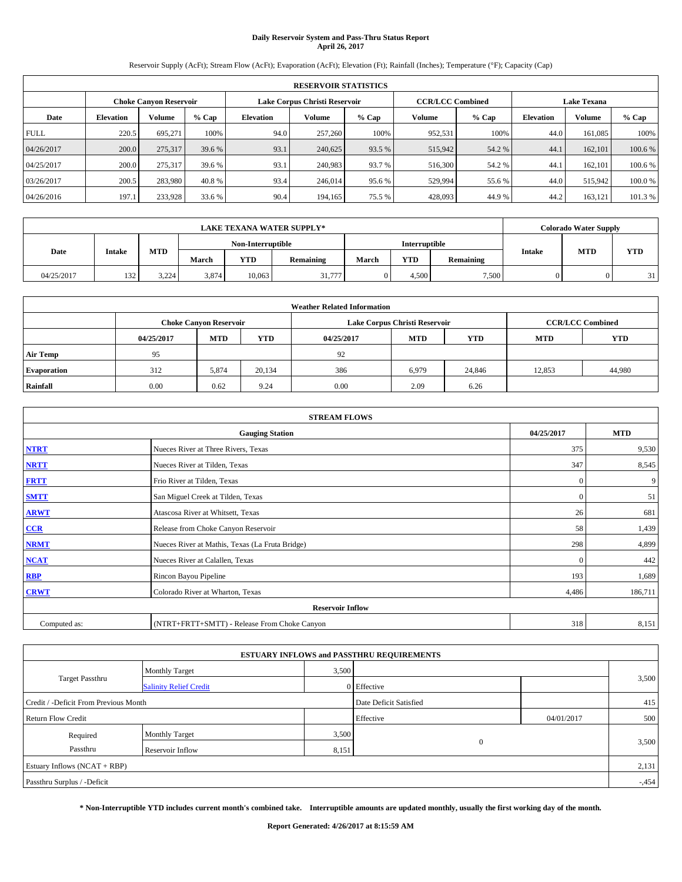# Daily Reservoir System and Pass-Thru Status Report
## April 26, 2017

Reservoir Supply (AcFt); Stream Flow (AcFt); Evaporation (AcFt); Elevation (Ft); Rainfall (Inches); Temperature (°F); Capacity (Cap)

| RESERVOIR STATISTICS | | | | | | | | | | | |
|---|---|---|---|---|---|---|---|---|---|---|---|
| | Choke Canyon Reservoir | | | Lake Corpus Christi Reservoir | | | CCR/LCC Combined | | Lake Texana | | |
| Date | Elevation | Volume | % Cap | Elevation | Volume | % Cap | Volume | % Cap | Elevation | Volume | % Cap |
| FULL | 220.5 | 695,271 | 100% | 94.0 | 257,260 | 100% | 952,531 | 100% | 44.0 | 161,085 | 100% |
| 04/26/2017 | 200.0 | 275,317 | 39.6 % | 93.1 | 240,625 | 93.5 % | 515,942 | 54.2 % | 44.1 | 162,101 | 100.6 % |
| 04/25/2017 | 200.0 | 275,317 | 39.6 % | 93.1 | 240,983 | 93.7 % | 516,300 | 54.2 % | 44.1 | 162,101 | 100.6 % |
| 03/26/2017 | 200.5 | 283,980 | 40.8 % | 93.4 | 246,014 | 95.6 % | 529,994 | 55.6 % | 44.0 | 515,942 | 100.0 % |
| 04/26/2016 | 197.1 | 233,928 | 33.6 % | 90.4 | 194,165 | 75.5 % | 428,093 | 44.9 % | 44.2 | 163,121 | 101.3 % |

| LAKE TEXANA WATER SUPPLY* | | | | | | | | | Colorado Water Supply | | |
|---|---|---|---|---|---|---|---|---|---|---|---|
| Date | Intake | MTD | Non-Interruptible | | | Interruptible | | | Intake | MTD | YTD |
| | | | March | YTD | Remaining | March | YTD | Remaining | | | |
| 04/25/2017 | 132 | 3,224 | 3,874 | 10,063 | 31,777 | 0 | 4,500 | 7,500 | 0 | 0 | 31 |

| Weather Related Information | | | | | | | | |
|---|---|---|---|---|---|---|---|---|
| | Choke Canyon Reservoir | | | Lake Corpus Christi Reservoir | | | CCR/LCC Combined | |
| | 04/25/2017 | MTD | YTD | 04/25/2017 | MTD | YTD | MTD | YTD |
| Air Temp | 95 | | | 92 | | | | |
| Evaporation | 312 | 5,874 | 20,134 | 386 | 6,979 | 24,846 | 12,853 | 44,980 |
| Rainfall | 0.00 | 0.62 | 9.24 | 0.00 | 2.09 | 6.26 | | |

| STREAM FLOWS | | | |
|---|---|---|---|
| | Gauging Station | 04/25/2017 | MTD |
| NTRT | Nueces River at Three Rivers, Texas | 375 | 9,530 |
| NRTT | Nueces River at Tilden, Texas | 347 | 8,545 |
| FRTT | Frio River at Tilden, Texas | 0 | 9 |
| SMTT | San Miguel Creek at Tilden, Texas | 0 | 51 |
| ARWT | Atascosa River at Whitsett, Texas | 26 | 681 |
| CCR | Release from Choke Canyon Reservoir | 58 | 1,439 |
| NRMT | Nueces River at Mathis, Texas (La Fruta Bridge) | 298 | 4,899 |
| NCAT | Nueces River at Calallen, Texas | 0 | 442 |
| RBP | Rincon Bayou Pipeline | 193 | 1,689 |
| CRWT | Colorado River at Wharton, Texas | 4,486 | 186,711 |
| | Reservoir Inflow | | |
| Computed as: | (NTRT+FRTT+SMTT) - Release From Choke Canyon | 318 | 8,151 |

| ESTUARY INFLOWS and PASSTHRU REQUIREMENTS | | | | | |
|---|---|---|---|---|---|
| Target Passthru | Monthly Target | 3,500 | | | 3,500 |
| | Salinity Relief Credit | 0 | Effective | | |
| Credit / -Deficit From Previous Month | | | Date Deficit Satisfied | | 415 |
| Return Flow Credit | | | Effective | 04/01/2017 | 500 |
| Required Passthru | Monthly Target | 3,500 | 0 | | 3,500 |
| | Reservoir Inflow | 8,151 | | | |
| Estuary Inflows (NCAT + RBP) | | | | | 2,131 |
| Passthru Surplus / -Deficit | | | | | -,454 |

**\* Non-Interruptible YTD includes current month's combined take. Interruptible amounts are updated monthly, usually the first working day of the month.**

**Report Generated: 4/26/2017 at 8:15:59 AM**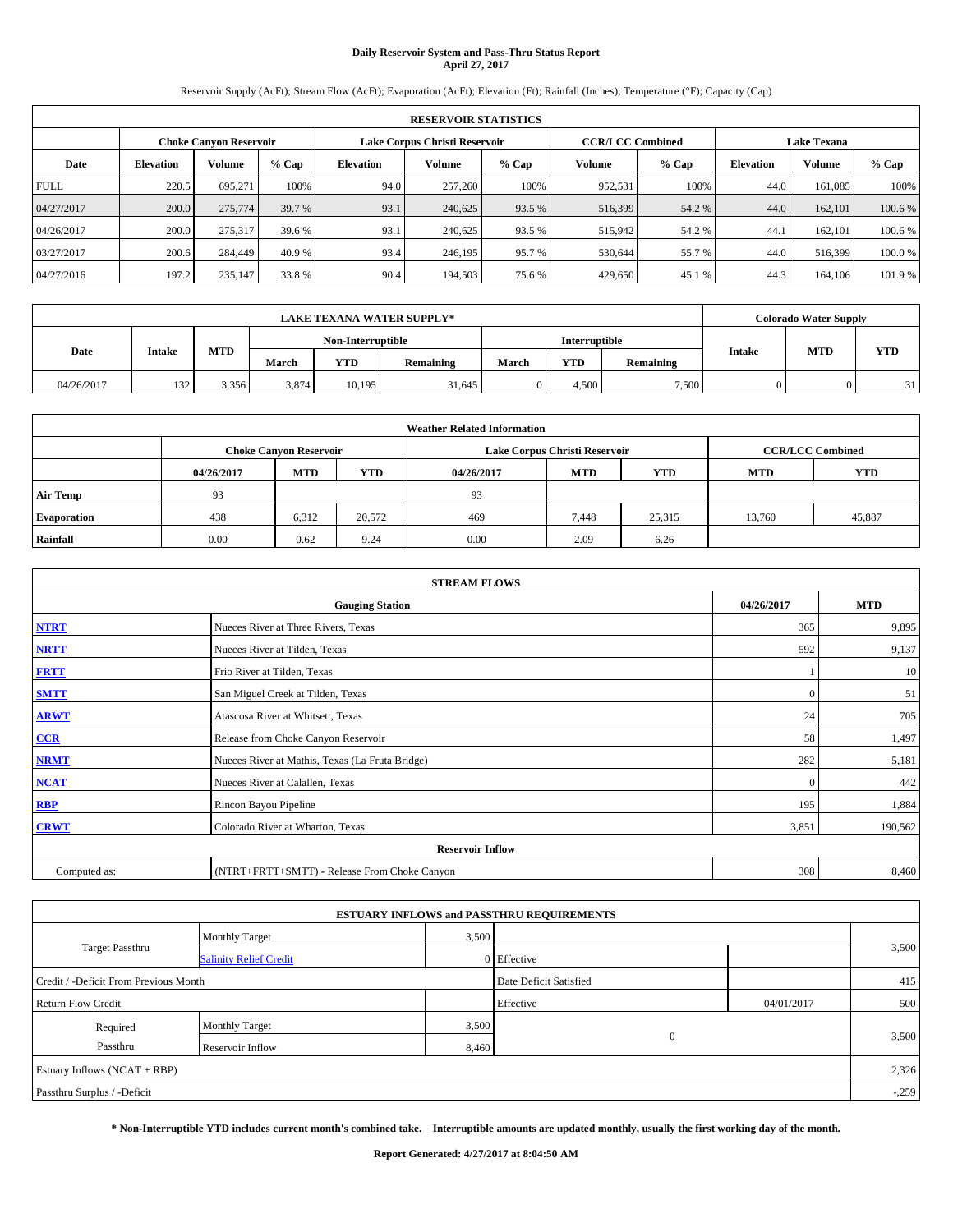**Daily Reservoir System and Pass-Thru Status Report**
**April 27, 2017**

Reservoir Supply (AcFt); Stream Flow (AcFt); Evaporation (AcFt); Elevation (Ft); Rainfall (Inches); Temperature (°F); Capacity (Cap)

| RESERVOIR STATISTICS | | | | | | | | | | | |
|---|---|---|---|---|---|---|---|---|---|---|---|
| | Choke Canyon Reservoir | | | Lake Corpus Christi Reservoir | | | CCR/LCC Combined | | Lake Texana | | |
| Date | Elevation | Volume | % Cap | Elevation | Volume | % Cap | Volume | % Cap | Elevation | Volume | % Cap |
| FULL | 220.5 | 695,271 | 100% | 94.0 | 257,260 | 100% | 952,531 | 100% | 44.0 | 161,085 | 100% |
| 04/27/2017 | 200.0 | 275,774 | 39.7 % | 93.1 | 240,625 | 93.5 % | 516,399 | 54.2 % | 44.0 | 162,101 | 100.6 % |
| 04/26/2017 | 200.0 | 275,317 | 39.6 % | 93.1 | 240,625 | 93.5 % | 515,942 | 54.2 % | 44.1 | 162,101 | 100.6 % |
| 03/27/2017 | 200.6 | 284,449 | 40.9 % | 93.4 | 246,195 | 95.7 % | 530,644 | 55.7 % | 44.0 | 516,399 | 100.0 % |
| 04/27/2016 | 197.2 | 235,147 | 33.8 % | 90.4 | 194,503 | 75.6 % | 429,650 | 45.1 % | 44.3 | 164,106 | 101.9 % |

| LAKE TEXANA WATER SUPPLY* | | | | | | | | | Colorado Water Supply | | |
|---|---|---|---|---|---|---|---|---|---|---|---|
| Date | Intake | MTD | Non-Interruptible | | | Interruptible | | | Intake | MTD | YTD |
| | | | March | YTD | Remaining | March | YTD | Remaining | | | |
| 04/26/2017 | 132 | 3,356 | 3,874 | 10,195 | 31,645 | 0 | 4,500 | 7,500 | 0 | 0 | 31 |

| Weather Related Information | | | | | | | | |
|---|---|---|---|---|---|---|---|---|
| | Choke Canyon Reservoir | | | Lake Corpus Christi Reservoir | | | CCR/LCC Combined | |
| | 04/26/2017 | MTD | YTD | 04/26/2017 | MTD | YTD | MTD | YTD |
| Air Temp | 93 | | | 93 | | | | |
| Evaporation | 438 | 6,312 | 20,572 | 469 | 7,448 | 25,315 | 13,760 | 45,887 |
| Rainfall | 0.00 | 0.62 | 9.24 | 0.00 | 2.09 | 6.26 | | |

| STREAM FLOWS | | | |
|---|---|---|---|
| Gauging Station | | 04/26/2017 | MTD |
| NTRT | Nueces River at Three Rivers, Texas | 365 | 9,895 |
| NRTT | Nueces River at Tilden, Texas | 592 | 9,137 |
| FRTT | Frio River at Tilden, Texas | 1 | 10 |
| SMTT | San Miguel Creek at Tilden, Texas | 0 | 51 |
| ARWT | Atascosa River at Whitsett, Texas | 24 | 705 |
| CCR | Release from Choke Canyon Reservoir | 58 | 1,497 |
| NRMT | Nueces River at Mathis, Texas (La Fruta Bridge) | 282 | 5,181 |
| NCAT | Nueces River at Calallen, Texas | 0 | 442 |
| RBP | Rincon Bayou Pipeline | 195 | 1,884 |
| CRWT | Colorado River at Wharton, Texas | 3,851 | 190,562 |
| Reservoir Inflow | | | |
| Computed as: | (NTRT+FRTT+SMTT) - Release From Choke Canyon | 308 | 8,460 |

| ESTUARY INFLOWS and PASSTHRU REQUIREMENTS | | | | | |
|---|---|---|---|---|---|
| Target Passthru | Monthly Target | 3,500 | | | 3,500 |
| | Salinity Relief Credit | 0 | Effective | | |
| Credit / -Deficit From Previous Month | | | Date Deficit Satisfied | | 415 |
| Return Flow Credit | | | Effective | 04/01/2017 | 500 |
| Required Passthru | Monthly Target | 3,500 | 0 | | 3,500 |
| | Reservoir Inflow | 8,460 | | | |
| Estuary Inflows (NCAT + RBP) | | | | | 2,326 |
| Passthru Surplus / -Deficit | | | | | -259 |

**\* Non-Interruptible YTD includes current month's combined take. Interruptible amounts are updated monthly, usually the first working day of the month.**

**Report Generated: 4/27/2017 at 8:04:50 AM**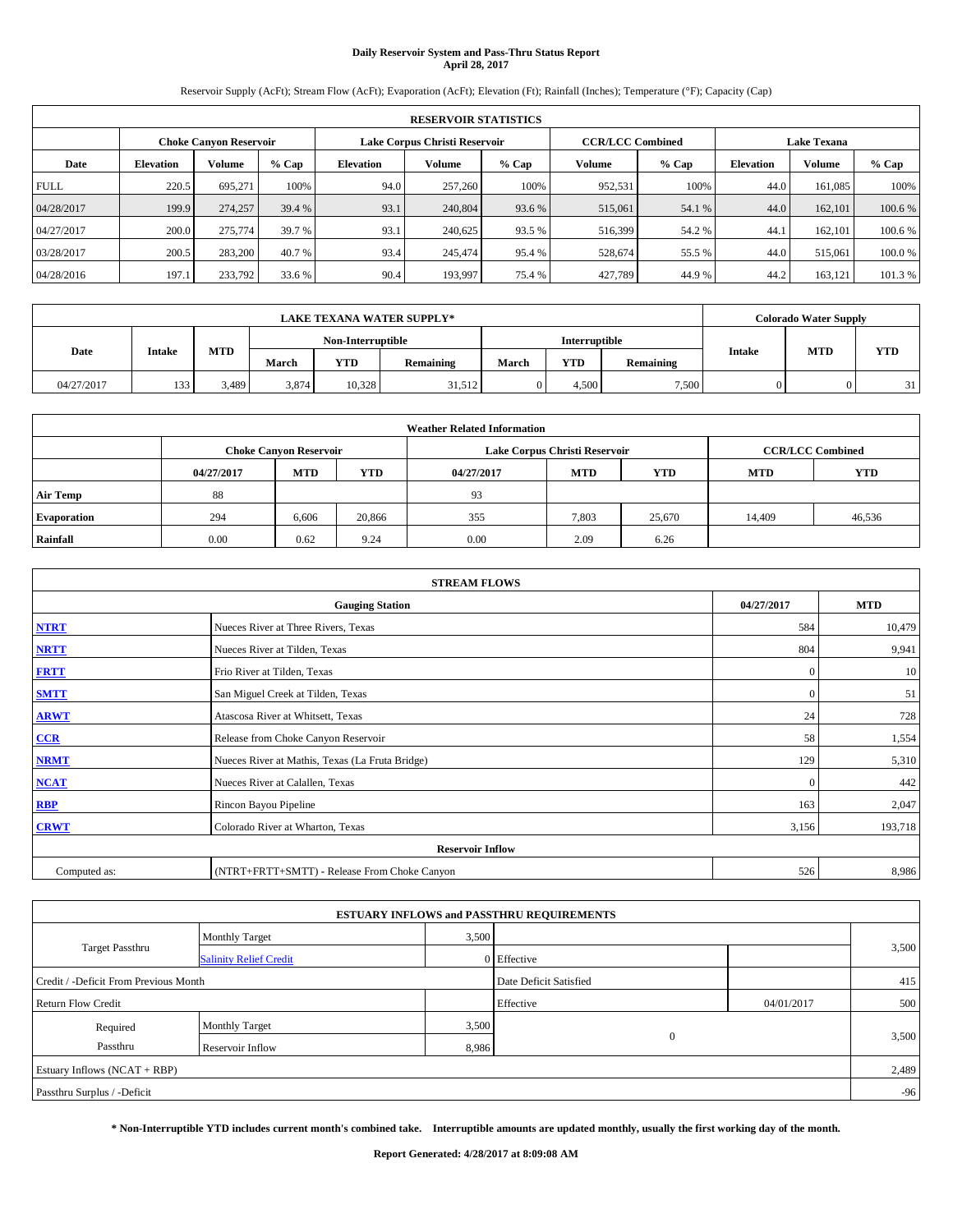# Daily Reservoir System and Pass-Thru Status Report
## April 28, 2017

Reservoir Supply (AcFt); Stream Flow (AcFt); Evaporation (AcFt); Elevation (Ft); Rainfall (Inches); Temperature (°F); Capacity (Cap)

| RESERVOIR STATISTICS | | | | | | | | | | | |
|---|---|---|---|---|---|---|---|---|---|---|---|
| | Choke Canyon Reservoir | | | Lake Corpus Christi Reservoir | | | CCR/LCC Combined | | Lake Texana | | |
| Date | Elevation | Volume | % Cap | Elevation | Volume | % Cap | Volume | % Cap | Elevation | Volume | % Cap |
| FULL | 220.5 | 695,271 | 100% | 94.0 | 257,260 | 100% | 952,531 | 100% | 44.0 | 161,085 | 100% |
| 04/28/2017 | 199.9 | 274,257 | 39.4 % | 93.1 | 240,804 | 93.6 % | 515,061 | 54.1 % | 44.0 | 162,101 | 100.6 % |
| 04/27/2017 | 200.0 | 275,774 | 39.7 % | 93.1 | 240,625 | 93.5 % | 516,399 | 54.2 % | 44.1 | 162,101 | 100.6 % |
| 03/28/2017 | 200.5 | 283,200 | 40.7 % | 93.4 | 245,474 | 95.4 % | 528,674 | 55.5 % | 44.0 | 515,061 | 100.0 % |
| 04/28/2016 | 197.1 | 233,792 | 33.6 % | 90.4 | 193,997 | 75.4 % | 427,789 | 44.9 % | 44.2 | 163,121 | 101.3 % |

| LAKE TEXANA WATER SUPPLY* | | | | | | | | | Colorado Water Supply | | |
|---|---|---|---|---|---|---|---|---|---|---|---|
| Date | Intake | MTD | Non-Interruptible | | | Interruptible | | | Intake | MTD | YTD |
| | | | March | YTD | Remaining | March | YTD | Remaining | | | |
| 04/27/2017 | 133 | 3,489 | 3,874 | 10,328 | 31,512 | 0 | 4,500 | 7,500 | 0 | 0 | 31 |

| Weather Related Information | | | | | | | | |
|---|---|---|---|---|---|---|---|---|
| | Choke Canyon Reservoir | | | Lake Corpus Christi Reservoir | | | CCR/LCC Combined | |
| | 04/27/2017 | MTD | YTD | 04/27/2017 | MTD | YTD | MTD | YTD |
| Air Temp | 88 | | | 93 | | | | |
| Evaporation | 294 | 6,606 | 20,866 | 355 | 7,803 | 25,670 | 14,409 | 46,536 |
| Rainfall | 0.00 | 0.62 | 9.24 | 0.00 | 2.09 | 6.26 | | |

| STREAM FLOWS | | | |
|---|---|---|---|
| | Gauging Station | 04/27/2017 | MTD |
| NTRT | Nueces River at Three Rivers, Texas | 584 | 10,479 |
| NRTT | Nueces River at Tilden, Texas | 804 | 9,941 |
| FRTT | Frio River at Tilden, Texas | 0 | 10 |
| SMTT | San Miguel Creek at Tilden, Texas | 0 | 51 |
| ARWT | Atascosa River at Whitsett, Texas | 24 | 728 |
| CCR | Release from Choke Canyon Reservoir | 58 | 1,554 |
| NRMT | Nueces River at Mathis, Texas (La Fruta Bridge) | 129 | 5,310 |
| NCAT | Nueces River at Calallen, Texas | 0 | 442 |
| RBP | Rincon Bayou Pipeline | 163 | 2,047 |
| CRWT | Colorado River at Wharton, Texas | 3,156 | 193,718 |
| | Reservoir Inflow | | |
| Computed as: | (NTRT+FRTT+SMTT) - Release From Choke Canyon | 526 | 8,986 |

| ESTUARY INFLOWS and PASSTHRU REQUIREMENTS | | | | | |
|---|---|---|---|---|---|
| Target Passthru | Monthly Target | 3,500 | | | 3,500 |
| | Salinity Relief Credit | 0 | Effective | | |
| Credit / -Deficit From Previous Month | | | Date Deficit Satisfied | | 415 |
| Return Flow Credit | | | Effective | 04/01/2017 | 500 |
| Required Passthru | Monthly Target | 3,500 | 0 | | 3,500 |
| | Reservoir Inflow | 8,986 | | | |
| Estuary Inflows (NCAT + RBP) | | | | | 2,489 |
| Passthru Surplus / -Deficit | | | | | -96 |

**\* Non-Interruptible YTD includes current month's combined take. Interruptible amounts are updated monthly, usually the first working day of the month.**

**Report Generated: 4/28/2017 at 8:09:08 AM**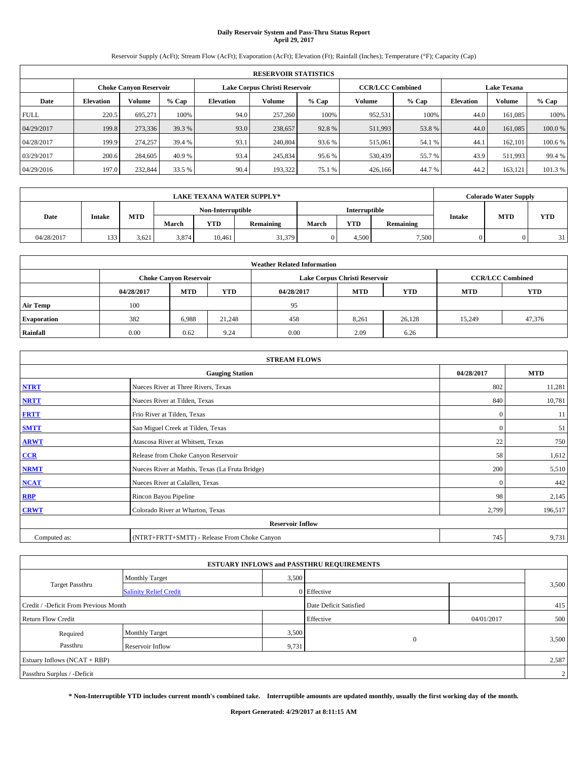# Daily Reservoir System and Pass-Thru Status Report
## April 29, 2017

Reservoir Supply (AcFt); Stream Flow (AcFt); Evaporation (AcFt); Elevation (Ft); Rainfall (Inches); Temperature (°F); Capacity (Cap)

| RESERVOIR STATISTICS | | | | | | | | | | | |
|---|---|---|---|---|---|---|---|---|---|---|---|
| | Choke Canyon Reservoir | | | Lake Corpus Christi Reservoir | | | CCR/LCC Combined | | Lake Texana | | |
| Date | Elevation | Volume | % Cap | Elevation | Volume | % Cap | Volume | % Cap | Elevation | Volume | % Cap |
| FULL | 220.5 | 695,271 | 100% | 94.0 | 257,260 | 100% | 952,531 | 100% | 44.0 | 161,085 | 100% |
| 04/29/2017 | 199.8 | 273,336 | 39.3 % | 93.0 | 238,657 | 92.8 % | 511,993 | 53.8 % | 44.0 | 161,085 | 100.0 % |
| 04/28/2017 | 199.9 | 274,257 | 39.4 % | 93.1 | 240,804 | 93.6 % | 515,061 | 54.1 % | 44.1 | 162,101 | 100.6 % |
| 03/29/2017 | 200.6 | 284,605 | 40.9 % | 93.4 | 245,834 | 95.6 % | 530,439 | 55.7 % | 43.9 | 511,993 | 99.4 % |
| 04/29/2016 | 197.0 | 232,844 | 33.5 % | 90.4 | 193,322 | 75.1 % | 426,166 | 44.7 % | 44.2 | 163,121 | 101.3 % |

| LAKE TEXANA WATER SUPPLY* | | | | | | | | | Colorado Water Supply | | |
|---|---|---|---|---|---|---|---|---|---|---|---|
| Date | Intake | MTD | Non-Interruptible | | | Interruptible | | | Intake | MTD | YTD |
| | | | March | YTD | Remaining | March | YTD | Remaining | | | |
| 04/28/2017 | 133 | 3,621 | 3,874 | 10,461 | 31,379 | 0 | 4,500 | 7,500 | 0 | 0 | 31 |

| Weather Related Information | | | | | | | | |
|---|---|---|---|---|---|---|---|---|
| | Choke Canyon Reservoir | | | Lake Corpus Christi Reservoir | | | CCR/LCC Combined | |
| | 04/28/2017 | MTD | YTD | 04/28/2017 | MTD | YTD | MTD | YTD |
| Air Temp | 100 | | | 95 | | | | |
| Evaporation | 382 | 6,988 | 21,248 | 458 | 8,261 | 26,128 | 15,249 | 47,376 |
| Rainfall | 0.00 | 0.62 | 9.24 | 0.00 | 2.09 | 6.26 | | |

| STREAM FLOWS | | | |
|---|---|---|---|
| Gauging Station | | 04/28/2017 | MTD |
| NTRT | Nueces River at Three Rivers, Texas | 802 | 11,281 |
| NRTT | Nueces River at Tilden, Texas | 840 | 10,781 |
| FRTT | Frio River at Tilden, Texas | 0 | 11 |
| SMTT | San Miguel Creek at Tilden, Texas | 0 | 51 |
| ARWT | Atascosa River at Whitsett, Texas | 22 | 750 |
| CCR | Release from Choke Canyon Reservoir | 58 | 1,612 |
| NRMT | Nueces River at Mathis, Texas (La Fruta Bridge) | 200 | 5,510 |
| NCAT | Nueces River at Calallen, Texas | 0 | 442 |
| RBP | Rincon Bayou Pipeline | 98 | 2,145 |
| CRWT | Colorado River at Wharton, Texas | 2,799 | 196,517 |
| Reservoir Inflow | | | |
| Computed as: | (NTRT+FRTT+SMTT) - Release From Choke Canyon | 745 | 9,731 |

| ESTUARY INFLOWS and PASSTHRU REQUIREMENTS | | | | | |
|---|---|---|---|---|---|
| Target Passthru | Monthly Target | 3,500 | | | 3,500 |
| | Salinity Relief Credit | 0 | Effective | | |
| Credit / -Deficit From Previous Month | | | Date Deficit Satisfied | | 415 |
| Return Flow Credit | | | Effective | 04/01/2017 | 500 |
| Required Passthru | Monthly Target | 3,500 | 0 | | 3,500 |
| | Reservoir Inflow | 9,731 | | | |
| Estuary Inflows (NCAT + RBP) | | | | | 2,587 |
| Passthru Surplus / -Deficit | | | | | 2 |

**\* Non-Interruptible YTD includes current month's combined take. Interruptible amounts are updated monthly, usually the first working day of the month.**

**Report Generated: 4/29/2017 at 8:11:15 AM**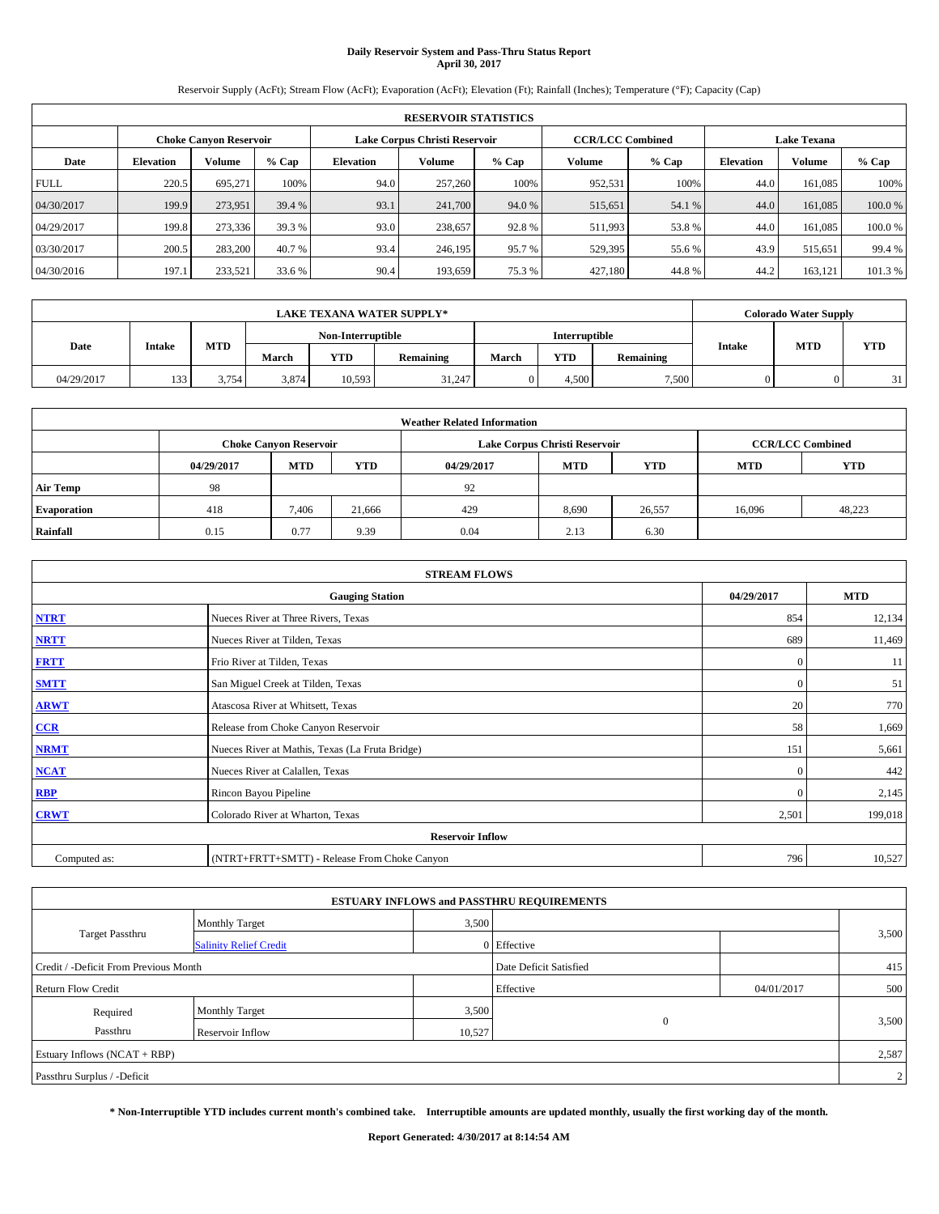# Daily Reservoir System and Pass-Thru Status Report
## April 30, 2017

Reservoir Supply (AcFt); Stream Flow (AcFt); Evaporation (AcFt); Elevation (Ft); Rainfall (Inches); Temperature (°F); Capacity (Cap)

| RESERVOIR STATISTICS | | | | | | | | | | | |
|---|---|---|---|---|---|---|---|---|---|---|---|
| | Choke Canyon Reservoir | | | Lake Corpus Christi Reservoir | | | CCR/LCC Combined | | Lake Texana | | |
| Date | Elevation | Volume | % Cap | Elevation | Volume | % Cap | Volume | % Cap | Elevation | Volume | % Cap |
| FULL | 220.5 | 695,271 | 100% | 94.0 | 257,260 | 100% | 952,531 | 100% | 44.0 | 161,085 | 100% |
| 04/30/2017 | 199.9 | 273,951 | 39.4 % | 93.1 | 241,700 | 94.0 % | 515,651 | 54.1 % | 44.0 | 161,085 | 100.0 % |
| 04/29/2017 | 199.8 | 273,336 | 39.3 % | 93.0 | 238,657 | 92.8 % | 511,993 | 53.8 % | 44.0 | 161,085 | 100.0 % |
| 03/30/2017 | 200.5 | 283,200 | 40.7 % | 93.4 | 246,195 | 95.7 % | 529,395 | 55.6 % | 43.9 | 515,651 | 99.4 % |
| 04/30/2016 | 197.1 | 233,521 | 33.6 % | 90.4 | 193,659 | 75.3 % | 427,180 | 44.8 % | 44.2 | 163,121 | 101.3 % |

| LAKE TEXANA WATER SUPPLY* | | | | | | | | | Colorado Water Supply | | |
|---|---|---|---|---|---|---|---|---|---|---|---|
| Date | Intake | MTD | Non-Interruptible | | | Interruptible | | | Intake | MTD | YTD |
| | | | March | YTD | Remaining | March | YTD | Remaining | | | |
| 04/29/2017 | 133 | 3,754 | 3,874 | 10,593 | 31,247 | 0 | 4,500 | 7,500 | 0 | 0 | 31 |

| Weather Related Information | | | | | | | | |
|---|---|---|---|---|---|---|---|---|
| | Choke Canyon Reservoir | | | Lake Corpus Christi Reservoir | | | CCR/LCC Combined | |
| | 04/29/2017 | MTD | YTD | 04/29/2017 | MTD | YTD | MTD | YTD |
| Air Temp | 98 | | | 92 | | | | |
| Evaporation | 418 | 7,406 | 21,666 | 429 | 8,690 | 26,557 | 16,096 | 48,223 |
| Rainfall | 0.15 | 0.77 | 9.39 | 0.04 | 2.13 | 6.30 | | |

| STREAM FLOWS | | | |
|---|---|---|---|
| Gauging Station | | 04/29/2017 | MTD |
| NTRT | Nueces River at Three Rivers, Texas | 854 | 12,134 |
| NRTT | Nueces River at Tilden, Texas | 689 | 11,469 |
| FRTT | Frio River at Tilden, Texas | 0 | 11 |
| SMTT | San Miguel Creek at Tilden, Texas | 0 | 51 |
| ARWT | Atascosa River at Whitsett, Texas | 20 | 770 |
| CCR | Release from Choke Canyon Reservoir | 58 | 1,669 |
| NRMT | Nueces River at Mathis, Texas (La Fruta Bridge) | 151 | 5,661 |
| NCAT | Nueces River at Calallen, Texas | 0 | 442 |
| RBP | Rincon Bayou Pipeline | 0 | 2,145 |
| CRWT | Colorado River at Wharton, Texas | 2,501 | 199,018 |
| Reservoir Inflow | | | |
| Computed as: | (NTRT+FRTT+SMTT) - Release From Choke Canyon | 796 | 10,527 |

| ESTUARY INFLOWS and PASSTHRU REQUIREMENTS | | | | | |
|---|---|---|---|---|---|
| Target Passthru | Monthly Target | 3,500 | | | 3,500 |
| | Salinity Relief Credit | 0 | Effective | | |
| Credit / -Deficit From Previous Month | | | Date Deficit Satisfied | | 415 |
| Return Flow Credit | | | Effective | 04/01/2017 | 500 |
| Required Passthru | Monthly Target | 3,500 | 0 | | 3,500 |
| | Reservoir Inflow | 10,527 | | | |
| Estuary Inflows (NCAT + RBP) | | | | | 2,587 |
| Passthru Surplus / -Deficit | | | | | 2 |

**\* Non-Interruptible YTD includes current month's combined take. Interruptible amounts are updated monthly, usually the first working day of the month.**

**Report Generated: 4/30/2017 at 8:14:54 AM**